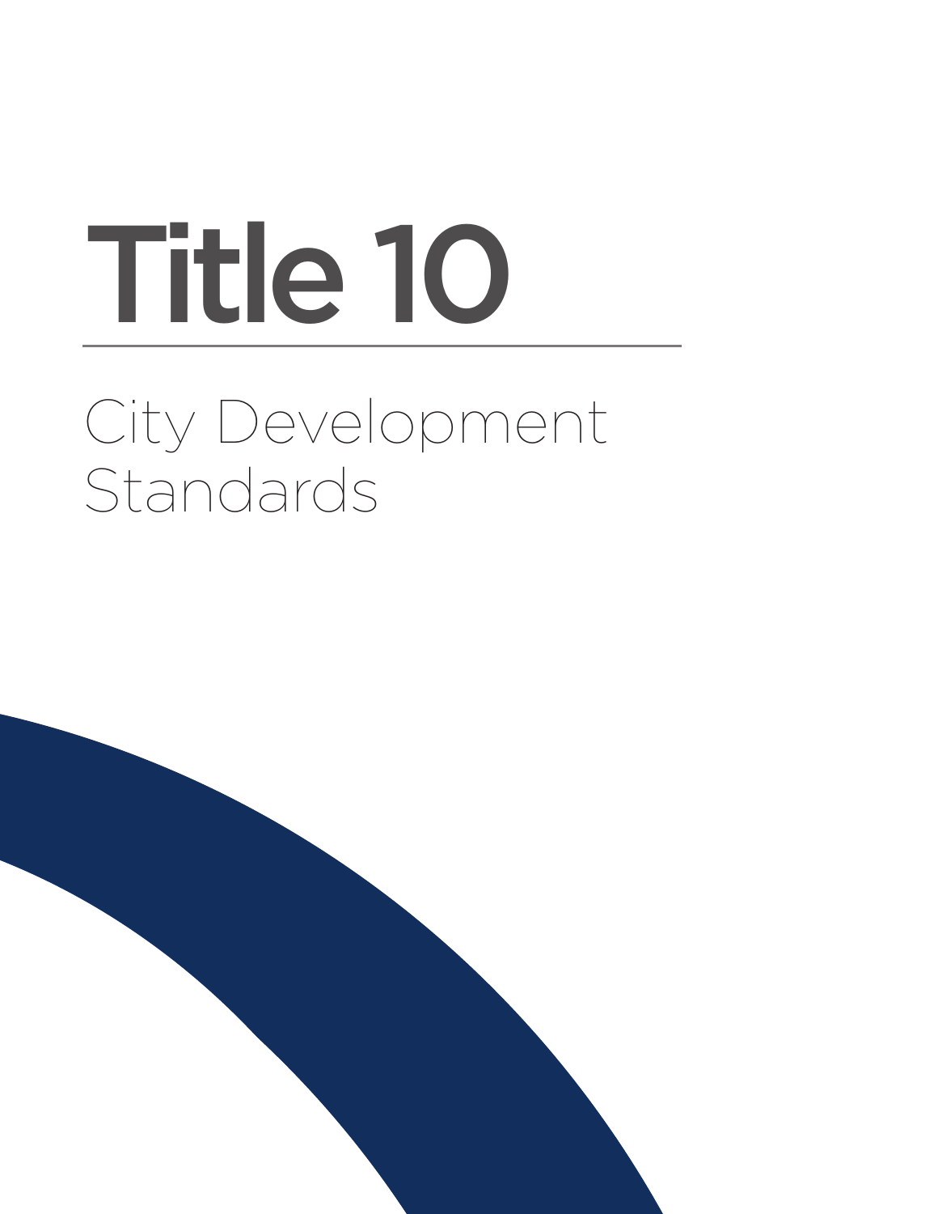# Title 10

## City Development Standards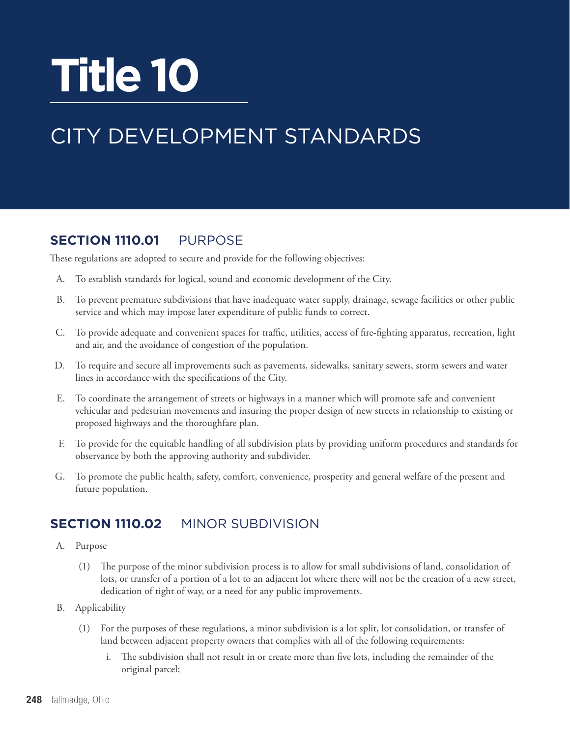# Title 10

## CITY DEVELOPMENT STANDARDS

### SECTION 1110.01 PURPOSE

These regulations are adopted to secure and provide for the following objectives:

A. To establish standards for logical, sound and economic development of the City.

B. To prevent premature subdivisions that have inadequate water supply, drainage, sewage facilities or other public service and which may impose later expenditure of public funds to correct.

C. To provide adequate and convenient spaces for traffic, utilities, access of fire-fighting apparatus, recreation, light and air, and the avoidance of congestion of the population.

D. To require and secure all improvements such as pavements, sidewalks, sanitary sewers, storm sewers and water lines in accordance with the specifications of the City.

E. To coordinate the arrangement of streets or highways in a manner which will promote safe and convenient vehicular and pedestrian movements and insuring the proper design of new streets in relationship to existing or proposed highways and the thoroughfare plan.

F. To provide for the equitable handling of all subdivision plats by providing uniform procedures and standards for observance by both the approving authority and subdivider.

G. To promote the public health, safety, comfort, convenience, prosperity and general welfare of the present and future population.

### SECTION 1110.02 MINOR SUBDIVISION

A. Purpose

(1) The purpose of the minor subdivision process is to allow for small subdivisions of land, consolidation of lots, or transfer of a portion of a lot to an adjacent lot where there will not be the creation of a new street, dedication of right of way, or a need for any public improvements.

B. Applicability

(1) For the purposes of these regulations, a minor subdivision is a lot split, lot consolidation, or transfer of land between adjacent property owners that complies with all of the following requirements:

i. The subdivision shall not result in or create more than five lots, including the remainder of the original parcel;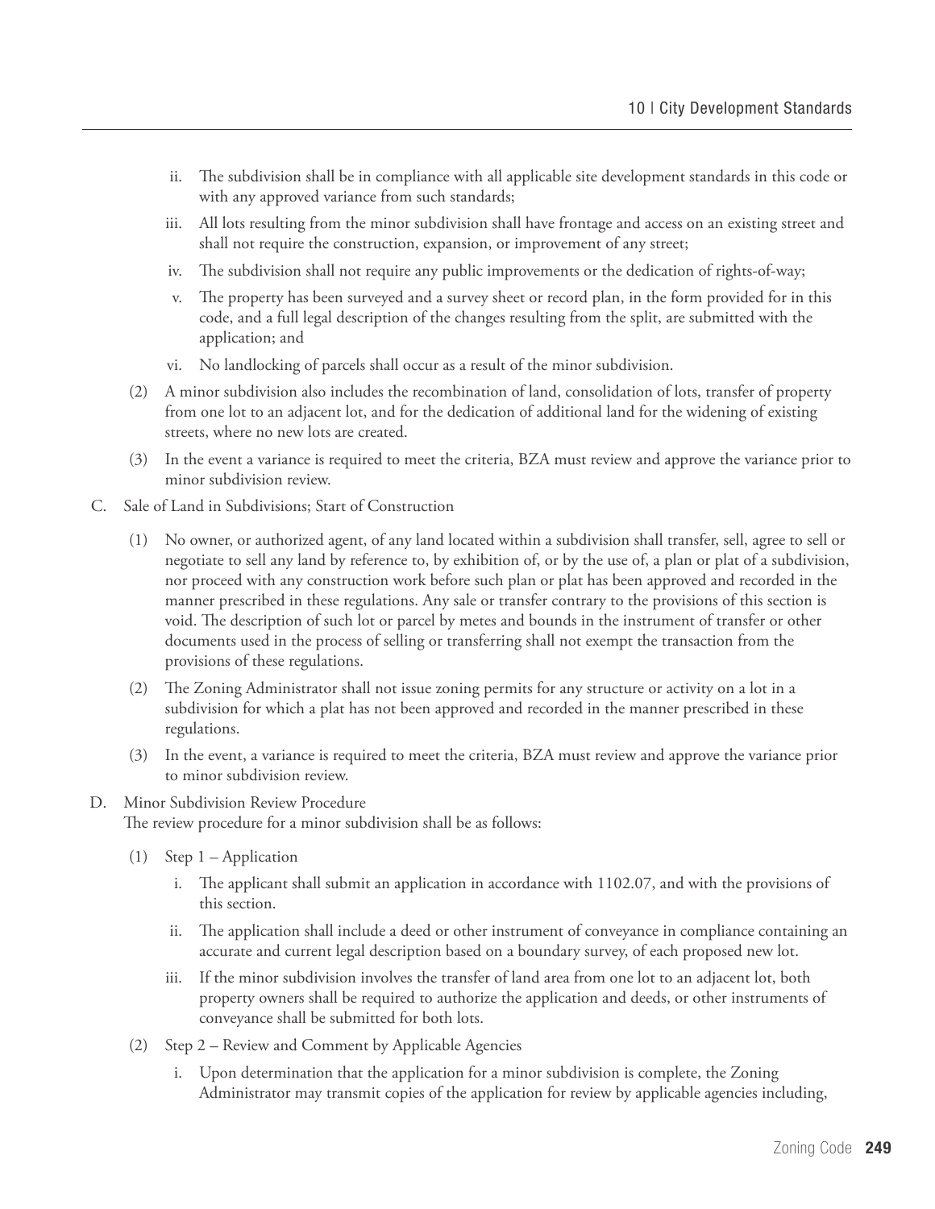ii. The subdivision shall be in compliance with all applicable site development standards in this code or with any approved variance from such standards;

iii. All lots resulting from the minor subdivision shall have frontage and access on an existing street and shall not require the construction, expansion, or improvement of any street;

iv. The subdivision shall not require any public improvements or the dedication of rights-of-way;

v. The property has been surveyed and a survey sheet or record plan, in the form provided for in this code, and a full legal description of the changes resulting from the split, are submitted with the application; and

vi. No landlocking of parcels shall occur as a result of the minor subdivision.

(2) A minor subdivision also includes the recombination of land, consolidation of lots, transfer of property from one lot to an adjacent lot, and for the dedication of additional land for the widening of existing streets, where no new lots are created.

(3) In the event a variance is required to meet the criteria, BZA must review and approve the variance prior to minor subdivision review.

C. Sale of Land in Subdivisions; Start of Construction

(1) No owner, or authorized agent, of any land located within a subdivision shall transfer, sell, agree to sell or negotiate to sell any land by reference to, by exhibition of, or by the use of, a plan or plat of a subdivision, nor proceed with any construction work before such plan or plat has been approved and recorded in the manner prescribed in these regulations. Any sale or transfer contrary to the provisions of this section is void. The description of such lot or parcel by metes and bounds in the instrument of transfer or other documents used in the process of selling or transferring shall not exempt the transaction from the provisions of these regulations.

(2) The Zoning Administrator shall not issue zoning permits for any structure or activity on a lot in a subdivision for which a plat has not been approved and recorded in the manner prescribed in these regulations.

(3) In the event, a variance is required to meet the criteria, BZA must review and approve the variance prior to minor subdivision review.

D. Minor Subdivision Review Procedure

The review procedure for a minor subdivision shall be as follows:

(1) Step 1 – Application

i. The applicant shall submit an application in accordance with 1102.07, and with the provisions of this section.

ii. The application shall include a deed or other instrument of conveyance in compliance containing an accurate and current legal description based on a boundary survey, of each proposed new lot.

iii. If the minor subdivision involves the transfer of land area from one lot to an adjacent lot, both property owners shall be required to authorize the application and deeds, or other instruments of conveyance shall be submitted for both lots.

(2) Step 2 – Review and Comment by Applicable Agencies

i. Upon determination that the application for a minor subdivision is complete, the Zoning Administrator may transmit copies of the application for review by applicable agencies including,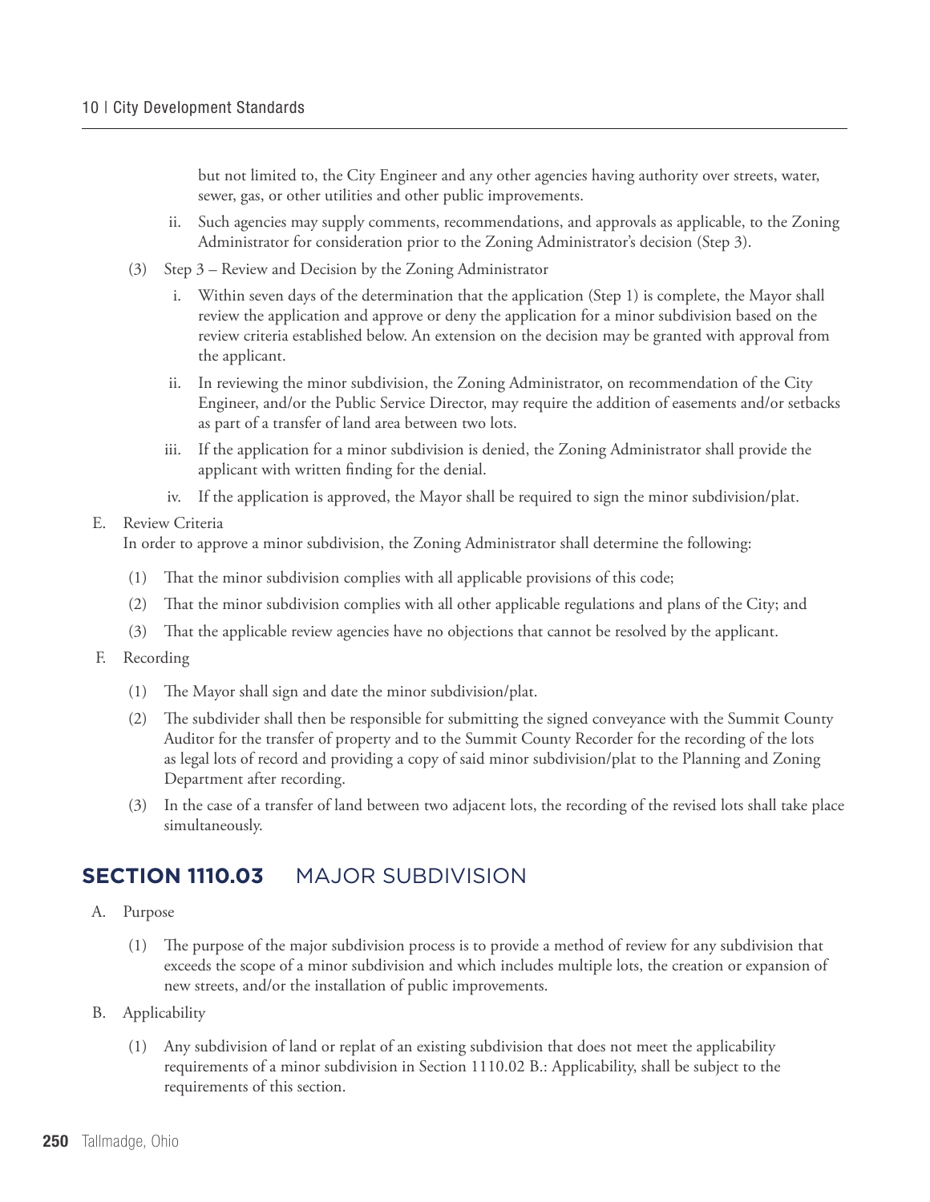but not limited to, the City Engineer and any other agencies having authority over streets, water, sewer, gas, or other utilities and other public improvements.

ii. Such agencies may supply comments, recommendations, and approvals as applicable, to the Zoning Administrator for consideration prior to the Zoning Administrator's decision (Step 3).

(3) Step 3 – Review and Decision by the Zoning Administrator

i. Within seven days of the determination that the application (Step 1) is complete, the Mayor shall review the application and approve or deny the application for a minor subdivision based on the review criteria established below. An extension on the decision may be granted with approval from the applicant.

ii. In reviewing the minor subdivision, the Zoning Administrator, on recommendation of the City Engineer, and/or the Public Service Director, may require the addition of easements and/or setbacks as part of a transfer of land area between two lots.

iii. If the application for a minor subdivision is denied, the Zoning Administrator shall provide the applicant with written finding for the denial.

iv. If the application is approved, the Mayor shall be required to sign the minor subdivision/plat.

E. Review Criteria

In order to approve a minor subdivision, the Zoning Administrator shall determine the following:

(1) That the minor subdivision complies with all applicable provisions of this code;

(2) That the minor subdivision complies with all other applicable regulations and plans of the City; and

(3) That the applicable review agencies have no objections that cannot be resolved by the applicant.

F. Recording

(1) The Mayor shall sign and date the minor subdivision/plat.

(2) The subdivider shall then be responsible for submitting the signed conveyance with the Summit County Auditor for the transfer of property and to the Summit County Recorder for the recording of the lots as legal lots of record and providing a copy of said minor subdivision/plat to the Planning and Zoning Department after recording.

(3) In the case of a transfer of land between two adjacent lots, the recording of the revised lots shall take place simultaneously.

## SECTION 1110.03 MAJOR SUBDIVISION

A. Purpose

(1) The purpose of the major subdivision process is to provide a method of review for any subdivision that exceeds the scope of a minor subdivision and which includes multiple lots, the creation or expansion of new streets, and/or the installation of public improvements.

B. Applicability

(1) Any subdivision of land or replat of an existing subdivision that does not meet the applicability requirements of a minor subdivision in Section 1110.02 B.: Applicability, shall be subject to the requirements of this section.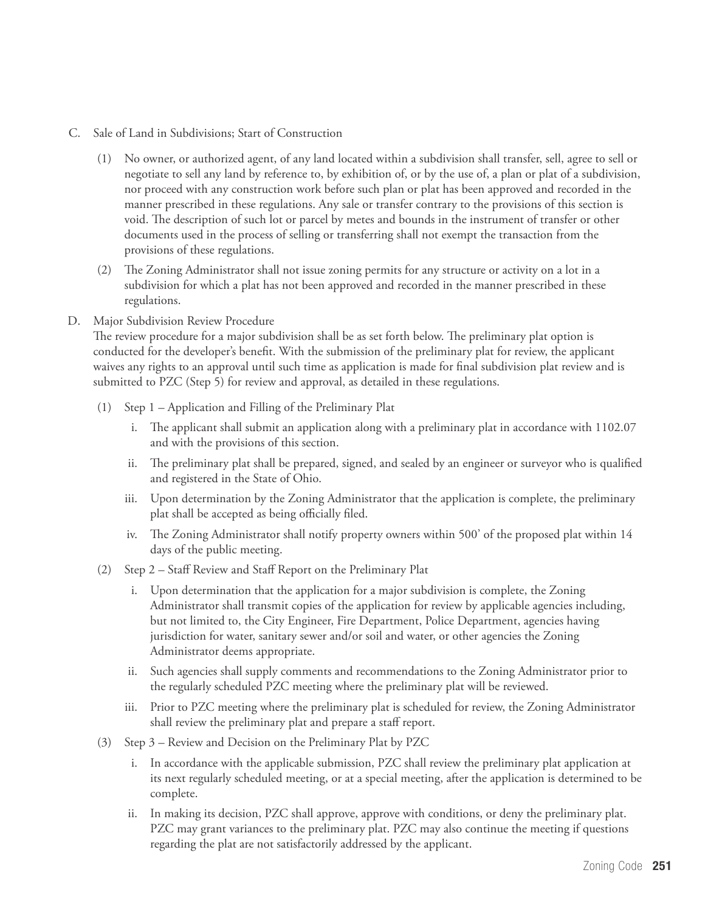C. Sale of Land in Subdivisions; Start of Construction

(1) No owner, or authorized agent, of any land located within a subdivision shall transfer, sell, agree to sell or negotiate to sell any land by reference to, by exhibition of, or by the use of, a plan or plat of a subdivision, nor proceed with any construction work before such plan or plat has been approved and recorded in the manner prescribed in these regulations. Any sale or transfer contrary to the provisions of this section is void. The description of such lot or parcel by metes and bounds in the instrument of transfer or other documents used in the process of selling or transferring shall not exempt the transaction from the provisions of these regulations.

(2) The Zoning Administrator shall not issue zoning permits for any structure or activity on a lot in a subdivision for which a plat has not been approved and recorded in the manner prescribed in these regulations.

D. Major Subdivision Review Procedure

The review procedure for a major subdivision shall be as set forth below. The preliminary plat option is conducted for the developer's benefit. With the submission of the preliminary plat for review, the applicant waives any rights to an approval until such time as application is made for final subdivision plat review and is submitted to PZC (Step 5) for review and approval, as detailed in these regulations.

(1) Step 1 – Application and Filling of the Preliminary Plat

i. The applicant shall submit an application along with a preliminary plat in accordance with 1102.07 and with the provisions of this section.

ii. The preliminary plat shall be prepared, signed, and sealed by an engineer or surveyor who is qualified and registered in the State of Ohio.

iii. Upon determination by the Zoning Administrator that the application is complete, the preliminary plat shall be accepted as being officially filed.

iv. The Zoning Administrator shall notify property owners within 500' of the proposed plat within 14 days of the public meeting.

(2) Step 2 – Staff Review and Staff Report on the Preliminary Plat

i. Upon determination that the application for a major subdivision is complete, the Zoning Administrator shall transmit copies of the application for review by applicable agencies including, but not limited to, the City Engineer, Fire Department, Police Department, agencies having jurisdiction for water, sanitary sewer and/or soil and water, or other agencies the Zoning Administrator deems appropriate.

ii. Such agencies shall supply comments and recommendations to the Zoning Administrator prior to the regularly scheduled PZC meeting where the preliminary plat will be reviewed.

iii. Prior to PZC meeting where the preliminary plat is scheduled for review, the Zoning Administrator shall review the preliminary plat and prepare a staff report.

(3) Step 3 – Review and Decision on the Preliminary Plat by PZC

i. In accordance with the applicable submission, PZC shall review the preliminary plat application at its next regularly scheduled meeting, or at a special meeting, after the application is determined to be complete.

ii. In making its decision, PZC shall approve, approve with conditions, or deny the preliminary plat. PZC may grant variances to the preliminary plat. PZC may also continue the meeting if questions regarding the plat are not satisfactorily addressed by the applicant.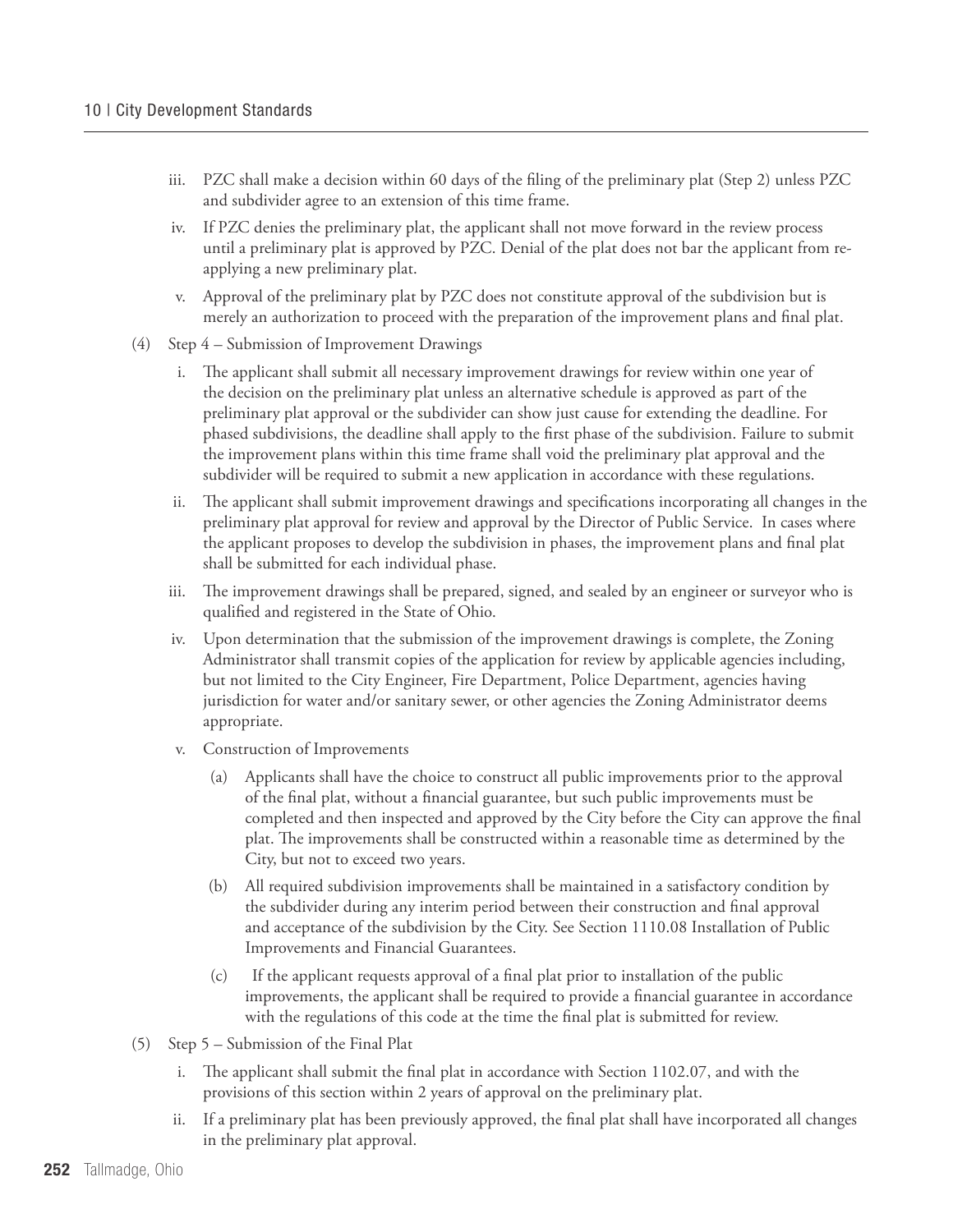iii. PZC shall make a decision within 60 days of the filing of the preliminary plat (Step 2) unless PZC and subdivider agree to an extension of this time frame.

iv. If PZC denies the preliminary plat, the applicant shall not move forward in the review process until a preliminary plat is approved by PZC. Denial of the plat does not bar the applicant from re-applying a new preliminary plat.

v. Approval of the preliminary plat by PZC does not constitute approval of the subdivision but is merely an authorization to proceed with the preparation of the improvement plans and final plat.

(4) Step 4 – Submission of Improvement Drawings

i. The applicant shall submit all necessary improvement drawings for review within one year of the decision on the preliminary plat unless an alternative schedule is approved as part of the preliminary plat approval or the subdivider can show just cause for extending the deadline. For phased subdivisions, the deadline shall apply to the first phase of the subdivision. Failure to submit the improvement plans within this time frame shall void the preliminary plat approval and the subdivider will be required to submit a new application in accordance with these regulations.

ii. The applicant shall submit improvement drawings and specifications incorporating all changes in the preliminary plat approval for review and approval by the Director of Public Service. In cases where the applicant proposes to develop the subdivision in phases, the improvement plans and final plat shall be submitted for each individual phase.

iii. The improvement drawings shall be prepared, signed, and sealed by an engineer or surveyor who is qualified and registered in the State of Ohio.

iv. Upon determination that the submission of the improvement drawings is complete, the Zoning Administrator shall transmit copies of the application for review by applicable agencies including, but not limited to the City Engineer, Fire Department, Police Department, agencies having jurisdiction for water and/or sanitary sewer, or other agencies the Zoning Administrator deems appropriate.

v. Construction of Improvements

(a) Applicants shall have the choice to construct all public improvements prior to the approval of the final plat, without a financial guarantee, but such public improvements must be completed and then inspected and approved by the City before the City can approve the final plat. The improvements shall be constructed within a reasonable time as determined by the City, but not to exceed two years.

(b) All required subdivision improvements shall be maintained in a satisfactory condition by the subdivider during any interim period between their construction and final approval and acceptance of the subdivision by the City. See Section 1110.08 Installation of Public Improvements and Financial Guarantees.

(c) If the applicant requests approval of a final plat prior to installation of the public improvements, the applicant shall be required to provide a financial guarantee in accordance with the regulations of this code at the time the final plat is submitted for review.

(5) Step 5 – Submission of the Final Plat

i. The applicant shall submit the final plat in accordance with Section 1102.07, and with the provisions of this section within 2 years of approval on the preliminary plat.

ii. If a preliminary plat has been previously approved, the final plat shall have incorporated all changes in the preliminary plat approval.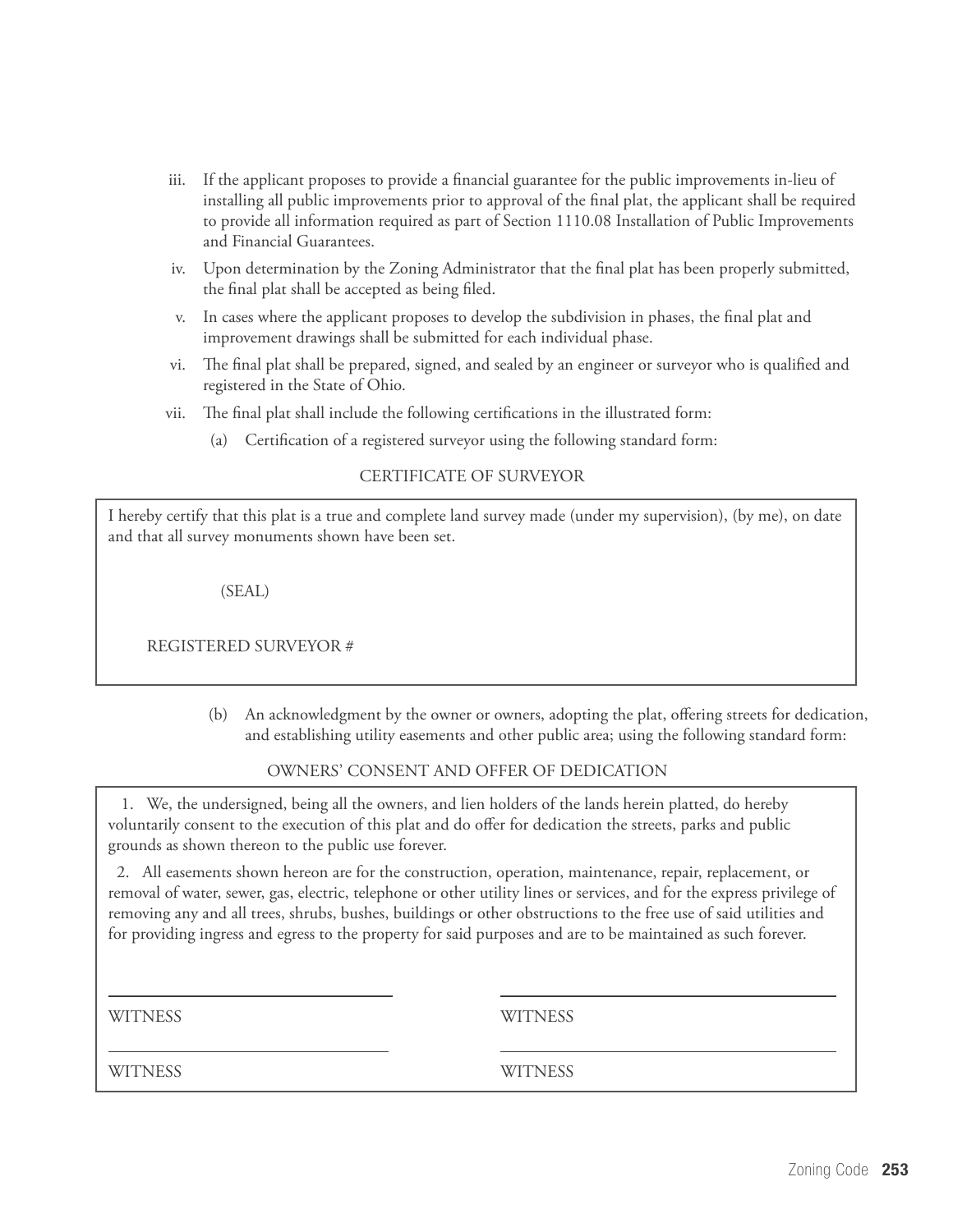iii. If the applicant proposes to provide a financial guarantee for the public improvements in-lieu of installing all public improvements prior to approval of the final plat, the applicant shall be required to provide all information required as part of Section 1110.08 Installation of Public Improvements and Financial Guarantees.

iv. Upon determination by the Zoning Administrator that the final plat has been properly submitted, the final plat shall be accepted as being filed.

v. In cases where the applicant proposes to develop the subdivision in phases, the final plat and improvement drawings shall be submitted for each individual phase.

vi. The final plat shall be prepared, signed, and sealed by an engineer or surveyor who is qualified and registered in the State of Ohio.

vii. The final plat shall include the following certifications in the illustrated form:

(a) Certification of a registered surveyor using the following standard form:

CERTIFICATE OF SURVEYOR

> I hereby certify that this plat is a true and complete land survey made (under my supervision), (by me), on date and that all survey monuments shown have been set.
>
> (SEAL)
>
> REGISTERED SURVEYOR #

(b) An acknowledgment by the owner or owners, adopting the plat, offering streets for dedication, and establishing utility easements and other public area; using the following standard form:

OWNERS' CONSENT AND OFFER OF DEDICATION

> 1. We, the undersigned, being all the owners, and lien holders of the lands herein platted, do hereby voluntarily consent to the execution of this plat and do offer for dedication the streets, parks and public grounds as shown thereon to the public use forever.
>
> 2. All easements shown hereon are for the construction, operation, maintenance, repair, replacement, or removal of water, sewer, gas, electric, telephone or other utility lines or services, and for the express privilege of removing any and all trees, shrubs, bushes, buildings or other obstructions to the free use of said utilities and for providing ingress and egress to the property for said purposes and are to be maintained as such forever.
>
> \_\_\_\_\_\_\_\_\_\_\_\_\_\_\_\_\_\_\_\_ \_\_\_\_\_\_\_\_\_\_\_\_\_\_\_\_\_\_\_\_
>
> WITNESS WITNESS
>
> \_\_\_\_\_\_\_\_\_\_\_\_\_\_\_\_\_\_\_\_ \_\_\_\_\_\_\_\_\_\_\_\_\_\_\_\_\_\_\_\_
>
> WITNESS WITNESS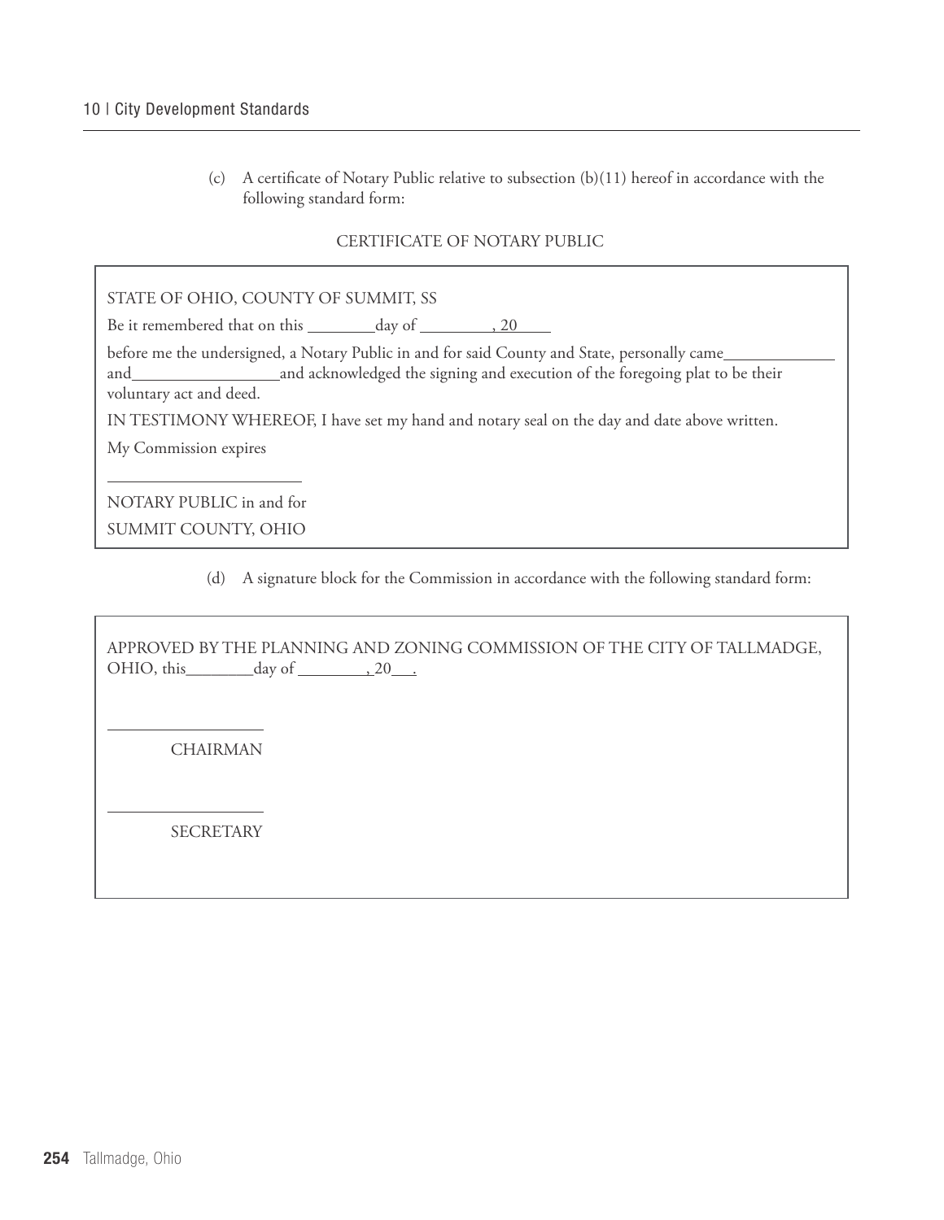(c) A certificate of Notary Public relative to subsection (b)(11) hereof in accordance with the following standard form:

CERTIFICATE OF NOTARY PUBLIC

STATE OF OHIO, COUNTY OF SUMMIT, SS

Be it remembered that on this ________day of ________, 20____

before me the undersigned, a Notary Public in and for said County and State, personally came____________ and________________and acknowledged the signing and execution of the foregoing plat to be their voluntary act and deed.

IN TESTIMONY WHEREOF, I have set my hand and notary seal on the day and date above written.

My Commission expires

______________________

NOTARY PUBLIC in and for
SUMMIT COUNTY, OHIO

(d) A signature block for the Commission in accordance with the following standard form:

APPROVED BY THE PLANNING AND ZONING COMMISSION OF THE CITY OF TALLMADGE, OHIO, this________day of ________, 20___.

__________________

CHAIRMAN

__________________

SECRETARY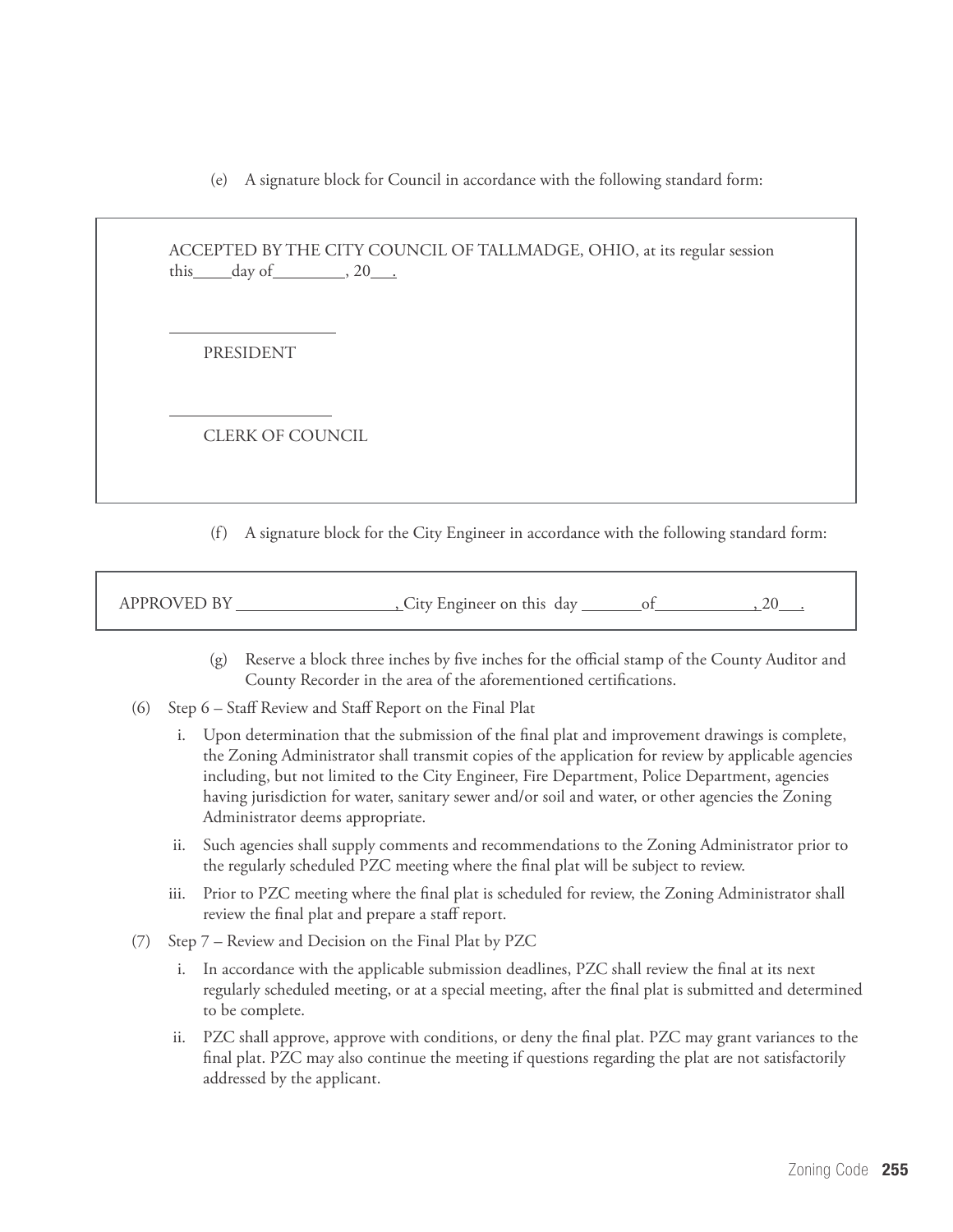(e) A signature block for Council in accordance with the following standard form:

> ACCEPTED BY THE CITY COUNCIL OF TALLMADGE, OHIO, at its regular session this_____day of_________, 20___.
>
> ____________________
>
> PRESIDENT
>
> ____________________
>
> CLERK OF COUNCIL

(f) A signature block for the City Engineer in accordance with the following standard form:

> APPROVED BY ___________________, City Engineer on this day _______of___________, 20___.

(g) Reserve a block three inches by five inches for the official stamp of the County Auditor and County Recorder in the area of the aforementioned certifications.

(6) Step 6 – Staff Review and Staff Report on the Final Plat

i. Upon determination that the submission of the final plat and improvement drawings is complete, the Zoning Administrator shall transmit copies of the application for review by applicable agencies including, but not limited to the City Engineer, Fire Department, Police Department, agencies having jurisdiction for water, sanitary sewer and/or soil and water, or other agencies the Zoning Administrator deems appropriate.

ii. Such agencies shall supply comments and recommendations to the Zoning Administrator prior to the regularly scheduled PZC meeting where the final plat will be subject to review.

iii. Prior to PZC meeting where the final plat is scheduled for review, the Zoning Administrator shall review the final plat and prepare a staff report.

(7) Step 7 – Review and Decision on the Final Plat by PZC

i. In accordance with the applicable submission deadlines, PZC shall review the final at its next regularly scheduled meeting, or at a special meeting, after the final plat is submitted and determined to be complete.

ii. PZC shall approve, approve with conditions, or deny the final plat. PZC may grant variances to the final plat. PZC may also continue the meeting if questions regarding the plat are not satisfactorily addressed by the applicant.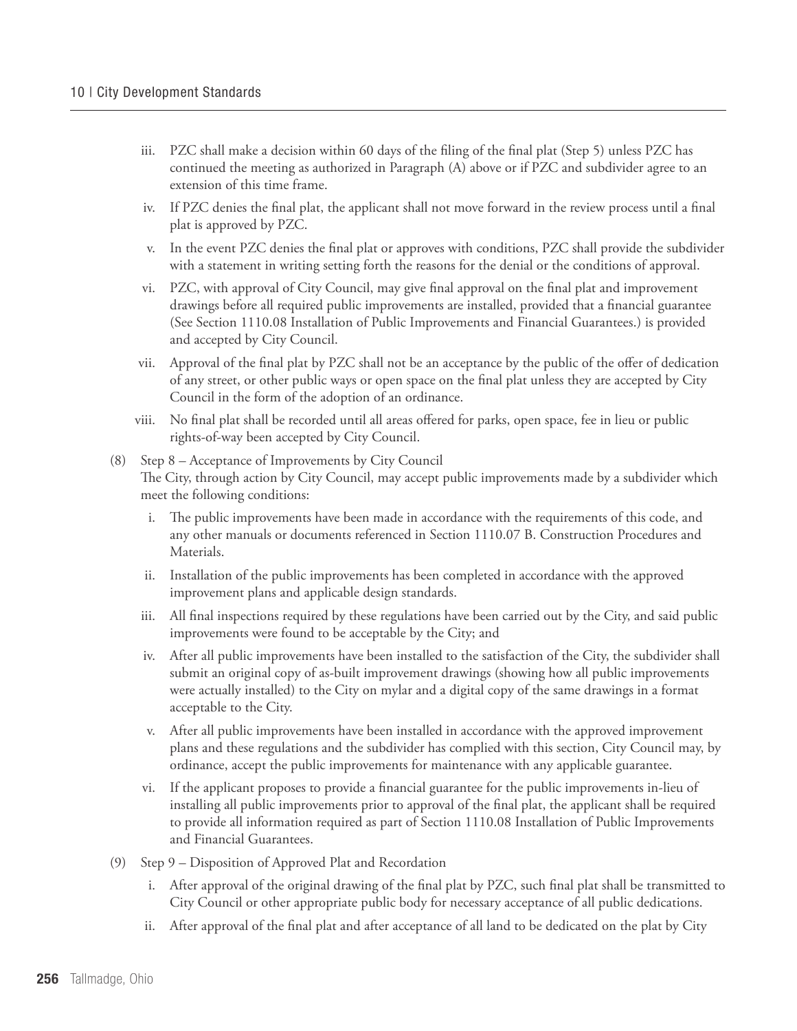iii. PZC shall make a decision within 60 days of the filing of the final plat (Step 5) unless PZC has continued the meeting as authorized in Paragraph (A) above or if PZC and subdivider agree to an extension of this time frame.

iv. If PZC denies the final plat, the applicant shall not move forward in the review process until a final plat is approved by PZC.

v. In the event PZC denies the final plat or approves with conditions, PZC shall provide the subdivider with a statement in writing setting forth the reasons for the denial or the conditions of approval.

vi. PZC, with approval of City Council, may give final approval on the final plat and improvement drawings before all required public improvements are installed, provided that a financial guarantee (See Section 1110.08 Installation of Public Improvements and Financial Guarantees.) is provided and accepted by City Council.

vii. Approval of the final plat by PZC shall not be an acceptance by the public of the offer of dedication of any street, or other public ways or open space on the final plat unless they are accepted by City Council in the form of the adoption of an ordinance.

viii. No final plat shall be recorded until all areas offered for parks, open space, fee in lieu or public rights-of-way been accepted by City Council.

(8) Step 8 – Acceptance of Improvements by City Council
The City, through action by City Council, may accept public improvements made by a subdivider which meet the following conditions:

i. The public improvements have been made in accordance with the requirements of this code, and any other manuals or documents referenced in Section 1110.07 B. Construction Procedures and Materials.

ii. Installation of the public improvements has been completed in accordance with the approved improvement plans and applicable design standards.

iii. All final inspections required by these regulations have been carried out by the City, and said public improvements were found to be acceptable by the City; and

iv. After all public improvements have been installed to the satisfaction of the City, the subdivider shall submit an original copy of as-built improvement drawings (showing how all public improvements were actually installed) to the City on mylar and a digital copy of the same drawings in a format acceptable to the City.

v. After all public improvements have been installed in accordance with the approved improvement plans and these regulations and the subdivider has complied with this section, City Council may, by ordinance, accept the public improvements for maintenance with any applicable guarantee.

vi. If the applicant proposes to provide a financial guarantee for the public improvements in-lieu of installing all public improvements prior to approval of the final plat, the applicant shall be required to provide all information required as part of Section 1110.08 Installation of Public Improvements and Financial Guarantees.

(9) Step 9 – Disposition of Approved Plat and Recordation

i. After approval of the original drawing of the final plat by PZC, such final plat shall be transmitted to City Council or other appropriate public body for necessary acceptance of all public dedications.

ii. After approval of the final plat and after acceptance of all land to be dedicated on the plat by City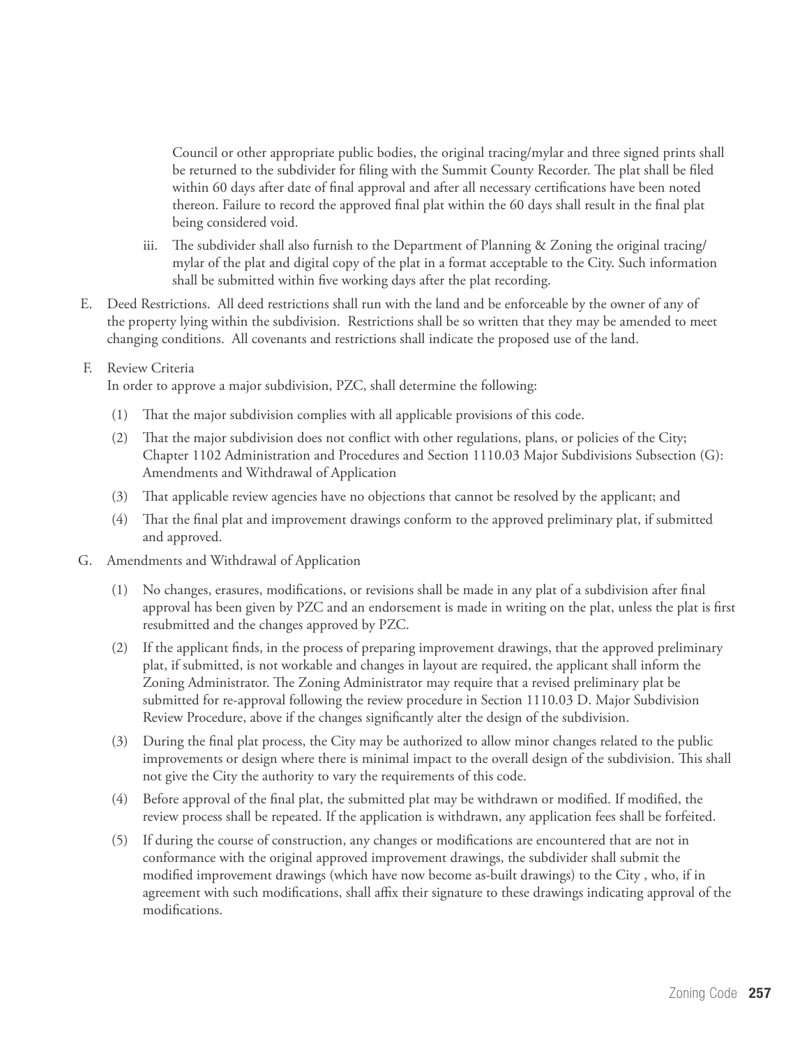Council or other appropriate public bodies, the original tracing/mylar and three signed prints shall be returned to the subdivider for filing with the Summit County Recorder. The plat shall be filed within 60 days after date of final approval and after all necessary certifications have been noted thereon. Failure to record the approved final plat within the 60 days shall result in the final plat being considered void.

iii. The subdivider shall also furnish to the Department of Planning & Zoning the original tracing/mylar of the plat and digital copy of the plat in a format acceptable to the City. Such information shall be submitted within five working days after the plat recording.

E. Deed Restrictions. All deed restrictions shall run with the land and be enforceable by the owner of any of the property lying within the subdivision. Restrictions shall be so written that they may be amended to meet changing conditions. All covenants and restrictions shall indicate the proposed use of the land.

F. Review Criteria
In order to approve a major subdivision, PZC, shall determine the following:

(1) That the major subdivision complies with all applicable provisions of this code.

(2) That the major subdivision does not conflict with other regulations, plans, or policies of the City; Chapter 1102 Administration and Procedures and Section 1110.03 Major Subdivisions Subsection (G): Amendments and Withdrawal of Application

(3) That applicable review agencies have no objections that cannot be resolved by the applicant; and

(4) That the final plat and improvement drawings conform to the approved preliminary plat, if submitted and approved.

G. Amendments and Withdrawal of Application

(1) No changes, erasures, modifications, or revisions shall be made in any plat of a subdivision after final approval has been given by PZC and an endorsement is made in writing on the plat, unless the plat is first resubmitted and the changes approved by PZC.

(2) If the applicant finds, in the process of preparing improvement drawings, that the approved preliminary plat, if submitted, is not workable and changes in layout are required, the applicant shall inform the Zoning Administrator. The Zoning Administrator may require that a revised preliminary plat be submitted for re-approval following the review procedure in Section 1110.03 D. Major Subdivision Review Procedure, above if the changes significantly alter the design of the subdivision.

(3) During the final plat process, the City may be authorized to allow minor changes related to the public improvements or design where there is minimal impact to the overall design of the subdivision. This shall not give the City the authority to vary the requirements of this code.

(4) Before approval of the final plat, the submitted plat may be withdrawn or modified. If modified, the review process shall be repeated. If the application is withdrawn, any application fees shall be forfeited.

(5) If during the course of construction, any changes or modifications are encountered that are not in conformance with the original approved improvement drawings, the subdivider shall submit the modified improvement drawings (which have now become as-built drawings) to the City , who, if in agreement with such modifications, shall affix their signature to these drawings indicating approval of the modifications.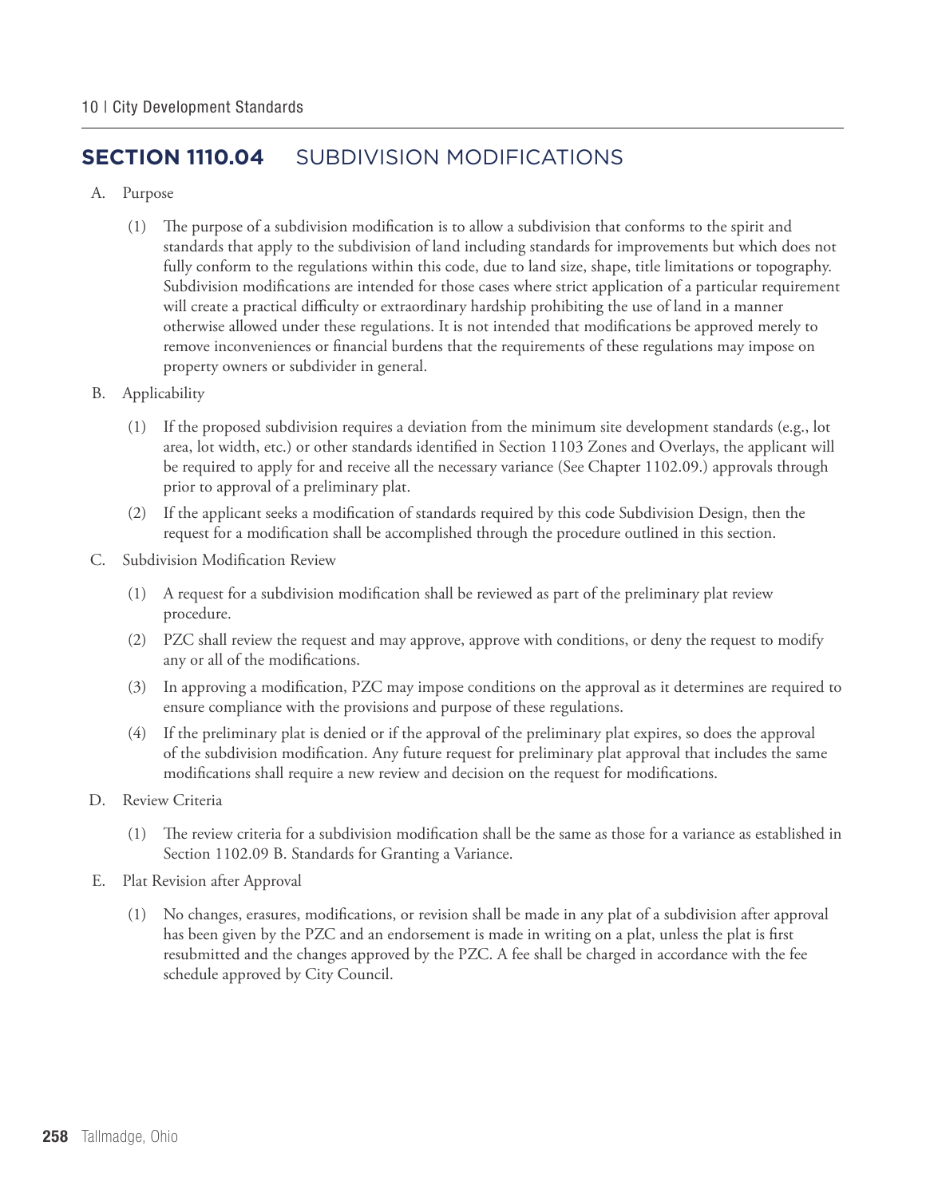## SECTION 1110.04 SUBDIVISION MODIFICATIONS

A. Purpose

(1) The purpose of a subdivision modification is to allow a subdivision that conforms to the spirit and standards that apply to the subdivision of land including standards for improvements but which does not fully conform to the regulations within this code, due to land size, shape, title limitations or topography. Subdivision modifications are intended for those cases where strict application of a particular requirement will create a practical difficulty or extraordinary hardship prohibiting the use of land in a manner otherwise allowed under these regulations. It is not intended that modifications be approved merely to remove inconveniences or financial burdens that the requirements of these regulations may impose on property owners or subdivider in general.

B. Applicability

(1) If the proposed subdivision requires a deviation from the minimum site development standards (e.g., lot area, lot width, etc.) or other standards identified in Section 1103 Zones and Overlays, the applicant will be required to apply for and receive all the necessary variance (See Chapter 1102.09.) approvals through prior to approval of a preliminary plat.

(2) If the applicant seeks a modification of standards required by this code Subdivision Design, then the request for a modification shall be accomplished through the procedure outlined in this section.

C. Subdivision Modification Review

(1) A request for a subdivision modification shall be reviewed as part of the preliminary plat review procedure.

(2) PZC shall review the request and may approve, approve with conditions, or deny the request to modify any or all of the modifications.

(3) In approving a modification, PZC may impose conditions on the approval as it determines are required to ensure compliance with the provisions and purpose of these regulations.

(4) If the preliminary plat is denied or if the approval of the preliminary plat expires, so does the approval of the subdivision modification. Any future request for preliminary plat approval that includes the same modifications shall require a new review and decision on the request for modifications.

D. Review Criteria

(1) The review criteria for a subdivision modification shall be the same as those for a variance as established in Section 1102.09 B. Standards for Granting a Variance.

E. Plat Revision after Approval

(1) No changes, erasures, modifications, or revision shall be made in any plat of a subdivision after approval has been given by the PZC and an endorsement is made in writing on a plat, unless the plat is first resubmitted and the changes approved by the PZC. A fee shall be charged in accordance with the fee schedule approved by City Council.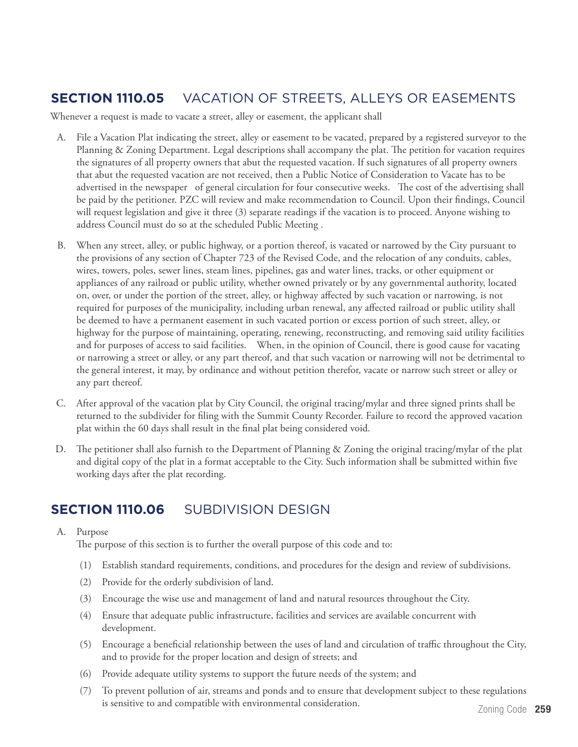## SECTION 1110.05 VACATION OF STREETS, ALLEYS OR EASEMENTS

Whenever a request is made to vacate a street, alley or easement, the applicant shall

A. File a Vacation Plat indicating the street, alley or easement to be vacated, prepared by a registered surveyor to the Planning & Zoning Department. Legal descriptions shall accompany the plat. The petition for vacation requires the signatures of all property owners that abut the requested vacation. If such signatures of all property owners that abut the requested vacation are not received, then a Public Notice of Consideration to Vacate has to be advertised in the newspaper of general circulation for four consecutive weeks. The cost of the advertising shall be paid by the petitioner. PZC will review and make recommendation to Council. Upon their findings, Council will request legislation and give it three (3) separate readings if the vacation is to proceed. Anyone wishing to address Council must do so at the scheduled Public Meeting .

B. When any street, alley, or public highway, or a portion thereof, is vacated or narrowed by the City pursuant to the provisions of any section of Chapter 723 of the Revised Code, and the relocation of any conduits, cables, wires, towers, poles, sewer lines, steam lines, pipelines, gas and water lines, tracks, or other equipment or appliances of any railroad or public utility, whether owned privately or by any governmental authority, located on, over, or under the portion of the street, alley, or highway affected by such vacation or narrowing, is not required for purposes of the municipality, including urban renewal, any affected railroad or public utility shall be deemed to have a permanent easement in such vacated portion or excess portion of such street, alley, or highway for the purpose of maintaining, operating, renewing, reconstructing, and removing said utility facilities and for purposes of access to said facilities. When, in the opinion of Council, there is good cause for vacating or narrowing a street or alley, or any part thereof, and that such vacation or narrowing will not be detrimental to the general interest, it may, by ordinance and without petition therefor, vacate or narrow such street or alley or any part thereof.

C. After approval of the vacation plat by City Council, the original tracing/mylar and three signed prints shall be returned to the subdivider for filing with the Summit County Recorder. Failure to record the approved vacation plat within the 60 days shall result in the final plat being considered void.

D. The petitioner shall also furnish to the Department of Planning & Zoning the original tracing/mylar of the plat and digital copy of the plat in a format acceptable to the City. Such information shall be submitted within five working days after the plat recording.

## SECTION 1110.06 SUBDIVISION DESIGN

A. Purpose

The purpose of this section is to further the overall purpose of this code and to:

(1) Establish standard requirements, conditions, and procedures for the design and review of subdivisions.

(2) Provide for the orderly subdivision of land.

(3) Encourage the wise use and management of land and natural resources throughout the City.

(4) Ensure that adequate public infrastructure, facilities and services are available concurrent with development.

(5) Encourage a beneficial relationship between the uses of land and circulation of traffic throughout the City, and to provide for the proper location and design of streets; and

(6) Provide adequate utility systems to support the future needs of the system; and

(7) To prevent pollution of air, streams and ponds and to ensure that development subject to these regulations is sensitive to and compatible with environmental consideration.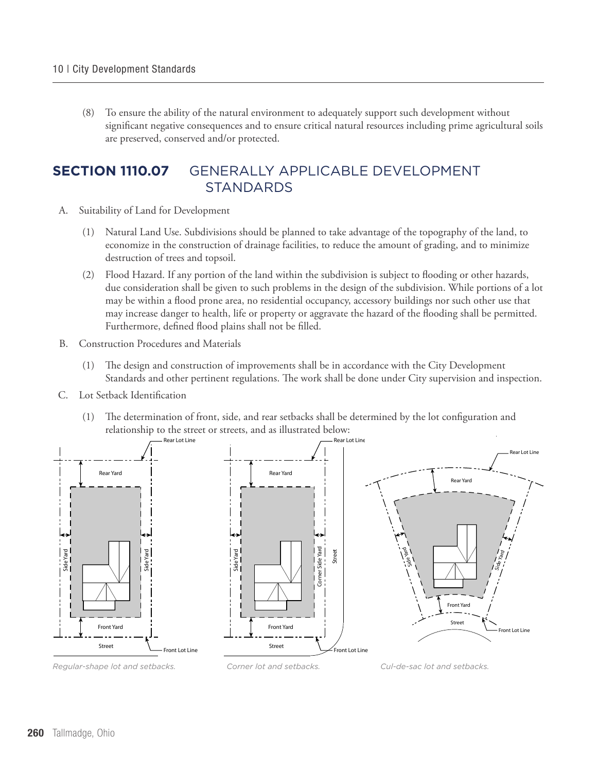(8) To ensure the ability of the natural environment to adequately support such development without significant negative consequences and to ensure critical natural resources including prime agricultural soils are preserved, conserved and/or protected.

## SECTION 1110.07 GENERALLY APPLICABLE DEVELOPMENT STANDARDS

A. Suitability of Land for Development

(1) Natural Land Use. Subdivisions should be planned to take advantage of the topography of the land, to economize in the construction of drainage facilities, to reduce the amount of grading, and to minimize destruction of trees and topsoil.

(2) Flood Hazard. If any portion of the land within the subdivision is subject to flooding or other hazards, due consideration shall be given to such problems in the design of the subdivision. While portions of a lot may be within a flood prone area, no residential occupancy, accessory buildings nor such other use that may increase danger to health, life or property or aggravate the hazard of the flooding shall be permitted. Furthermore, defined flood plains shall not be filled.

B. Construction Procedures and Materials

(1) The design and construction of improvements shall be in accordance with the City Development Standards and other pertinent regulations. The work shall be done under City supervision and inspection.

C. Lot Setback Identification

(1) The determination of front, side, and rear setbacks shall be determined by the lot configuration and relationship to the street or streets, and as illustrated below:

*Regular-shape lot and setbacks.*

*Corner lot and setbacks.*

*Cul-de-sac lot and setbacks.*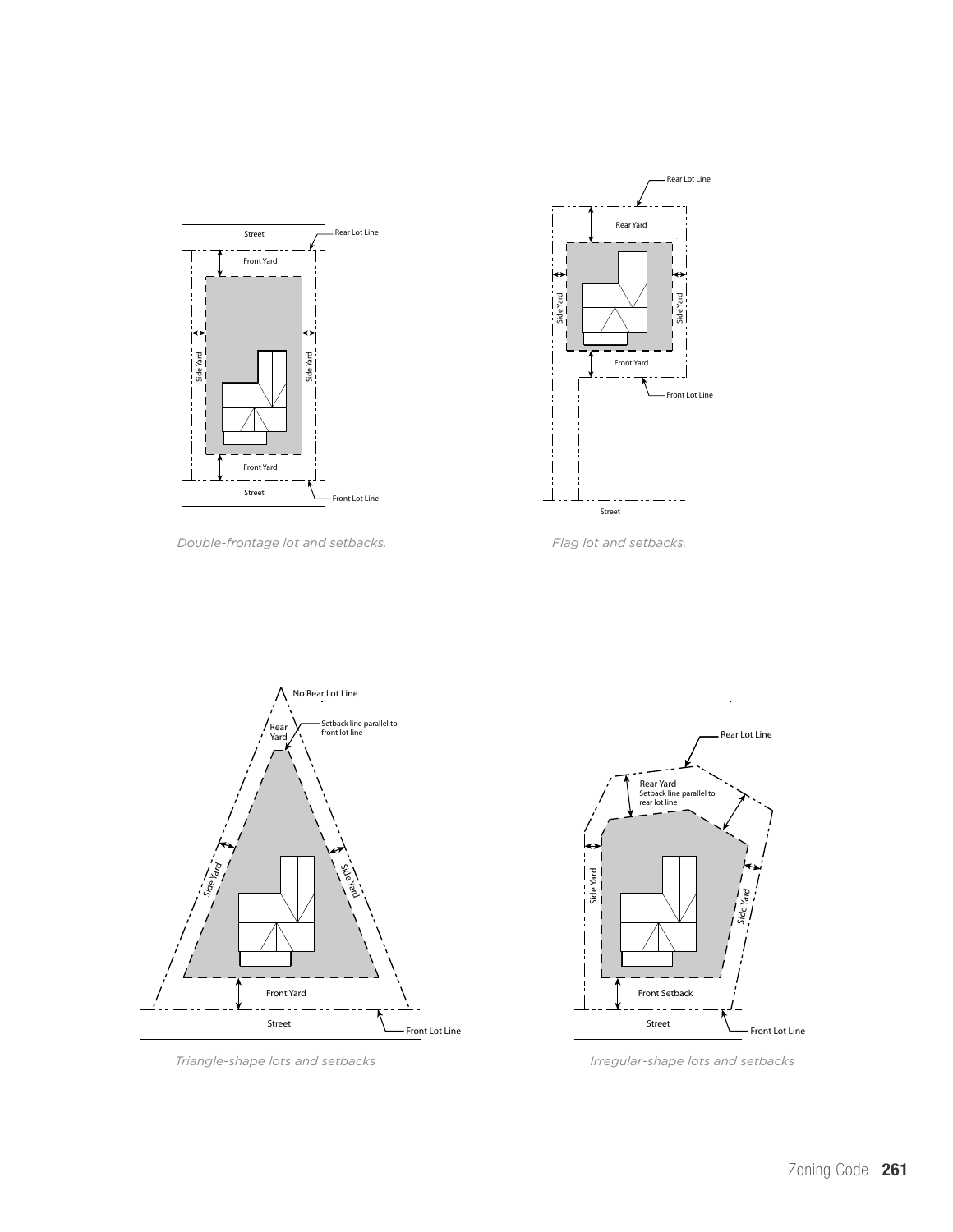Street

Rear Lot Line

Front Yard

Side Yard

Side Yard

Front Yard

Street

Front Lot Line

*Double-frontage lot and setbacks.*

Rear Lot Line

Rear Yard

Side Yard

Side Yard

Front Yard

Front Lot Line

Street

*Flag lot and setbacks.*

No Rear Lot Line

Rear Yard

Setback line parallel to front lot line

Side Yard

Side Yard

Front Yard

Street

Front Lot Line

*Triangle-shape lots and setbacks*

Rear Lot Line

Rear Yard
Setback line parallel to rear lot line

Side Yard

Side Yard

Front Setback

Street

Front Lot Line

*Irregular-shape lots and setbacks*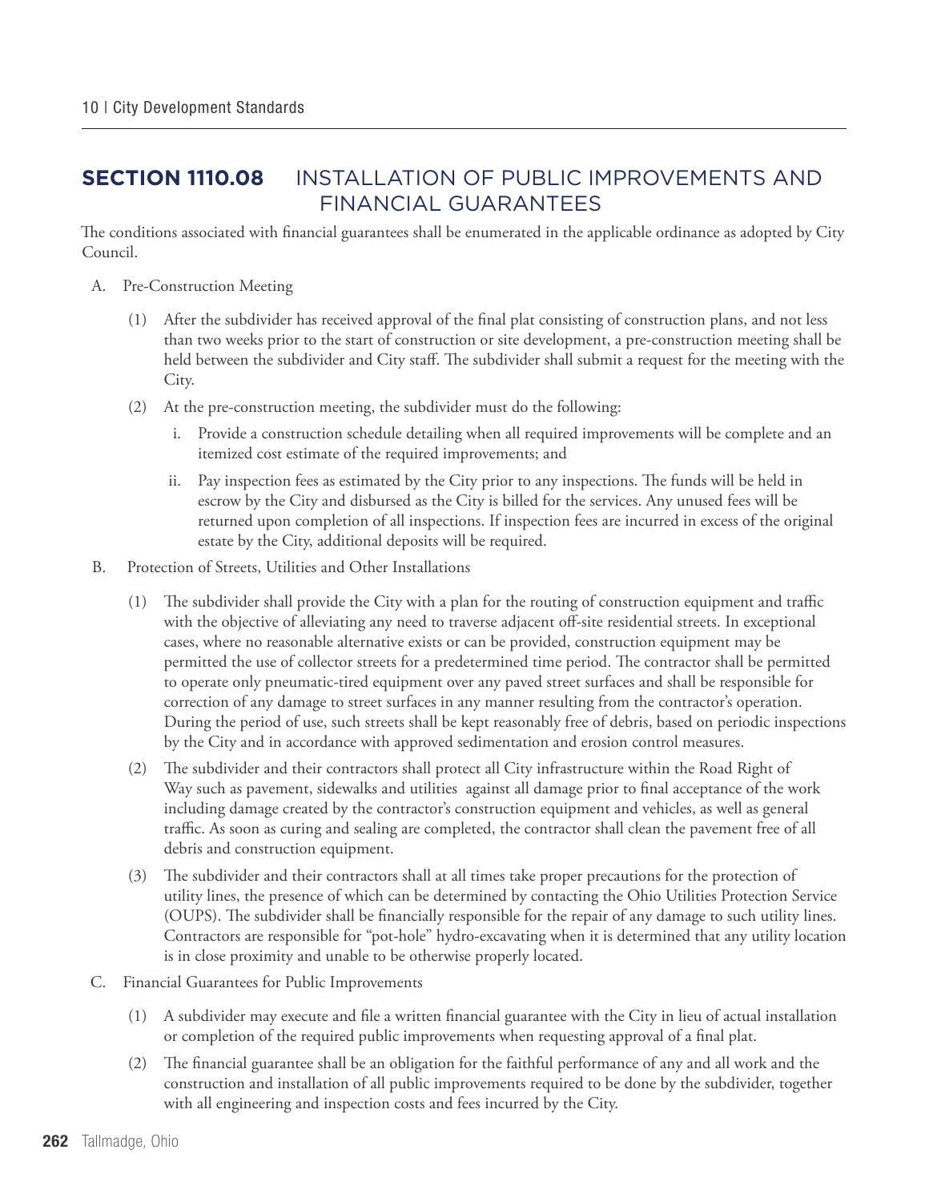## SECTION 1110.08 INSTALLATION OF PUBLIC IMPROVEMENTS AND FINANCIAL GUARANTEES

The conditions associated with financial guarantees shall be enumerated in the applicable ordinance as adopted by City Council.

A. Pre-Construction Meeting

(1) After the subdivider has received approval of the final plat consisting of construction plans, and not less than two weeks prior to the start of construction or site development, a pre-construction meeting shall be held between the subdivider and City staff. The subdivider shall submit a request for the meeting with the City.

(2) At the pre-construction meeting, the subdivider must do the following:

i. Provide a construction schedule detailing when all required improvements will be complete and an itemized cost estimate of the required improvements; and

ii. Pay inspection fees as estimated by the City prior to any inspections. The funds will be held in escrow by the City and disbursed as the City is billed for the services. Any unused fees will be returned upon completion of all inspections. If inspection fees are incurred in excess of the original estate by the City, additional deposits will be required.

B. Protection of Streets, Utilities and Other Installations

(1) The subdivider shall provide the City with a plan for the routing of construction equipment and traffic with the objective of alleviating any need to traverse adjacent off-site residential streets. In exceptional cases, where no reasonable alternative exists or can be provided, construction equipment may be permitted the use of collector streets for a predetermined time period. The contractor shall be permitted to operate only pneumatic-tired equipment over any paved street surfaces and shall be responsible for correction of any damage to street surfaces in any manner resulting from the contractor's operation. During the period of use, such streets shall be kept reasonably free of debris, based on periodic inspections by the City and in accordance with approved sedimentation and erosion control measures.

(2) The subdivider and their contractors shall protect all City infrastructure within the Road Right of Way such as pavement, sidewalks and utilities against all damage prior to final acceptance of the work including damage created by the contractor's construction equipment and vehicles, as well as general traffic. As soon as curing and sealing are completed, the contractor shall clean the pavement free of all debris and construction equipment.

(3) The subdivider and their contractors shall at all times take proper precautions for the protection of utility lines, the presence of which can be determined by contacting the Ohio Utilities Protection Service (OUPS). The subdivider shall be financially responsible for the repair of any damage to such utility lines. Contractors are responsible for "pot-hole" hydro-excavating when it is determined that any utility location is in close proximity and unable to be otherwise properly located.

C. Financial Guarantees for Public Improvements

(1) A subdivider may execute and file a written financial guarantee with the City in lieu of actual installation or completion of the required public improvements when requesting approval of a final plat.

(2) The financial guarantee shall be an obligation for the faithful performance of any and all work and the construction and installation of all public improvements required to be done by the subdivider, together with all engineering and inspection costs and fees incurred by the City.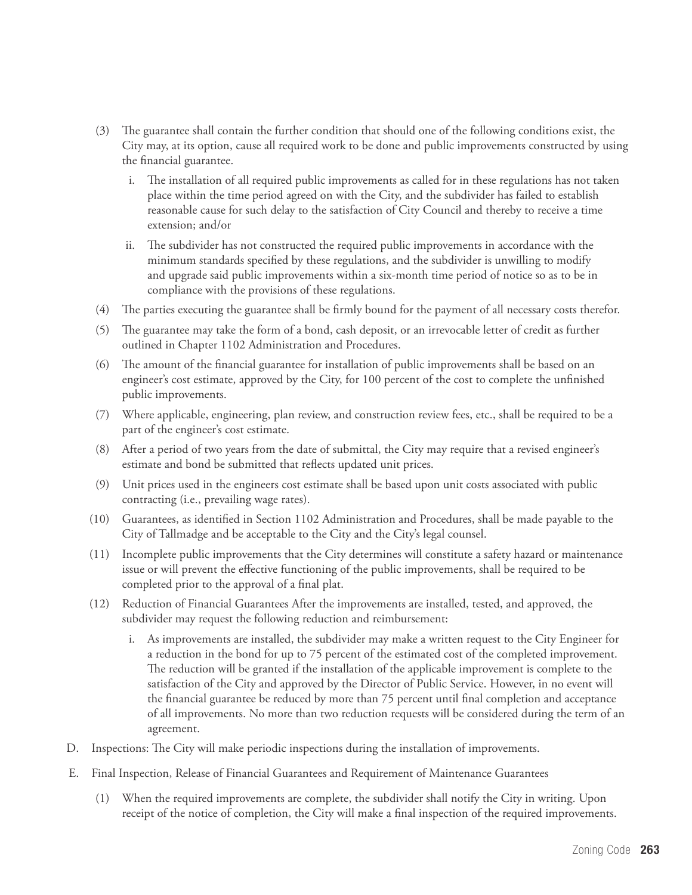(3) The guarantee shall contain the further condition that should one of the following conditions exist, the City may, at its option, cause all required work to be done and public improvements constructed by using the financial guarantee.

   i. The installation of all required public improvements as called for in these regulations has not taken place within the time period agreed on with the City, and the subdivider has failed to establish reasonable cause for such delay to the satisfaction of City Council and thereby to receive a time extension; and/or

   ii. The subdivider has not constructed the required public improvements in accordance with the minimum standards specified by these regulations, and the subdivider is unwilling to modify and upgrade said public improvements within a six-month time period of notice so as to be in compliance with the provisions of these regulations.

(4) The parties executing the guarantee shall be firmly bound for the payment of all necessary costs therefor.

(5) The guarantee may take the form of a bond, cash deposit, or an irrevocable letter of credit as further outlined in Chapter 1102 Administration and Procedures.

(6) The amount of the financial guarantee for installation of public improvements shall be based on an engineer's cost estimate, approved by the City, for 100 percent of the cost to complete the unfinished public improvements.

(7) Where applicable, engineering, plan review, and construction review fees, etc., shall be required to be a part of the engineer's cost estimate.

(8) After a period of two years from the date of submittal, the City may require that a revised engineer's estimate and bond be submitted that reflects updated unit prices.

(9) Unit prices used in the engineers cost estimate shall be based upon unit costs associated with public contracting (i.e., prevailing wage rates).

(10) Guarantees, as identified in Section 1102 Administration and Procedures, shall be made payable to the City of Tallmadge and be acceptable to the City and the City's legal counsel.

(11) Incomplete public improvements that the City determines will constitute a safety hazard or maintenance issue or will prevent the effective functioning of the public improvements, shall be required to be completed prior to the approval of a final plat.

(12) Reduction of Financial Guarantees After the improvements are installed, tested, and approved, the subdivider may request the following reduction and reimbursement:

   i. As improvements are installed, the subdivider may make a written request to the City Engineer for a reduction in the bond for up to 75 percent of the estimated cost of the completed improvement. The reduction will be granted if the installation of the applicable improvement is complete to the satisfaction of the City and approved by the Director of Public Service. However, in no event will the financial guarantee be reduced by more than 75 percent until final completion and acceptance of all improvements. No more than two reduction requests will be considered during the term of an agreement.

D. Inspections: The City will make periodic inspections during the installation of improvements.

E. Final Inspection, Release of Financial Guarantees and Requirement of Maintenance Guarantees

(1) When the required improvements are complete, the subdivider shall notify the City in writing. Upon receipt of the notice of completion, the City will make a final inspection of the required improvements.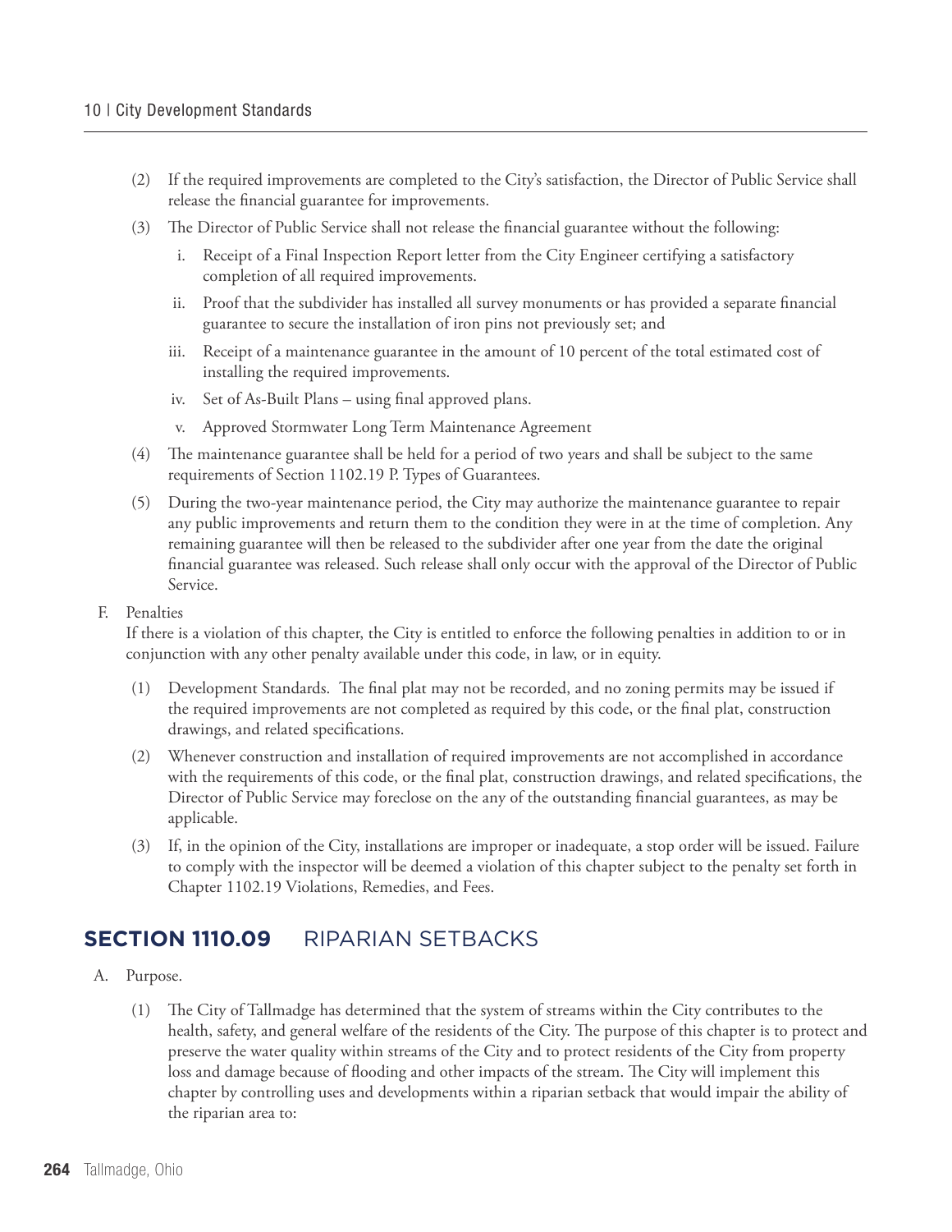(2) If the required improvements are completed to the City's satisfaction, the Director of Public Service shall release the financial guarantee for improvements.

(3) The Director of Public Service shall not release the financial guarantee without the following:

  i. Receipt of a Final Inspection Report letter from the City Engineer certifying a satisfactory completion of all required improvements.

  ii. Proof that the subdivider has installed all survey monuments or has provided a separate financial guarantee to secure the installation of iron pins not previously set; and

  iii. Receipt of a maintenance guarantee in the amount of 10 percent of the total estimated cost of installing the required improvements.

  iv. Set of As-Built Plans – using final approved plans.

  v. Approved Stormwater Long Term Maintenance Agreement

(4) The maintenance guarantee shall be held for a period of two years and shall be subject to the same requirements of Section 1102.19 P. Types of Guarantees.

(5) During the two-year maintenance period, the City may authorize the maintenance guarantee to repair any public improvements and return them to the condition they were in at the time of completion. Any remaining guarantee will then be released to the subdivider after one year from the date the original financial guarantee was released. Such release shall only occur with the approval of the Director of Public Service.

F. Penalties

If there is a violation of this chapter, the City is entitled to enforce the following penalties in addition to or in conjunction with any other penalty available under this code, in law, or in equity.

(1) Development Standards. The final plat may not be recorded, and no zoning permits may be issued if the required improvements are not completed as required by this code, or the final plat, construction drawings, and related specifications.

(2) Whenever construction and installation of required improvements are not accomplished in accordance with the requirements of this code, or the final plat, construction drawings, and related specifications, the Director of Public Service may foreclose on the any of the outstanding financial guarantees, as may be applicable.

(3) If, in the opinion of the City, installations are improper or inadequate, a stop order will be issued. Failure to comply with the inspector will be deemed a violation of this chapter subject to the penalty set forth in Chapter 1102.19 Violations, Remedies, and Fees.

## SECTION 1110.09 RIPARIAN SETBACKS

A. Purpose.

(1) The City of Tallmadge has determined that the system of streams within the City contributes to the health, safety, and general welfare of the residents of the City. The purpose of this chapter is to protect and preserve the water quality within streams of the City and to protect residents of the City from property loss and damage because of flooding and other impacts of the stream. The City will implement this chapter by controlling uses and developments within a riparian setback that would impair the ability of the riparian area to: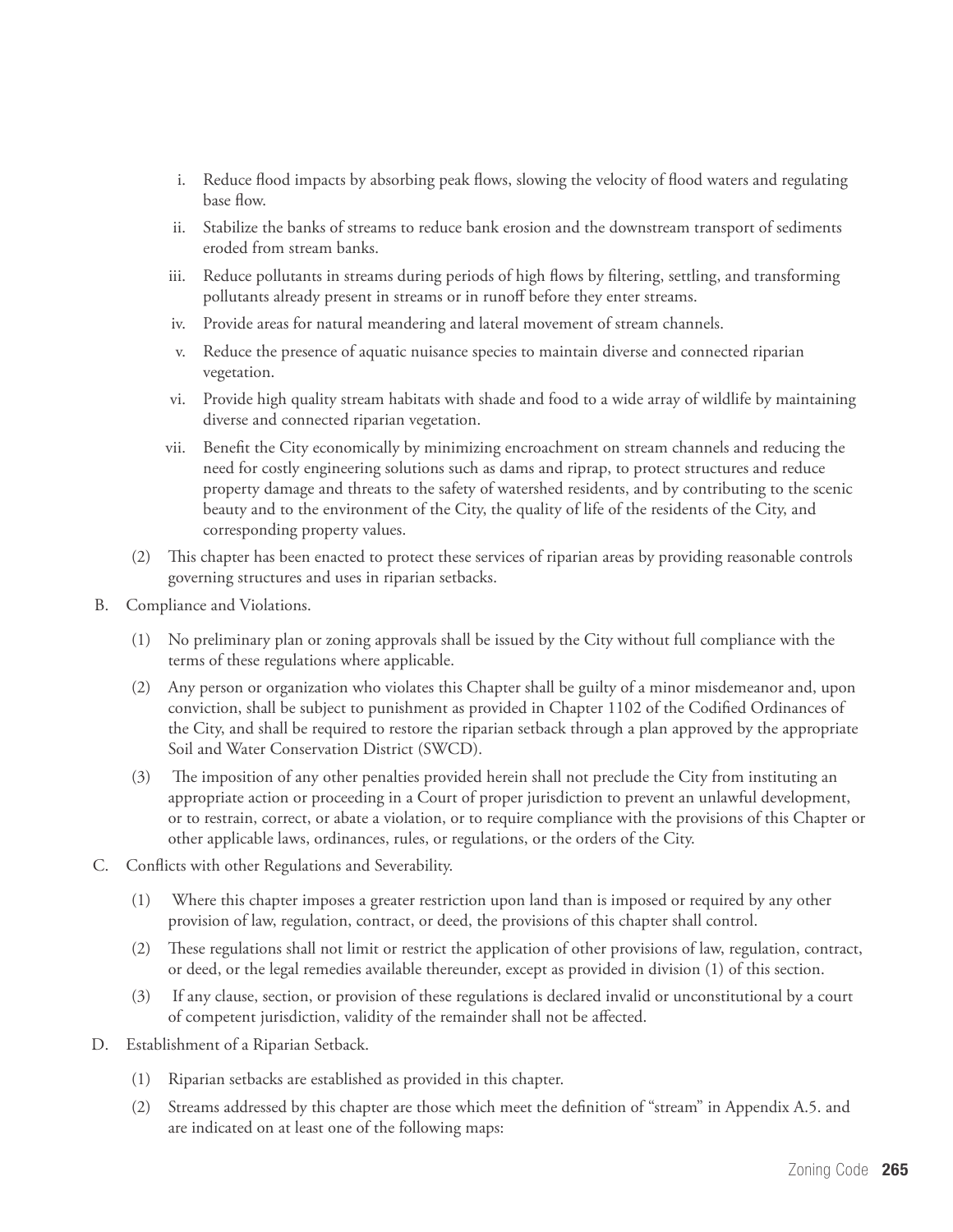i. Reduce flood impacts by absorbing peak flows, slowing the velocity of flood waters and regulating base flow.

ii. Stabilize the banks of streams to reduce bank erosion and the downstream transport of sediments eroded from stream banks.

iii. Reduce pollutants in streams during periods of high flows by filtering, settling, and transforming pollutants already present in streams or in runoff before they enter streams.

iv. Provide areas for natural meandering and lateral movement of stream channels.

v. Reduce the presence of aquatic nuisance species to maintain diverse and connected riparian vegetation.

vi. Provide high quality stream habitats with shade and food to a wide array of wildlife by maintaining diverse and connected riparian vegetation.

vii. Benefit the City economically by minimizing encroachment on stream channels and reducing the need for costly engineering solutions such as dams and riprap, to protect structures and reduce property damage and threats to the safety of watershed residents, and by contributing to the scenic beauty and to the environment of the City, the quality of life of the residents of the City, and corresponding property values.

(2) This chapter has been enacted to protect these services of riparian areas by providing reasonable controls governing structures and uses in riparian setbacks.

B. Compliance and Violations.

(1) No preliminary plan or zoning approvals shall be issued by the City without full compliance with the terms of these regulations where applicable.

(2) Any person or organization who violates this Chapter shall be guilty of a minor misdemeanor and, upon conviction, shall be subject to punishment as provided in Chapter 1102 of the Codified Ordinances of the City, and shall be required to restore the riparian setback through a plan approved by the appropriate Soil and Water Conservation District (SWCD).

(3) The imposition of any other penalties provided herein shall not preclude the City from instituting an appropriate action or proceeding in a Court of proper jurisdiction to prevent an unlawful development, or to restrain, correct, or abate a violation, or to require compliance with the provisions of this Chapter or other applicable laws, ordinances, rules, or regulations, or the orders of the City.

C. Conflicts with other Regulations and Severability.

(1) Where this chapter imposes a greater restriction upon land than is imposed or required by any other provision of law, regulation, contract, or deed, the provisions of this chapter shall control.

(2) These regulations shall not limit or restrict the application of other provisions of law, regulation, contract, or deed, or the legal remedies available thereunder, except as provided in division (1) of this section.

(3) If any clause, section, or provision of these regulations is declared invalid or unconstitutional by a court of competent jurisdiction, validity of the remainder shall not be affected.

D. Establishment of a Riparian Setback.

(1) Riparian setbacks are established as provided in this chapter.

(2) Streams addressed by this chapter are those which meet the definition of "stream" in Appendix A.5. and are indicated on at least one of the following maps: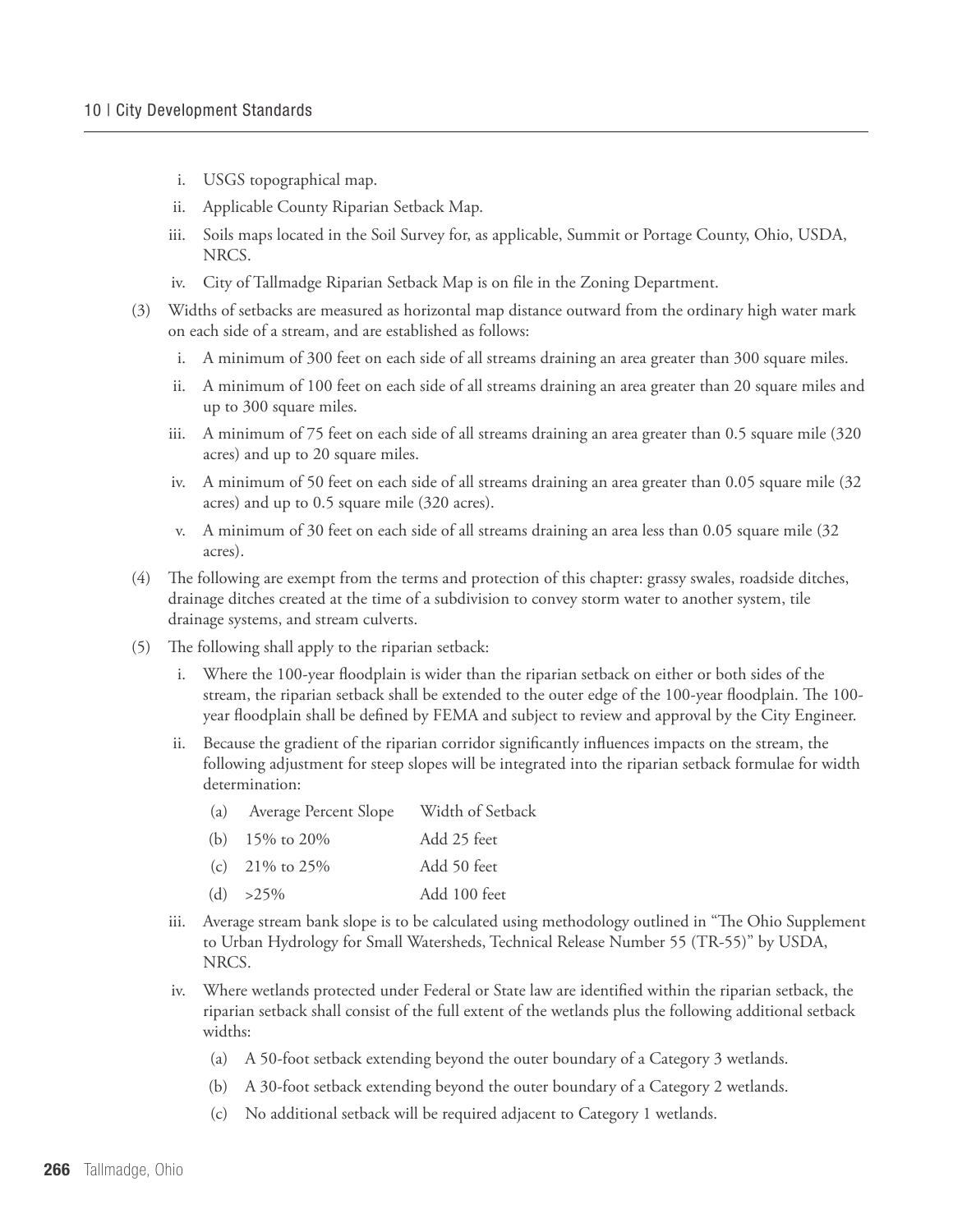i. USGS topographical map.

ii. Applicable County Riparian Setback Map.

iii. Soils maps located in the Soil Survey for, as applicable, Summit or Portage County, Ohio, USDA, NRCS.

iv. City of Tallmadge Riparian Setback Map is on file in the Zoning Department.

(3) Widths of setbacks are measured as horizontal map distance outward from the ordinary high water mark on each side of a stream, and are established as follows:

i. A minimum of 300 feet on each side of all streams draining an area greater than 300 square miles.

ii. A minimum of 100 feet on each side of all streams draining an area greater than 20 square miles and up to 300 square miles.

iii. A minimum of 75 feet on each side of all streams draining an area greater than 0.5 square mile (320 acres) and up to 20 square miles.

iv. A minimum of 50 feet on each side of all streams draining an area greater than 0.05 square mile (32 acres) and up to 0.5 square mile (320 acres).

v. A minimum of 30 feet on each side of all streams draining an area less than 0.05 square mile (32 acres).

(4) The following are exempt from the terms and protection of this chapter: grassy swales, roadside ditches, drainage ditches created at the time of a subdivision to convey storm water to another system, tile drainage systems, and stream culverts.

(5) The following shall apply to the riparian setback:

i. Where the 100-year floodplain is wider than the riparian setback on either or both sides of the stream, the riparian setback shall be extended to the outer edge of the 100-year floodplain. The 100-year floodplain shall be defined by FEMA and subject to review and approval by the City Engineer.

ii. Because the gradient of the riparian corridor significantly influences impacts on the stream, the following adjustment for steep slopes will be integrated into the riparian setback formulae for width determination:

| (a) Average Percent Slope | Width of Setback |
|---|---|
| (b) 15% to 20% | Add 25 feet |
| (c) 21% to 25% | Add 50 feet |
| (d) >25% | Add 100 feet |

iii. Average stream bank slope is to be calculated using methodology outlined in "The Ohio Supplement to Urban Hydrology for Small Watersheds, Technical Release Number 55 (TR-55)" by USDA, NRCS.

iv. Where wetlands protected under Federal or State law are identified within the riparian setback, the riparian setback shall consist of the full extent of the wetlands plus the following additional setback widths:

(a) A 50-foot setback extending beyond the outer boundary of a Category 3 wetlands.

(b) A 30-foot setback extending beyond the outer boundary of a Category 2 wetlands.

(c) No additional setback will be required adjacent to Category 1 wetlands.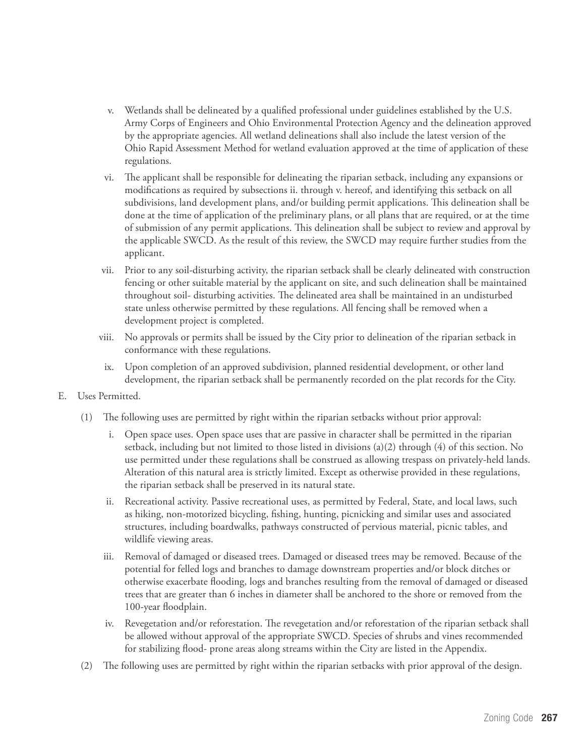v. Wetlands shall be delineated by a qualified professional under guidelines established by the U.S. Army Corps of Engineers and Ohio Environmental Protection Agency and the delineation approved by the appropriate agencies. All wetland delineations shall also include the latest version of the Ohio Rapid Assessment Method for wetland evaluation approved at the time of application of these regulations.

vi. The applicant shall be responsible for delineating the riparian setback, including any expansions or modifications as required by subsections ii. through v. hereof, and identifying this setback on all subdivisions, land development plans, and/or building permit applications. This delineation shall be done at the time of application of the preliminary plans, or all plans that are required, or at the time of submission of any permit applications. This delineation shall be subject to review and approval by the applicable SWCD. As the result of this review, the SWCD may require further studies from the applicant.

vii. Prior to any soil-disturbing activity, the riparian setback shall be clearly delineated with construction fencing or other suitable material by the applicant on site, and such delineation shall be maintained throughout soil- disturbing activities. The delineated area shall be maintained in an undisturbed state unless otherwise permitted by these regulations. All fencing shall be removed when a development project is completed.

viii. No approvals or permits shall be issued by the City prior to delineation of the riparian setback in conformance with these regulations.

ix. Upon completion of an approved subdivision, planned residential development, or other land development, the riparian setback shall be permanently recorded on the plat records for the City.

E. Uses Permitted.

(1) The following uses are permitted by right within the riparian setbacks without prior approval:

i. Open space uses. Open space uses that are passive in character shall be permitted in the riparian setback, including but not limited to those listed in divisions (a)(2) through (4) of this section. No use permitted under these regulations shall be construed as allowing trespass on privately-held lands. Alteration of this natural area is strictly limited. Except as otherwise provided in these regulations, the riparian setback shall be preserved in its natural state.

ii. Recreational activity. Passive recreational uses, as permitted by Federal, State, and local laws, such as hiking, non-motorized bicycling, fishing, hunting, picnicking and similar uses and associated structures, including boardwalks, pathways constructed of pervious material, picnic tables, and wildlife viewing areas.

iii. Removal of damaged or diseased trees. Damaged or diseased trees may be removed. Because of the potential for felled logs and branches to damage downstream properties and/or block ditches or otherwise exacerbate flooding, logs and branches resulting from the removal of damaged or diseased trees that are greater than 6 inches in diameter shall be anchored to the shore or removed from the 100-year floodplain.

iv. Revegetation and/or reforestation. The revegetation and/or reforestation of the riparian setback shall be allowed without approval of the appropriate SWCD. Species of shrubs and vines recommended for stabilizing flood- prone areas along streams within the City are listed in the Appendix.

(2) The following uses are permitted by right within the riparian setbacks with prior approval of the design.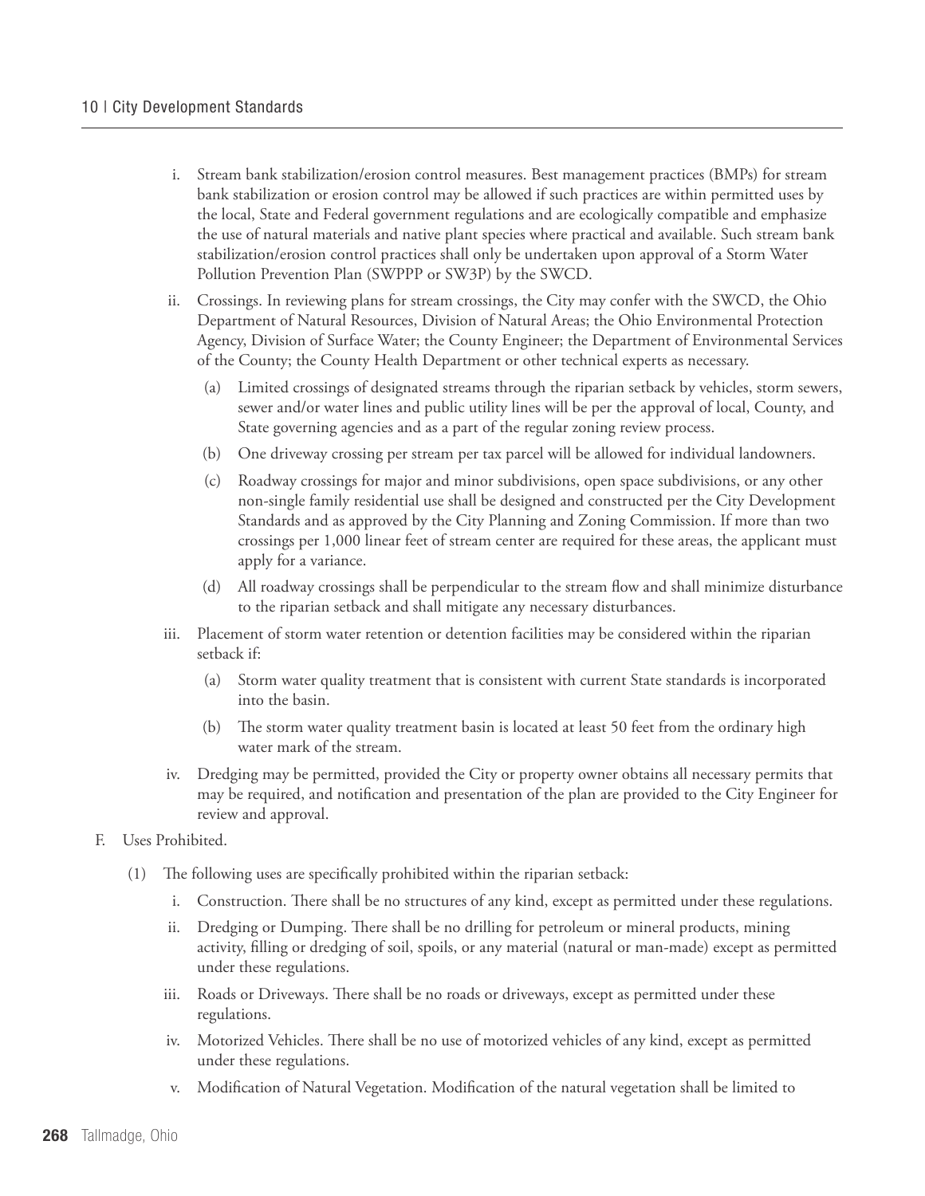i. Stream bank stabilization/erosion control measures. Best management practices (BMPs) for stream bank stabilization or erosion control may be allowed if such practices are within permitted uses by the local, State and Federal government regulations and are ecologically compatible and emphasize the use of natural materials and native plant species where practical and available. Such stream bank stabilization/erosion control practices shall only be undertaken upon approval of a Storm Water Pollution Prevention Plan (SWPPP or SW3P) by the SWCD.

ii. Crossings. In reviewing plans for stream crossings, the City may confer with the SWCD, the Ohio Department of Natural Resources, Division of Natural Areas; the Ohio Environmental Protection Agency, Division of Surface Water; the County Engineer; the Department of Environmental Services of the County; the County Health Department or other technical experts as necessary.

   (a) Limited crossings of designated streams through the riparian setback by vehicles, storm sewers, sewer and/or water lines and public utility lines will be per the approval of local, County, and State governing agencies and as a part of the regular zoning review process.

   (b) One driveway crossing per stream per tax parcel will be allowed for individual landowners.

   (c) Roadway crossings for major and minor subdivisions, open space subdivisions, or any other non-single family residential use shall be designed and constructed per the City Development Standards and as approved by the City Planning and Zoning Commission. If more than two crossings per 1,000 linear feet of stream center are required for these areas, the applicant must apply for a variance.

   (d) All roadway crossings shall be perpendicular to the stream flow and shall minimize disturbance to the riparian setback and shall mitigate any necessary disturbances.

iii. Placement of storm water retention or detention facilities may be considered within the riparian setback if:

   (a) Storm water quality treatment that is consistent with current State standards is incorporated into the basin.

   (b) The storm water quality treatment basin is located at least 50 feet from the ordinary high water mark of the stream.

iv. Dredging may be permitted, provided the City or property owner obtains all necessary permits that may be required, and notification and presentation of the plan are provided to the City Engineer for review and approval.

F. Uses Prohibited.

   (1) The following uses are specifically prohibited within the riparian setback:

      i. Construction. There shall be no structures of any kind, except as permitted under these regulations.

      ii. Dredging or Dumping. There shall be no drilling for petroleum or mineral products, mining activity, filling or dredging of soil, spoils, or any material (natural or man-made) except as permitted under these regulations.

      iii. Roads or Driveways. There shall be no roads or driveways, except as permitted under these regulations.

      iv. Motorized Vehicles. There shall be no use of motorized vehicles of any kind, except as permitted under these regulations.

      v. Modification of Natural Vegetation. Modification of the natural vegetation shall be limited to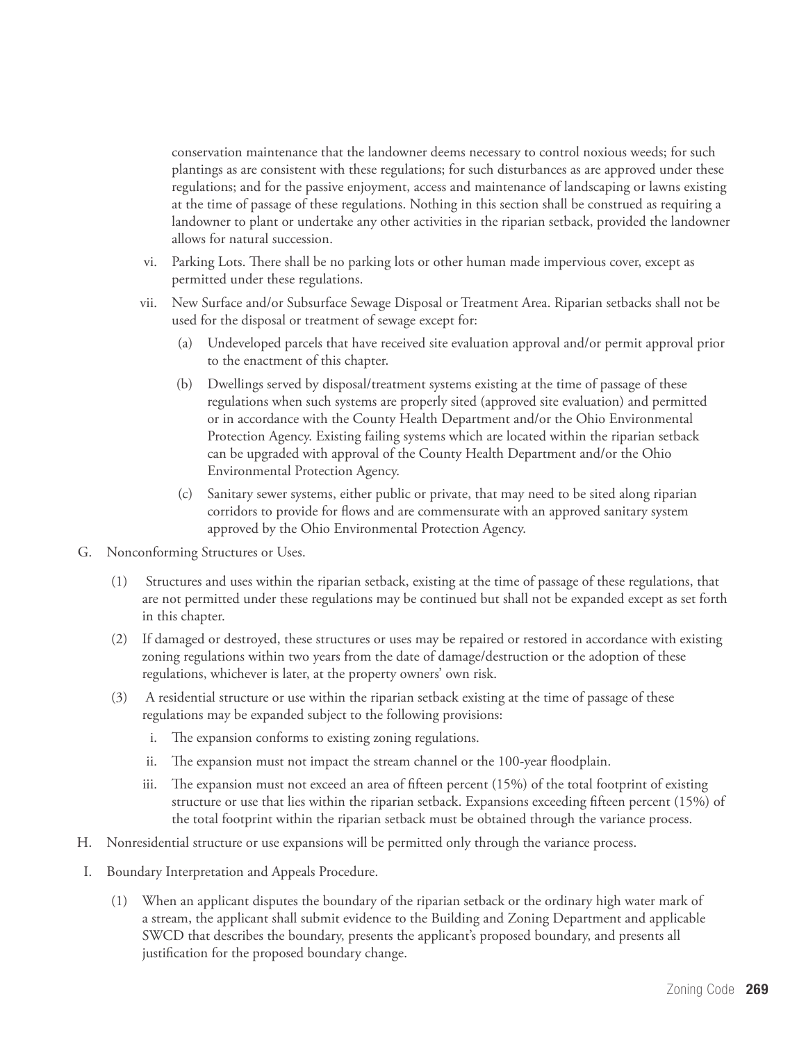conservation maintenance that the landowner deems necessary to control noxious weeds; for such plantings as are consistent with these regulations; for such disturbances as are approved under these regulations; and for the passive enjoyment, access and maintenance of landscaping or lawns existing at the time of passage of these regulations. Nothing in this section shall be construed as requiring a landowner to plant or undertake any other activities in the riparian setback, provided the landowner allows for natural succession.

vi. Parking Lots. There shall be no parking lots or other human made impervious cover, except as permitted under these regulations.

vii. New Surface and/or Subsurface Sewage Disposal or Treatment Area. Riparian setbacks shall not be used for the disposal or treatment of sewage except for:

(a) Undeveloped parcels that have received site evaluation approval and/or permit approval prior to the enactment of this chapter.

(b) Dwellings served by disposal/treatment systems existing at the time of passage of these regulations when such systems are properly sited (approved site evaluation) and permitted or in accordance with the County Health Department and/or the Ohio Environmental Protection Agency. Existing failing systems which are located within the riparian setback can be upgraded with approval of the County Health Department and/or the Ohio Environmental Protection Agency.

(c) Sanitary sewer systems, either public or private, that may need to be sited along riparian corridors to provide for flows and are commensurate with an approved sanitary system approved by the Ohio Environmental Protection Agency.

G. Nonconforming Structures or Uses.

(1) Structures and uses within the riparian setback, existing at the time of passage of these regulations, that are not permitted under these regulations may be continued but shall not be expanded except as set forth in this chapter.

(2) If damaged or destroyed, these structures or uses may be repaired or restored in accordance with existing zoning regulations within two years from the date of damage/destruction or the adoption of these regulations, whichever is later, at the property owners' own risk.

(3) A residential structure or use within the riparian setback existing at the time of passage of these regulations may be expanded subject to the following provisions:

i. The expansion conforms to existing zoning regulations.

ii. The expansion must not impact the stream channel or the 100-year floodplain.

iii. The expansion must not exceed an area of fifteen percent (15%) of the total footprint of existing structure or use that lies within the riparian setback. Expansions exceeding fifteen percent (15%) of the total footprint within the riparian setback must be obtained through the variance process.

H. Nonresidential structure or use expansions will be permitted only through the variance process.

I. Boundary Interpretation and Appeals Procedure.

(1) When an applicant disputes the boundary of the riparian setback or the ordinary high water mark of a stream, the applicant shall submit evidence to the Building and Zoning Department and applicable SWCD that describes the boundary, presents the applicant's proposed boundary, and presents all justification for the proposed boundary change.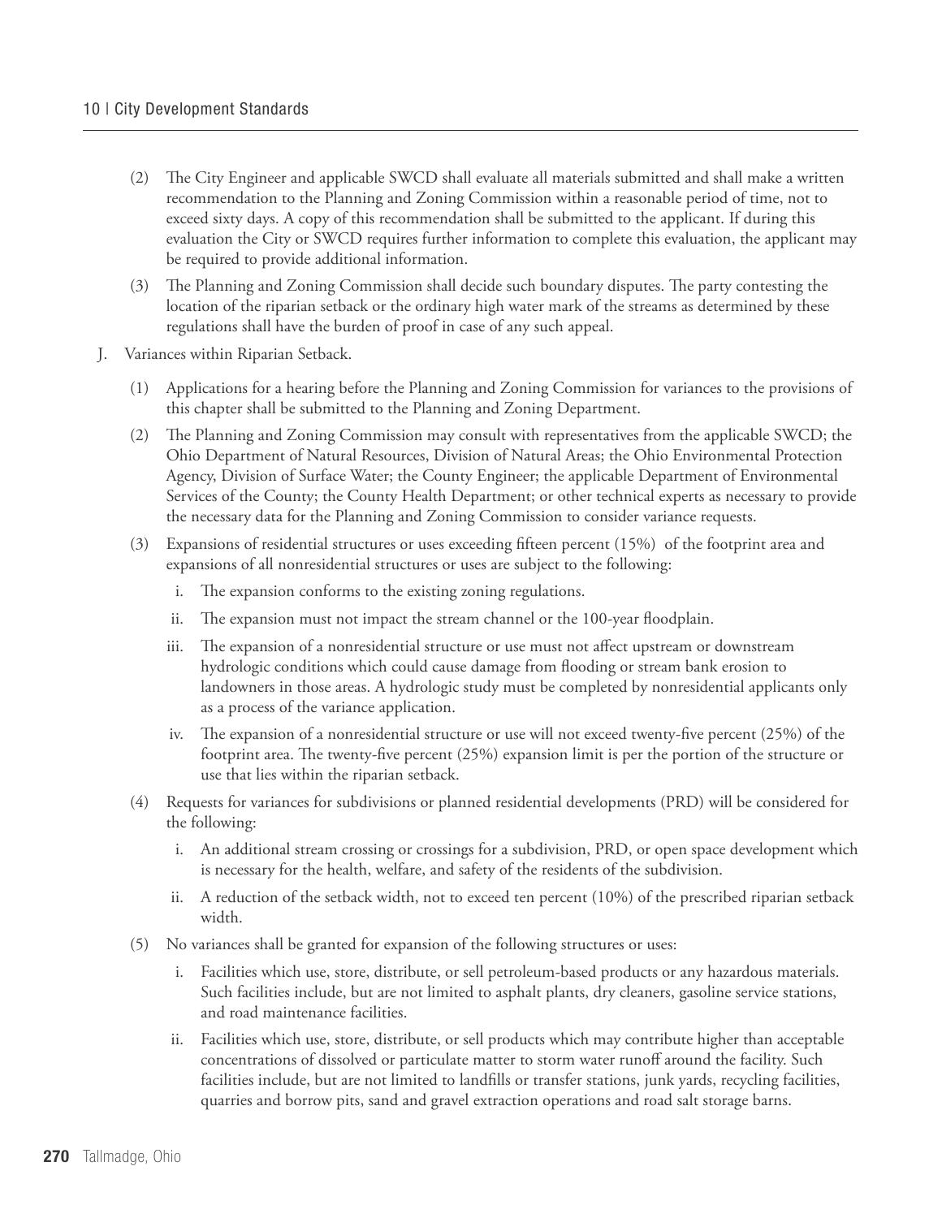(2) The City Engineer and applicable SWCD shall evaluate all materials submitted and shall make a written recommendation to the Planning and Zoning Commission within a reasonable period of time, not to exceed sixty days. A copy of this recommendation shall be submitted to the applicant. If during this evaluation the City or SWCD requires further information to complete this evaluation, the applicant may be required to provide additional information.

(3) The Planning and Zoning Commission shall decide such boundary disputes. The party contesting the location of the riparian setback or the ordinary high water mark of the streams as determined by these regulations shall have the burden of proof in case of any such appeal.

J. Variances within Riparian Setback.

(1) Applications for a hearing before the Planning and Zoning Commission for variances to the provisions of this chapter shall be submitted to the Planning and Zoning Department.

(2) The Planning and Zoning Commission may consult with representatives from the applicable SWCD; the Ohio Department of Natural Resources, Division of Natural Areas; the Ohio Environmental Protection Agency, Division of Surface Water; the County Engineer; the applicable Department of Environmental Services of the County; the County Health Department; or other technical experts as necessary to provide the necessary data for the Planning and Zoning Commission to consider variance requests.

(3) Expansions of residential structures or uses exceeding fifteen percent (15%) of the footprint area and expansions of all nonresidential structures or uses are subject to the following:

i. The expansion conforms to the existing zoning regulations.

ii. The expansion must not impact the stream channel or the 100-year floodplain.

iii. The expansion of a nonresidential structure or use must not affect upstream or downstream hydrologic conditions which could cause damage from flooding or stream bank erosion to landowners in those areas. A hydrologic study must be completed by nonresidential applicants only as a process of the variance application.

iv. The expansion of a nonresidential structure or use will not exceed twenty-five percent (25%) of the footprint area. The twenty-five percent (25%) expansion limit is per the portion of the structure or use that lies within the riparian setback.

(4) Requests for variances for subdivisions or planned residential developments (PRD) will be considered for the following:

i. An additional stream crossing or crossings for a subdivision, PRD, or open space development which is necessary for the health, welfare, and safety of the residents of the subdivision.

ii. A reduction of the setback width, not to exceed ten percent (10%) of the prescribed riparian setback width.

(5) No variances shall be granted for expansion of the following structures or uses:

i. Facilities which use, store, distribute, or sell petroleum-based products or any hazardous materials. Such facilities include, but are not limited to asphalt plants, dry cleaners, gasoline service stations, and road maintenance facilities.

ii. Facilities which use, store, distribute, or sell products which may contribute higher than acceptable concentrations of dissolved or particulate matter to storm water runoff around the facility. Such facilities include, but are not limited to landfills or transfer stations, junk yards, recycling facilities, quarries and borrow pits, sand and gravel extraction operations and road salt storage barns.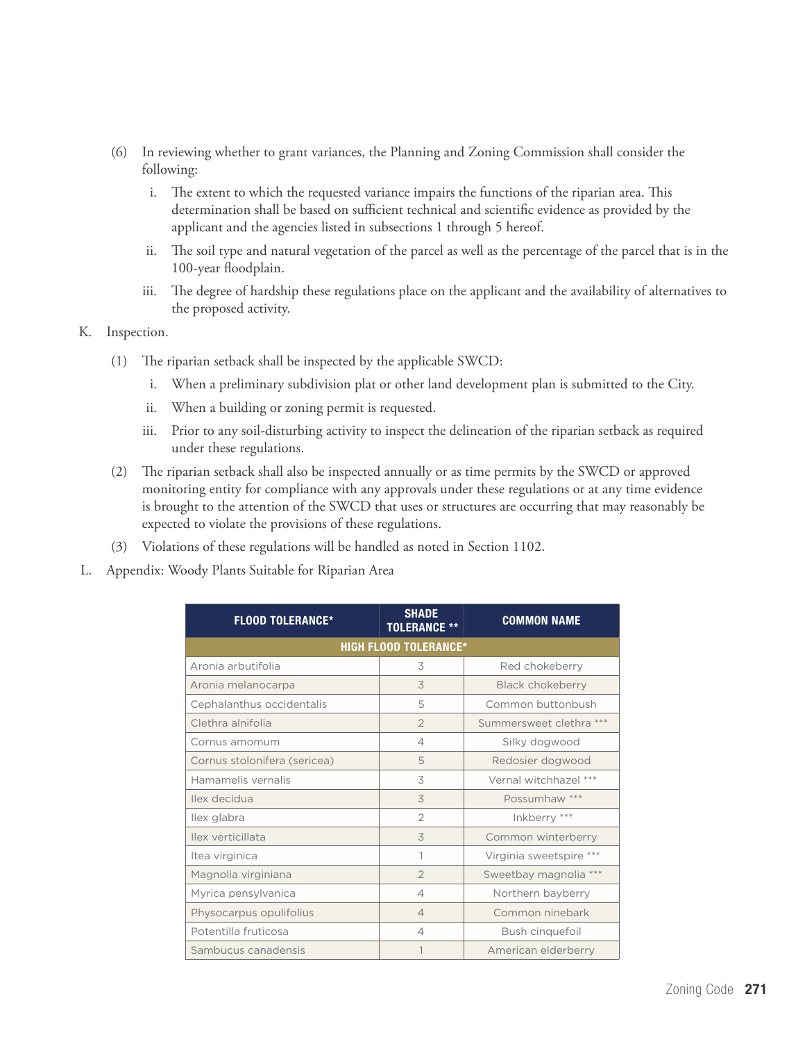(6) In reviewing whether to grant variances, the Planning and Zoning Commission shall consider the following:

   i. The extent to which the requested variance impairs the functions of the riparian area. This determination shall be based on sufficient technical and scientific evidence as provided by the applicant and the agencies listed in subsections 1 through 5 hereof.

   ii. The soil type and natural vegetation of the parcel as well as the percentage of the parcel that is in the 100-year floodplain.

   iii. The degree of hardship these regulations place on the applicant and the availability of alternatives to the proposed activity.

K. Inspection.

(1) The riparian setback shall be inspected by the applicable SWCD:

   i. When a preliminary subdivision plat or other land development plan is submitted to the City.

   ii. When a building or zoning permit is requested.

   iii. Prior to any soil-disturbing activity to inspect the delineation of the riparian setback as required under these regulations.

(2) The riparian setback shall also be inspected annually or as time permits by the SWCD or approved monitoring entity for compliance with any approvals under these regulations or at any time evidence is brought to the attention of the SWCD that uses or structures are occurring that may reasonably be expected to violate the provisions of these regulations.

(3) Violations of these regulations will be handled as noted in Section 1102.

L. Appendix: Woody Plants Suitable for Riparian Area

| FLOOD TOLERANCE* | SHADE TOLERANCE ** | COMMON NAME |
|---|---|---|
| **HIGH FLOOD TOLERANCE*** | | |
| Aronia arbutifolia | 3 | Red chokeberry |
| Aronia melanocarpa | 3 | Black chokeberry |
| Cephalanthus occidentalis | 5 | Common buttonbush |
| Clethra alnifolia | 2 | Summersweet clethra *** |
| Cornus amomum | 4 | Silky dogwood |
| Cornus stolonifera (sericea) | 5 | Redosier dogwood |
| Hamamelis vernalis | 3 | Vernal witchhazel *** |
| Ilex decidua | 3 | Possumhaw *** |
| Ilex glabra | 2 | Inkberry *** |
| Ilex verticillata | 3 | Common winterberry |
| Itea virginica | 1 | Virginia sweetspire *** |
| Magnolia virginiana | 2 | Sweetbay magnolia *** |
| Myrica pensylvanica | 4 | Northern bayberry |
| Physocarpus opulifolius | 4 | Common ninebark |
| Potentilla fruticosa | 4 | Bush cinquefoil |
| Sambucus canadensis | 1 | American elderberry |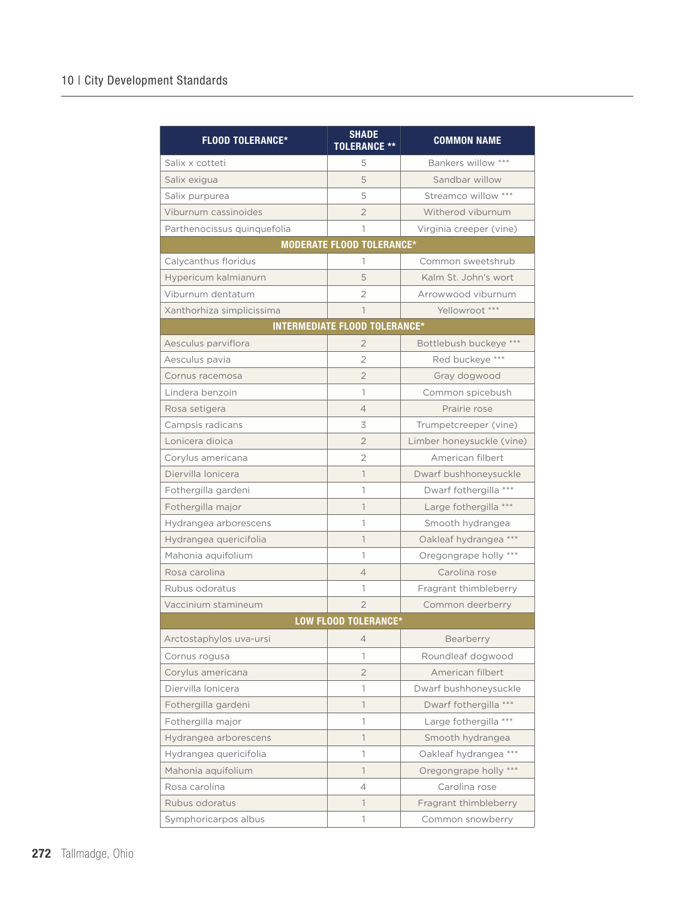| FLOOD TOLERANCE* | SHADE TOLERANCE ** | COMMON NAME |
|---|---|---|
| Salix x cotteti | 5 | Bankers willow *** |
| Salix exigua | 5 | Sandbar willow |
| Salix purpurea | 5 | Streamco willow *** |
| Viburnum cassinoides | 2 | Witherod viburnum |
| Parthenocissus quinquefolia | 1 | Virginia creeper (vine) |
| **MODERATE FLOOD TOLERANCE*** | | |
| Calycanthus floridus | 1 | Common sweetshrub |
| Hypericum kalmianurn | 5 | Kalm St. John's wort |
| Viburnum dentatum | 2 | Arrowwood viburnum |
| Xanthorhiza simplicissima | 1 | Yellowroot *** |
| **INTERMEDIATE FLOOD TOLERANCE*** | | |
| Aesculus parviflora | 2 | Bottlebush buckeye *** |
| Aesculus pavia | 2 | Red buckeye *** |
| Cornus racemosa | 2 | Gray dogwood |
| Lindera benzoin | 1 | Common spicebush |
| Rosa setigera | 4 | Prairie rose |
| Campsis radicans | 3 | Trumpetcreeper (vine) |
| Lonicera dioica | 2 | Limber honeysuckle (vine) |
| Corylus americana | 2 | American filbert |
| Diervilla lonicera | 1 | Dwarf bushhoneysuckle |
| Fothergilla gardeni | 1 | Dwarf fothergilla *** |
| Fothergilla major | 1 | Large fothergilla *** |
| Hydrangea arborescens | 1 | Smooth hydrangea |
| Hydrangea quericifolia | 1 | Oakleaf hydrangea *** |
| Mahonia aquifolium | 1 | Oregongrape holly *** |
| Rosa carolina | 4 | Carolina rose |
| Rubus odoratus | 1 | Fragrant thimbleberry |
| Vaccinium stamineum | 2 | Common deerberry |
| **LOW FLOOD TOLERANCE*** | | |
| Arctostaphylos uva-ursi | 4 | Bearberry |
| Cornus rogusa | 1 | Roundleaf dogwood |
| Corylus americana | 2 | American filbert |
| Diervilla lonicera | 1 | Dwarf bushhoneysuckle |
| Fothergilla gardeni | 1 | Dwarf fothergilla *** |
| Fothergilla major | 1 | Large fothergilla *** |
| Hydrangea arborescens | 1 | Smooth hydrangea |
| Hydrangea quericifolia | 1 | Oakleaf hydrangea *** |
| Mahonia aquifolium | 1 | Oregongrape holly *** |
| Rosa carolina | 4 | Carolina rose |
| Rubus odoratus | 1 | Fragrant thimbleberry |
| Symphoricarpos albus | 1 | Common snowberry |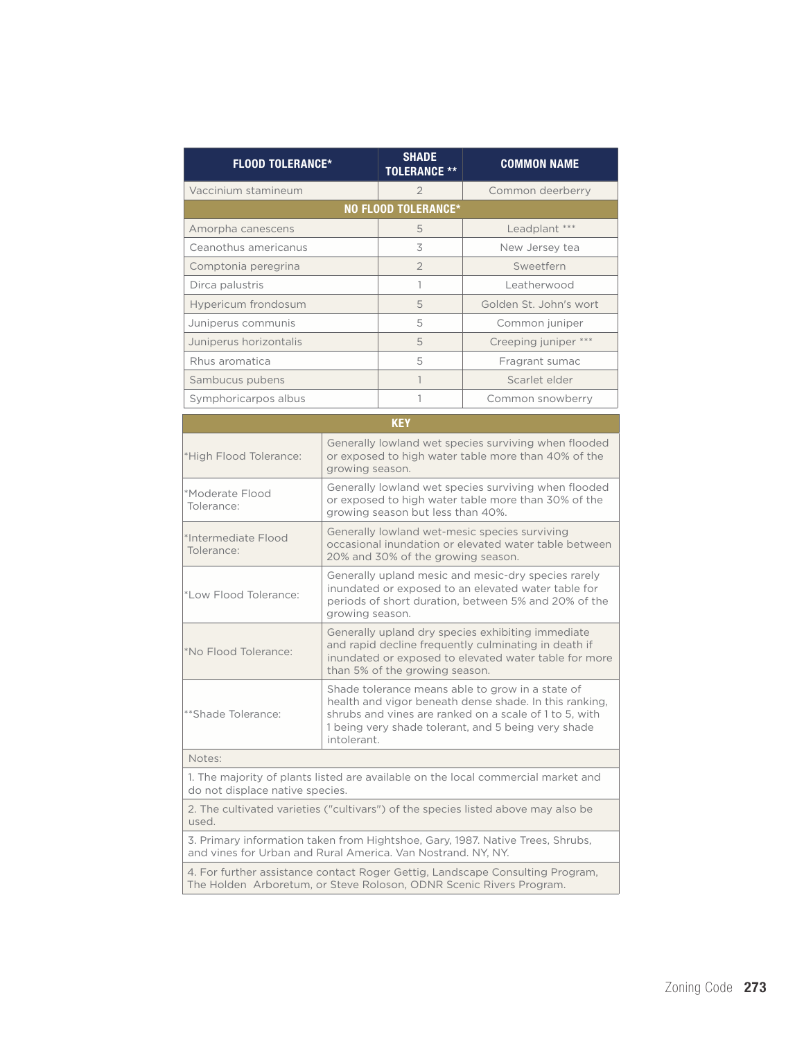| FLOOD TOLERANCE* | SHADE TOLERANCE ** | COMMON NAME |
|---|---|---|
| Vaccinium stamineum | 2 | Common deerberry |
| **NO FLOOD TOLERANCE*** | | |
| Amorpha canescens | 5 | Leadplant *** |
| Ceanothus americanus | 3 | New Jersey tea |
| Comptonia peregrina | 2 | Sweetfern |
| Dirca palustris | 1 | Leatherwood |
| Hypericum frondosum | 5 | Golden St. John's wort |
| Juniperus communis | 5 | Common juniper |
| Juniperus horizontalis | 5 | Creeping juniper *** |
| Rhus aromatica | 5 | Fragrant sumac |
| Sambucus pubens | 1 | Scarlet elder |
| Symphoricarpos albus | 1 | Common snowberry |

| KEY | |
|---|---|
| *High Flood Tolerance: | Generally lowland wet species surviving when flooded or exposed to high water table more than 40% of the growing season. |
| *Moderate Flood Tolerance: | Generally lowland wet species surviving when flooded or exposed to high water table more than 30% of the growing season but less than 40%. |
| *Intermediate Flood Tolerance: | Generally lowland wet-mesic species surviving occasional inundation or elevated water table between 20% and 30% of the growing season. |
| *Low Flood Tolerance: | Generally upland mesic and mesic-dry species rarely inundated or exposed to an elevated water table for periods of short duration, between 5% and 20% of the growing season. |
| *No Flood Tolerance: | Generally upland dry species exhibiting immediate and rapid decline frequently culminating in death if inundated or exposed to elevated water table for more than 5% of the growing season. |
| **Shade Tolerance: | Shade tolerance means able to grow in a state of health and vigor beneath dense shade. In this ranking, shrubs and vines are ranked on a scale of 1 to 5, with 1 being very shade tolerant, and 5 being very shade intolerant. |
| Notes: | |
| 1. The majority of plants listed are available on the local commercial market and do not displace native species. | |
| 2. The cultivated varieties ("cultivars") of the species listed above may also be used. | |
| 3. Primary information taken from Hightshoe, Gary, 1987. Native Trees, Shrubs, and vines for Urban and Rural America. Van Nostrand. NY, NY. | |
| 4. For further assistance contact Roger Gettig, Landscape Consulting Program, The Holden Arboretum, or Steve Roloson, ODNR Scenic Rivers Program. | |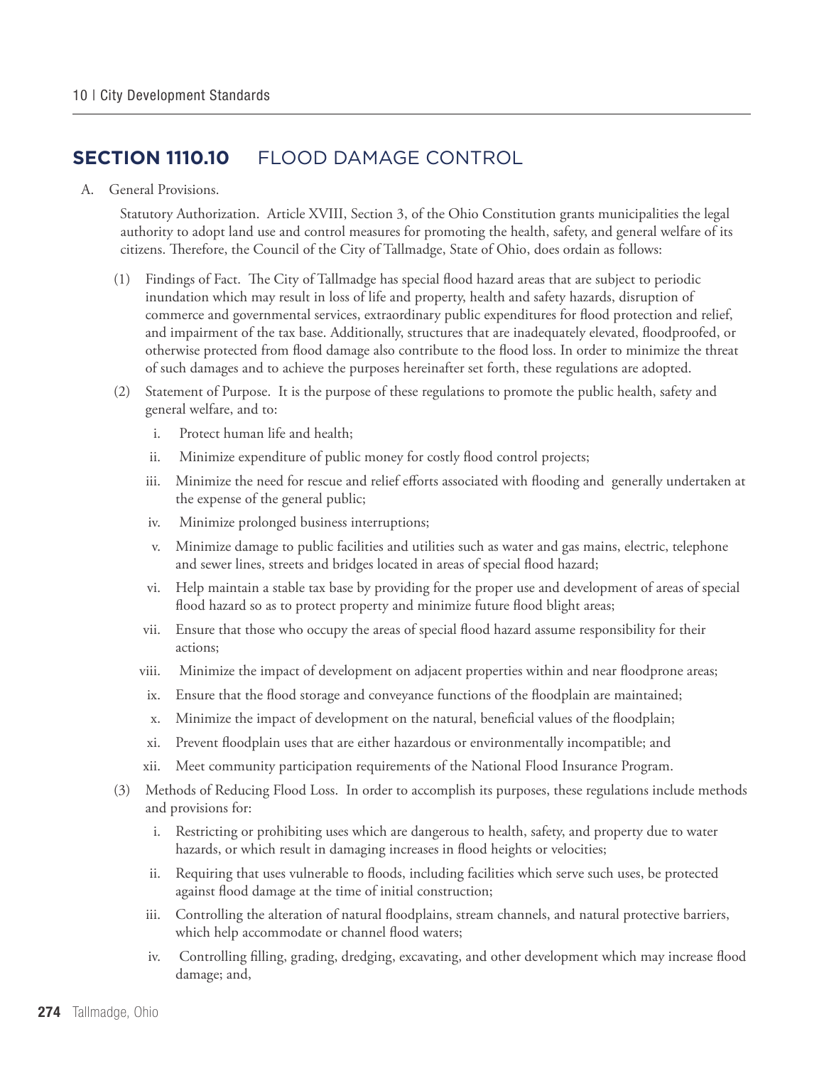## SECTION 1110.10 FLOOD DAMAGE CONTROL

A. General Provisions.

Statutory Authorization. Article XVIII, Section 3, of the Ohio Constitution grants municipalities the legal authority to adopt land use and control measures for promoting the health, safety, and general welfare of its citizens. Therefore, the Council of the City of Tallmadge, State of Ohio, does ordain as follows:

(1) Findings of Fact. The City of Tallmadge has special flood hazard areas that are subject to periodic inundation which may result in loss of life and property, health and safety hazards, disruption of commerce and governmental services, extraordinary public expenditures for flood protection and relief, and impairment of the tax base. Additionally, structures that are inadequately elevated, floodproofed, or otherwise protected from flood damage also contribute to the flood loss. In order to minimize the threat of such damages and to achieve the purposes hereinafter set forth, these regulations are adopted.

(2) Statement of Purpose. It is the purpose of these regulations to promote the public health, safety and general welfare, and to:

i. Protect human life and health;

ii. Minimize expenditure of public money for costly flood control projects;

iii. Minimize the need for rescue and relief efforts associated with flooding and generally undertaken at the expense of the general public;

iv. Minimize prolonged business interruptions;

v. Minimize damage to public facilities and utilities such as water and gas mains, electric, telephone and sewer lines, streets and bridges located in areas of special flood hazard;

vi. Help maintain a stable tax base by providing for the proper use and development of areas of special flood hazard so as to protect property and minimize future flood blight areas;

vii. Ensure that those who occupy the areas of special flood hazard assume responsibility for their actions;

viii. Minimize the impact of development on adjacent properties within and near floodprone areas;

ix. Ensure that the flood storage and conveyance functions of the floodplain are maintained;

x. Minimize the impact of development on the natural, beneficial values of the floodplain;

xi. Prevent floodplain uses that are either hazardous or environmentally incompatible; and

xii. Meet community participation requirements of the National Flood Insurance Program.

(3) Methods of Reducing Flood Loss. In order to accomplish its purposes, these regulations include methods and provisions for:

i. Restricting or prohibiting uses which are dangerous to health, safety, and property due to water hazards, or which result in damaging increases in flood heights or velocities;

ii. Requiring that uses vulnerable to floods, including facilities which serve such uses, be protected against flood damage at the time of initial construction;

iii. Controlling the alteration of natural floodplains, stream channels, and natural protective barriers, which help accommodate or channel flood waters;

iv. Controlling filling, grading, dredging, excavating, and other development which may increase flood damage; and,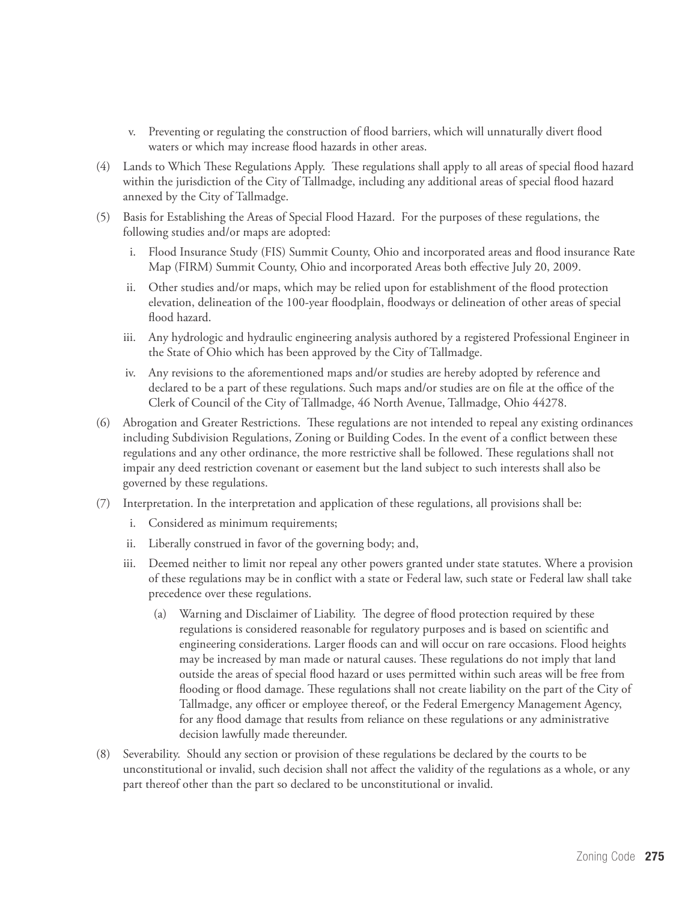v. Preventing or regulating the construction of flood barriers, which will unnaturally divert flood waters or which may increase flood hazards in other areas.

(4) Lands to Which These Regulations Apply. These regulations shall apply to all areas of special flood hazard within the jurisdiction of the City of Tallmadge, including any additional areas of special flood hazard annexed by the City of Tallmadge.

(5) Basis for Establishing the Areas of Special Flood Hazard. For the purposes of these regulations, the following studies and/or maps are adopted:

i. Flood Insurance Study (FIS) Summit County, Ohio and incorporated areas and flood insurance Rate Map (FIRM) Summit County, Ohio and incorporated Areas both effective July 20, 2009.

ii. Other studies and/or maps, which may be relied upon for establishment of the flood protection elevation, delineation of the 100-year floodplain, floodways or delineation of other areas of special flood hazard.

iii. Any hydrologic and hydraulic engineering analysis authored by a registered Professional Engineer in the State of Ohio which has been approved by the City of Tallmadge.

iv. Any revisions to the aforementioned maps and/or studies are hereby adopted by reference and declared to be a part of these regulations. Such maps and/or studies are on file at the office of the Clerk of Council of the City of Tallmadge, 46 North Avenue, Tallmadge, Ohio 44278.

(6) Abrogation and Greater Restrictions. These regulations are not intended to repeal any existing ordinances including Subdivision Regulations, Zoning or Building Codes. In the event of a conflict between these regulations and any other ordinance, the more restrictive shall be followed. These regulations shall not impair any deed restriction covenant or easement but the land subject to such interests shall also be governed by these regulations.

(7) Interpretation. In the interpretation and application of these regulations, all provisions shall be:

i. Considered as minimum requirements;

ii. Liberally construed in favor of the governing body; and,

iii. Deemed neither to limit nor repeal any other powers granted under state statutes. Where a provision of these regulations may be in conflict with a state or Federal law, such state or Federal law shall take precedence over these regulations.

(a) Warning and Disclaimer of Liability. The degree of flood protection required by these regulations is considered reasonable for regulatory purposes and is based on scientific and engineering considerations. Larger floods can and will occur on rare occasions. Flood heights may be increased by man made or natural causes. These regulations do not imply that land outside the areas of special flood hazard or uses permitted within such areas will be free from flooding or flood damage. These regulations shall not create liability on the part of the City of Tallmadge, any officer or employee thereof, or the Federal Emergency Management Agency, for any flood damage that results from reliance on these regulations or any administrative decision lawfully made thereunder.

(8) Severability. Should any section or provision of these regulations be declared by the courts to be unconstitutional or invalid, such decision shall not affect the validity of the regulations as a whole, or any part thereof other than the part so declared to be unconstitutional or invalid.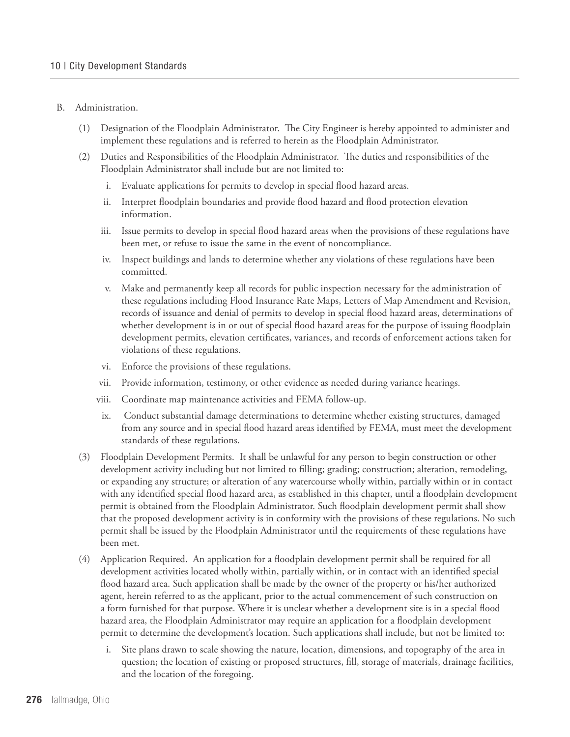B. Administration.

(1) Designation of the Floodplain Administrator. The City Engineer is hereby appointed to administer and implement these regulations and is referred to herein as the Floodplain Administrator.

(2) Duties and Responsibilities of the Floodplain Administrator. The duties and responsibilities of the Floodplain Administrator shall include but are not limited to:

i. Evaluate applications for permits to develop in special flood hazard areas.

ii. Interpret floodplain boundaries and provide flood hazard and flood protection elevation information.

iii. Issue permits to develop in special flood hazard areas when the provisions of these regulations have been met, or refuse to issue the same in the event of noncompliance.

iv. Inspect buildings and lands to determine whether any violations of these regulations have been committed.

v. Make and permanently keep all records for public inspection necessary for the administration of these regulations including Flood Insurance Rate Maps, Letters of Map Amendment and Revision, records of issuance and denial of permits to develop in special flood hazard areas, determinations of whether development is in or out of special flood hazard areas for the purpose of issuing floodplain development permits, elevation certificates, variances, and records of enforcement actions taken for violations of these regulations.

vi. Enforce the provisions of these regulations.

vii. Provide information, testimony, or other evidence as needed during variance hearings.

viii. Coordinate map maintenance activities and FEMA follow-up.

ix. Conduct substantial damage determinations to determine whether existing structures, damaged from any source and in special flood hazard areas identified by FEMA, must meet the development standards of these regulations.

(3) Floodplain Development Permits. It shall be unlawful for any person to begin construction or other development activity including but not limited to filling; grading; construction; alteration, remodeling, or expanding any structure; or alteration of any watercourse wholly within, partially within or in contact with any identified special flood hazard area, as established in this chapter, until a floodplain development permit is obtained from the Floodplain Administrator. Such floodplain development permit shall show that the proposed development activity is in conformity with the provisions of these regulations. No such permit shall be issued by the Floodplain Administrator until the requirements of these regulations have been met.

(4) Application Required. An application for a floodplain development permit shall be required for all development activities located wholly within, partially within, or in contact with an identified special flood hazard area. Such application shall be made by the owner of the property or his/her authorized agent, herein referred to as the applicant, prior to the actual commencement of such construction on a form furnished for that purpose. Where it is unclear whether a development site is in a special flood hazard area, the Floodplain Administrator may require an application for a floodplain development permit to determine the development's location. Such applications shall include, but not be limited to:

i. Site plans drawn to scale showing the nature, location, dimensions, and topography of the area in question; the location of existing or proposed structures, fill, storage of materials, drainage facilities, and the location of the foregoing.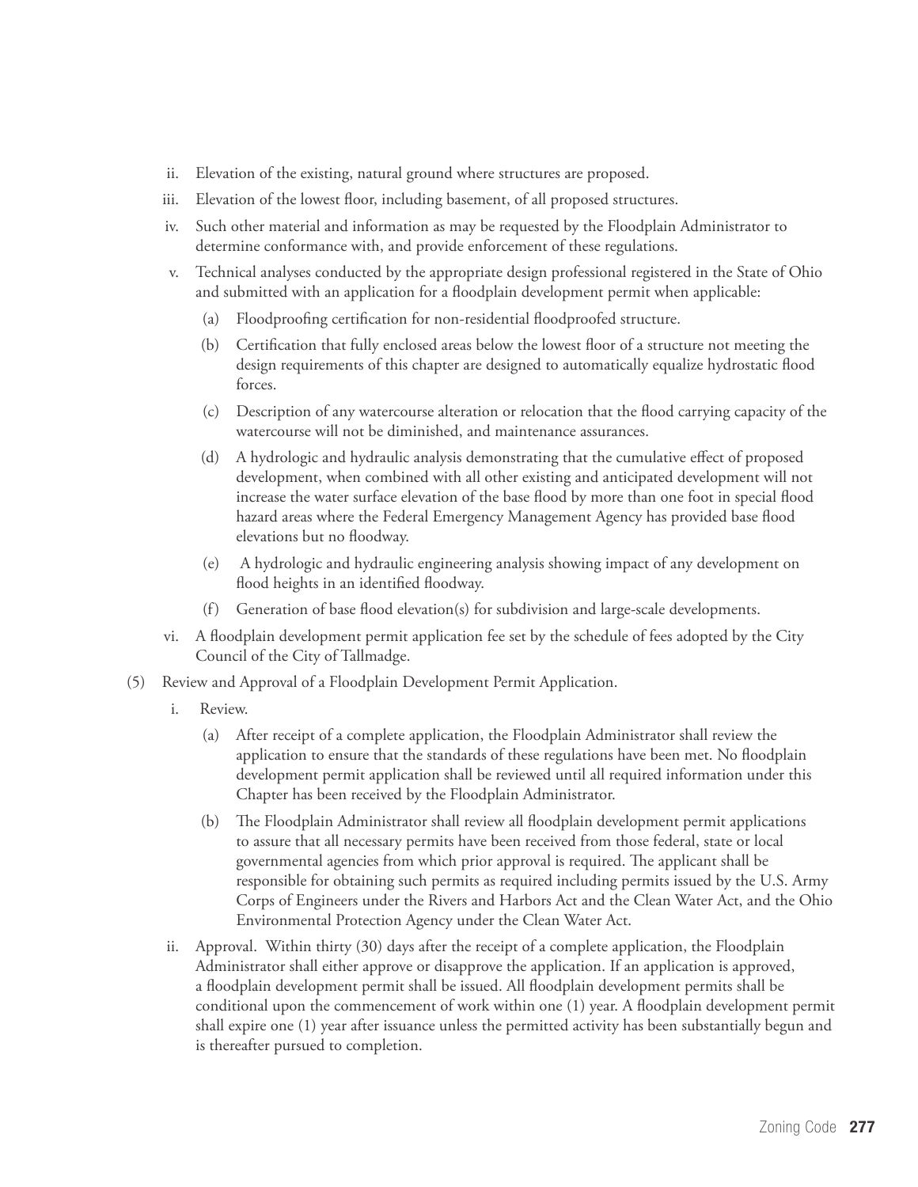ii. Elevation of the existing, natural ground where structures are proposed.

iii. Elevation of the lowest floor, including basement, of all proposed structures.

iv. Such other material and information as may be requested by the Floodplain Administrator to determine conformance with, and provide enforcement of these regulations.

v. Technical analyses conducted by the appropriate design professional registered in the State of Ohio and submitted with an application for a floodplain development permit when applicable:

(a) Floodproofing certification for non-residential floodproofed structure.

(b) Certification that fully enclosed areas below the lowest floor of a structure not meeting the design requirements of this chapter are designed to automatically equalize hydrostatic flood forces.

(c) Description of any watercourse alteration or relocation that the flood carrying capacity of the watercourse will not be diminished, and maintenance assurances.

(d) A hydrologic and hydraulic analysis demonstrating that the cumulative effect of proposed development, when combined with all other existing and anticipated development will not increase the water surface elevation of the base flood by more than one foot in special flood hazard areas where the Federal Emergency Management Agency has provided base flood elevations but no floodway.

(e) A hydrologic and hydraulic engineering analysis showing impact of any development on flood heights in an identified floodway.

(f) Generation of base flood elevation(s) for subdivision and large-scale developments.

vi. A floodplain development permit application fee set by the schedule of fees adopted by the City Council of the City of Tallmadge.

(5) Review and Approval of a Floodplain Development Permit Application.

i. Review.

(a) After receipt of a complete application, the Floodplain Administrator shall review the application to ensure that the standards of these regulations have been met. No floodplain development permit application shall be reviewed until all required information under this Chapter has been received by the Floodplain Administrator.

(b) The Floodplain Administrator shall review all floodplain development permit applications to assure that all necessary permits have been received from those federal, state or local governmental agencies from which prior approval is required. The applicant shall be responsible for obtaining such permits as required including permits issued by the U.S. Army Corps of Engineers under the Rivers and Harbors Act and the Clean Water Act, and the Ohio Environmental Protection Agency under the Clean Water Act.

ii. Approval. Within thirty (30) days after the receipt of a complete application, the Floodplain Administrator shall either approve or disapprove the application. If an application is approved, a floodplain development permit shall be issued. All floodplain development permits shall be conditional upon the commencement of work within one (1) year. A floodplain development permit shall expire one (1) year after issuance unless the permitted activity has been substantially begun and is thereafter pursued to completion.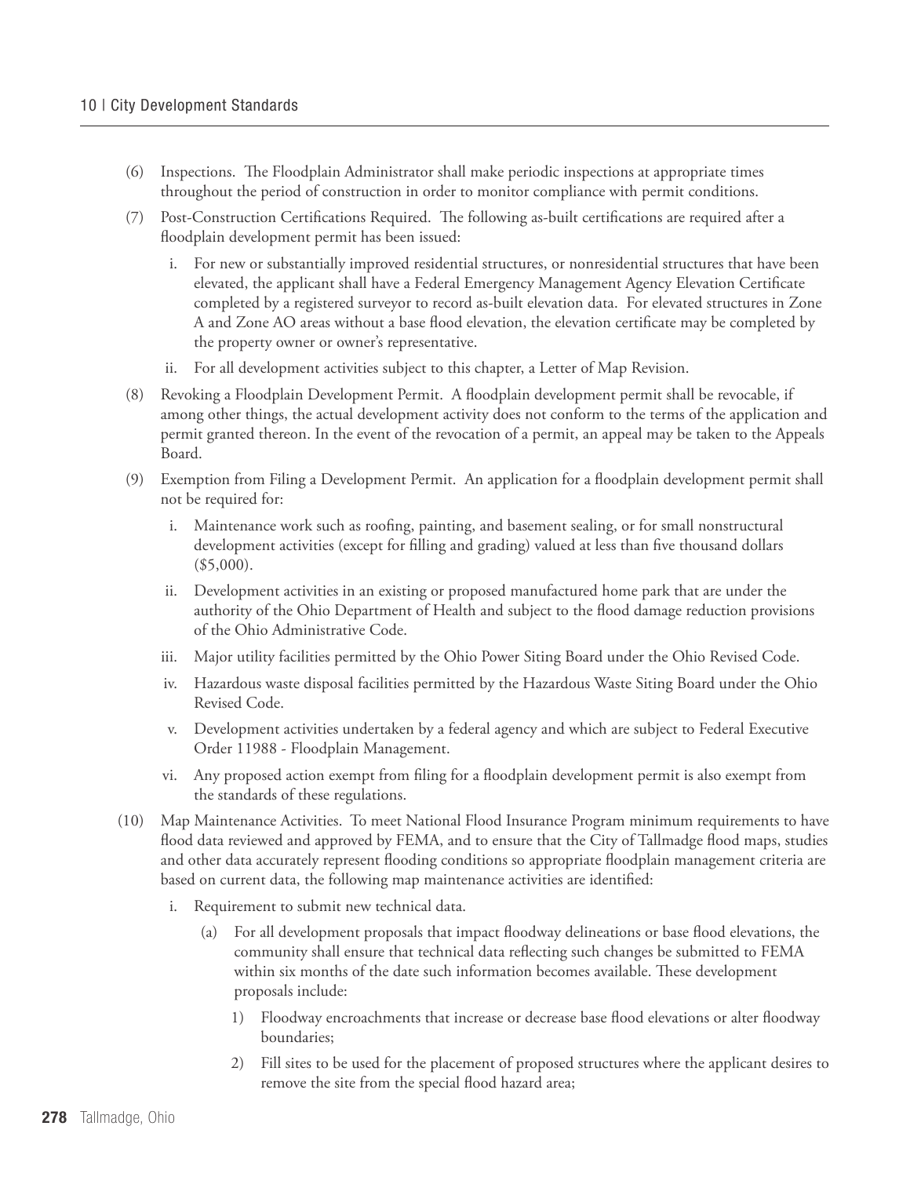(6) Inspections. The Floodplain Administrator shall make periodic inspections at appropriate times throughout the period of construction in order to monitor compliance with permit conditions.

(7) Post-Construction Certifications Required. The following as-built certifications are required after a floodplain development permit has been issued:

   i. For new or substantially improved residential structures, or nonresidential structures that have been elevated, the applicant shall have a Federal Emergency Management Agency Elevation Certificate completed by a registered surveyor to record as-built elevation data. For elevated structures in Zone A and Zone AO areas without a base flood elevation, the elevation certificate may be completed by the property owner or owner's representative.

   ii. For all development activities subject to this chapter, a Letter of Map Revision.

(8) Revoking a Floodplain Development Permit. A floodplain development permit shall be revocable, if among other things, the actual development activity does not conform to the terms of the application and permit granted thereon. In the event of the revocation of a permit, an appeal may be taken to the Appeals Board.

(9) Exemption from Filing a Development Permit. An application for a floodplain development permit shall not be required for:

   i. Maintenance work such as roofing, painting, and basement sealing, or for small nonstructural development activities (except for filling and grading) valued at less than five thousand dollars ($5,000).

   ii. Development activities in an existing or proposed manufactured home park that are under the authority of the Ohio Department of Health and subject to the flood damage reduction provisions of the Ohio Administrative Code.

   iii. Major utility facilities permitted by the Ohio Power Siting Board under the Ohio Revised Code.

   iv. Hazardous waste disposal facilities permitted by the Hazardous Waste Siting Board under the Ohio Revised Code.

   v. Development activities undertaken by a federal agency and which are subject to Federal Executive Order 11988 - Floodplain Management.

   vi. Any proposed action exempt from filing for a floodplain development permit is also exempt from the standards of these regulations.

(10) Map Maintenance Activities. To meet National Flood Insurance Program minimum requirements to have flood data reviewed and approved by FEMA, and to ensure that the City of Tallmadge flood maps, studies and other data accurately represent flooding conditions so appropriate floodplain management criteria are based on current data, the following map maintenance activities are identified:

   i. Requirement to submit new technical data.

      (a) For all development proposals that impact floodway delineations or base flood elevations, the community shall ensure that technical data reflecting such changes be submitted to FEMA within six months of the date such information becomes available. These development proposals include:

         1) Floodway encroachments that increase or decrease base flood elevations or alter floodway boundaries;

         2) Fill sites to be used for the placement of proposed structures where the applicant desires to remove the site from the special flood hazard area;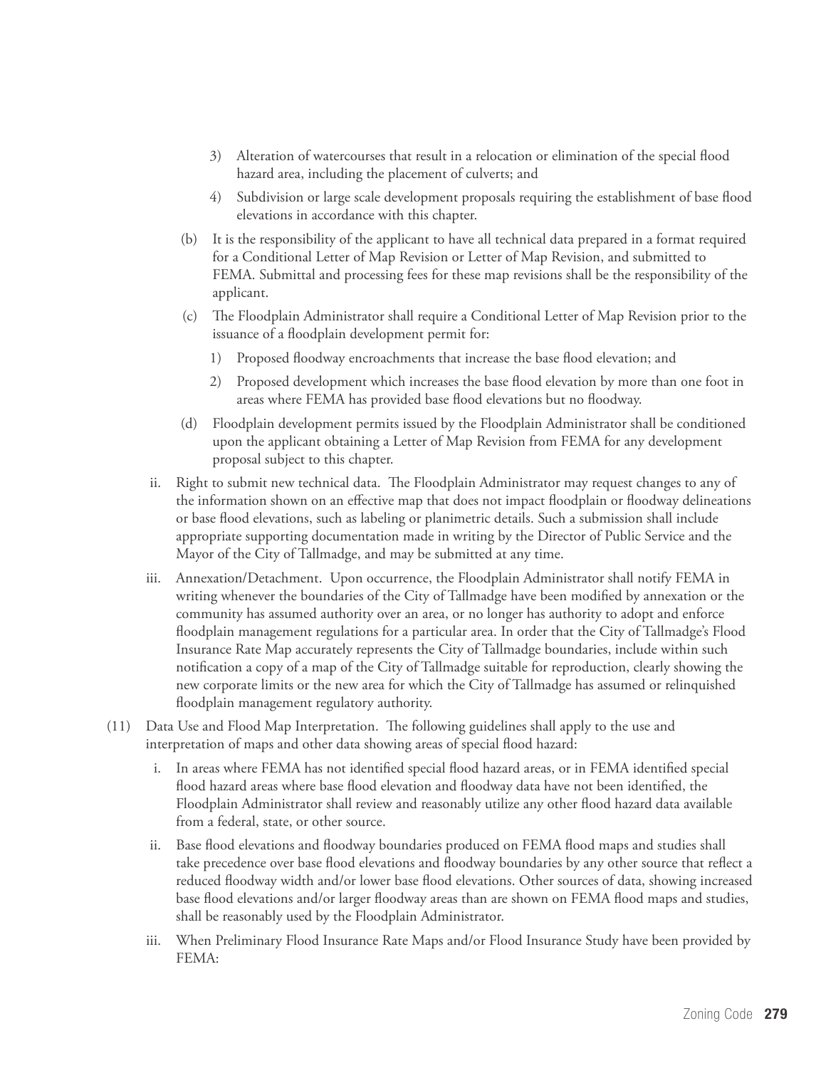3) Alteration of watercourses that result in a relocation or elimination of the special flood hazard area, including the placement of culverts; and

4) Subdivision or large scale development proposals requiring the establishment of base flood elevations in accordance with this chapter.

(b) It is the responsibility of the applicant to have all technical data prepared in a format required for a Conditional Letter of Map Revision or Letter of Map Revision, and submitted to FEMA. Submittal and processing fees for these map revisions shall be the responsibility of the applicant.

(c) The Floodplain Administrator shall require a Conditional Letter of Map Revision prior to the issuance of a floodplain development permit for:

1) Proposed floodway encroachments that increase the base flood elevation; and

2) Proposed development which increases the base flood elevation by more than one foot in areas where FEMA has provided base flood elevations but no floodway.

(d) Floodplain development permits issued by the Floodplain Administrator shall be conditioned upon the applicant obtaining a Letter of Map Revision from FEMA for any development proposal subject to this chapter.

ii. Right to submit new technical data. The Floodplain Administrator may request changes to any of the information shown on an effective map that does not impact floodplain or floodway delineations or base flood elevations, such as labeling or planimetric details. Such a submission shall include appropriate supporting documentation made in writing by the Director of Public Service and the Mayor of the City of Tallmadge, and may be submitted at any time.

iii. Annexation/Detachment. Upon occurrence, the Floodplain Administrator shall notify FEMA in writing whenever the boundaries of the City of Tallmadge have been modified by annexation or the community has assumed authority over an area, or no longer has authority to adopt and enforce floodplain management regulations for a particular area. In order that the City of Tallmadge's Flood Insurance Rate Map accurately represents the City of Tallmadge boundaries, include within such notification a copy of a map of the City of Tallmadge suitable for reproduction, clearly showing the new corporate limits or the new area for which the City of Tallmadge has assumed or relinquished floodplain management regulatory authority.

(11) Data Use and Flood Map Interpretation. The following guidelines shall apply to the use and interpretation of maps and other data showing areas of special flood hazard:

i. In areas where FEMA has not identified special flood hazard areas, or in FEMA identified special flood hazard areas where base flood elevation and floodway data have not been identified, the Floodplain Administrator shall review and reasonably utilize any other flood hazard data available from a federal, state, or other source.

ii. Base flood elevations and floodway boundaries produced on FEMA flood maps and studies shall take precedence over base flood elevations and floodway boundaries by any other source that reflect a reduced floodway width and/or lower base flood elevations. Other sources of data, showing increased base flood elevations and/or larger floodway areas than are shown on FEMA flood maps and studies, shall be reasonably used by the Floodplain Administrator.

iii. When Preliminary Flood Insurance Rate Maps and/or Flood Insurance Study have been provided by FEMA: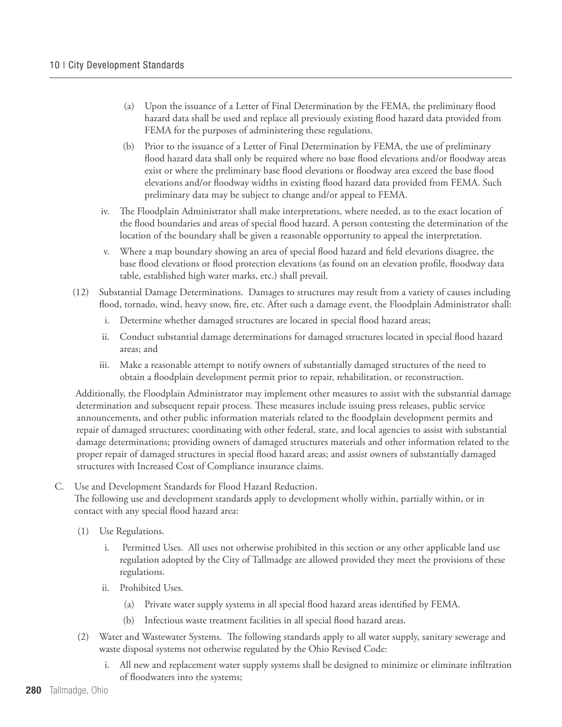(a) Upon the issuance of a Letter of Final Determination by the FEMA, the preliminary flood hazard data shall be used and replace all previously existing flood hazard data provided from FEMA for the purposes of administering these regulations.

(b) Prior to the issuance of a Letter of Final Determination by FEMA, the use of preliminary flood hazard data shall only be required where no base flood elevations and/or floodway areas exist or where the preliminary base flood elevations or floodway area exceed the base flood elevations and/or floodway widths in existing flood hazard data provided from FEMA. Such preliminary data may be subject to change and/or appeal to FEMA.

iv. The Floodplain Administrator shall make interpretations, where needed, as to the exact location of the flood boundaries and areas of special flood hazard. A person contesting the determination of the location of the boundary shall be given a reasonable opportunity to appeal the interpretation.

v. Where a map boundary showing an area of special flood hazard and field elevations disagree, the base flood elevations or flood protection elevations (as found on an elevation profile, floodway data table, established high water marks, etc.) shall prevail.

(12) Substantial Damage Determinations. Damages to structures may result from a variety of causes including flood, tornado, wind, heavy snow, fire, etc. After such a damage event, the Floodplain Administrator shall:

i. Determine whether damaged structures are located in special flood hazard areas;

ii. Conduct substantial damage determinations for damaged structures located in special flood hazard areas; and

iii. Make a reasonable attempt to notify owners of substantially damaged structures of the need to obtain a floodplain development permit prior to repair, rehabilitation, or reconstruction.

Additionally, the Floodplain Administrator may implement other measures to assist with the substantial damage determination and subsequent repair process. These measures include issuing press releases, public service announcements, and other public information materials related to the floodplain development permits and repair of damaged structures; coordinating with other federal, state, and local agencies to assist with substantial damage determinations; providing owners of damaged structures materials and other information related to the proper repair of damaged structures in special flood hazard areas; and assist owners of substantially damaged structures with Increased Cost of Compliance insurance claims.

C. Use and Development Standards for Flood Hazard Reduction.
The following use and development standards apply to development wholly within, partially within, or in contact with any special flood hazard area:

(1) Use Regulations.

i. Permitted Uses. All uses not otherwise prohibited in this section or any other applicable land use regulation adopted by the City of Tallmadge are allowed provided they meet the provisions of these regulations.

ii. Prohibited Uses.

(a) Private water supply systems in all special flood hazard areas identified by FEMA.

(b) Infectious waste treatment facilities in all special flood hazard areas.

(2) Water and Wastewater Systems. The following standards apply to all water supply, sanitary sewerage and waste disposal systems not otherwise regulated by the Ohio Revised Code:

i. All new and replacement water supply systems shall be designed to minimize or eliminate infiltration of floodwaters into the systems;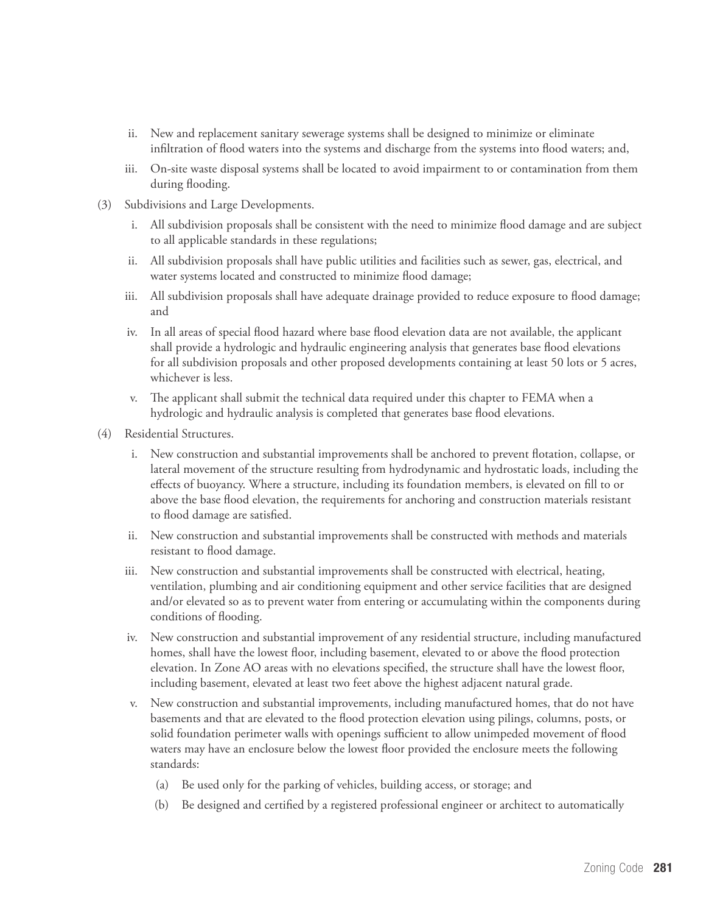ii. New and replacement sanitary sewerage systems shall be designed to minimize or eliminate infiltration of flood waters into the systems and discharge from the systems into flood waters; and,

iii. On-site waste disposal systems shall be located to avoid impairment to or contamination from them during flooding.

(3) Subdivisions and Large Developments.

i. All subdivision proposals shall be consistent with the need to minimize flood damage and are subject to all applicable standards in these regulations;

ii. All subdivision proposals shall have public utilities and facilities such as sewer, gas, electrical, and water systems located and constructed to minimize flood damage;

iii. All subdivision proposals shall have adequate drainage provided to reduce exposure to flood damage; and

iv. In all areas of special flood hazard where base flood elevation data are not available, the applicant shall provide a hydrologic and hydraulic engineering analysis that generates base flood elevations for all subdivision proposals and other proposed developments containing at least 50 lots or 5 acres, whichever is less.

v. The applicant shall submit the technical data required under this chapter to FEMA when a hydrologic and hydraulic analysis is completed that generates base flood elevations.

(4) Residential Structures.

i. New construction and substantial improvements shall be anchored to prevent flotation, collapse, or lateral movement of the structure resulting from hydrodynamic and hydrostatic loads, including the effects of buoyancy. Where a structure, including its foundation members, is elevated on fill to or above the base flood elevation, the requirements for anchoring and construction materials resistant to flood damage are satisfied.

ii. New construction and substantial improvements shall be constructed with methods and materials resistant to flood damage.

iii. New construction and substantial improvements shall be constructed with electrical, heating, ventilation, plumbing and air conditioning equipment and other service facilities that are designed and/or elevated so as to prevent water from entering or accumulating within the components during conditions of flooding.

iv. New construction and substantial improvement of any residential structure, including manufactured homes, shall have the lowest floor, including basement, elevated to or above the flood protection elevation. In Zone AO areas with no elevations specified, the structure shall have the lowest floor, including basement, elevated at least two feet above the highest adjacent natural grade.

v. New construction and substantial improvements, including manufactured homes, that do not have basements and that are elevated to the flood protection elevation using pilings, columns, posts, or solid foundation perimeter walls with openings sufficient to allow unimpeded movement of flood waters may have an enclosure below the lowest floor provided the enclosure meets the following standards:

(a) Be used only for the parking of vehicles, building access, or storage; and

(b) Be designed and certified by a registered professional engineer or architect to automatically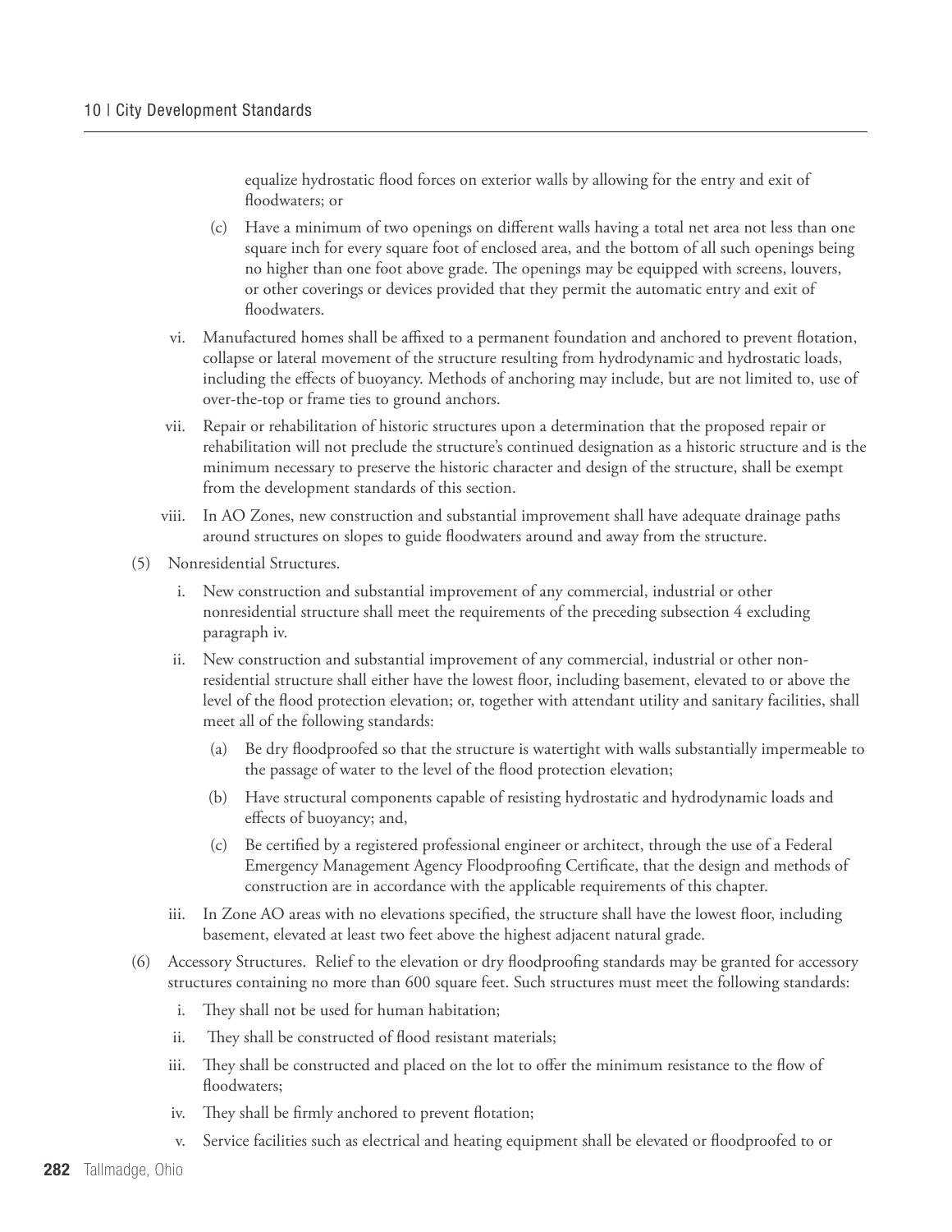equalize hydrostatic flood forces on exterior walls by allowing for the entry and exit of floodwaters; or

(c) Have a minimum of two openings on different walls having a total net area not less than one square inch for every square foot of enclosed area, and the bottom of all such openings being no higher than one foot above grade. The openings may be equipped with screens, louvers, or other coverings or devices provided that they permit the automatic entry and exit of floodwaters.

vi. Manufactured homes shall be affixed to a permanent foundation and anchored to prevent flotation, collapse or lateral movement of the structure resulting from hydrodynamic and hydrostatic loads, including the effects of buoyancy. Methods of anchoring may include, but are not limited to, use of over-the-top or frame ties to ground anchors.

vii. Repair or rehabilitation of historic structures upon a determination that the proposed repair or rehabilitation will not preclude the structure's continued designation as a historic structure and is the minimum necessary to preserve the historic character and design of the structure, shall be exempt from the development standards of this section.

viii. In AO Zones, new construction and substantial improvement shall have adequate drainage paths around structures on slopes to guide floodwaters around and away from the structure.

(5) Nonresidential Structures.

i. New construction and substantial improvement of any commercial, industrial or other nonresidential structure shall meet the requirements of the preceding subsection 4 excluding paragraph iv.

ii. New construction and substantial improvement of any commercial, industrial or other non-residential structure shall either have the lowest floor, including basement, elevated to or above the level of the flood protection elevation; or, together with attendant utility and sanitary facilities, shall meet all of the following standards:

(a) Be dry floodproofed so that the structure is watertight with walls substantially impermeable to the passage of water to the level of the flood protection elevation;

(b) Have structural components capable of resisting hydrostatic and hydrodynamic loads and effects of buoyancy; and,

(c) Be certified by a registered professional engineer or architect, through the use of a Federal Emergency Management Agency Floodproofing Certificate, that the design and methods of construction are in accordance with the applicable requirements of this chapter.

iii. In Zone AO areas with no elevations specified, the structure shall have the lowest floor, including basement, elevated at least two feet above the highest adjacent natural grade.

(6) Accessory Structures. Relief to the elevation or dry floodproofing standards may be granted for accessory structures containing no more than 600 square feet. Such structures must meet the following standards:

i. They shall not be used for human habitation;

ii. They shall be constructed of flood resistant materials;

iii. They shall be constructed and placed on the lot to offer the minimum resistance to the flow of floodwaters;

iv. They shall be firmly anchored to prevent flotation;

v. Service facilities such as electrical and heating equipment shall be elevated or floodproofed to or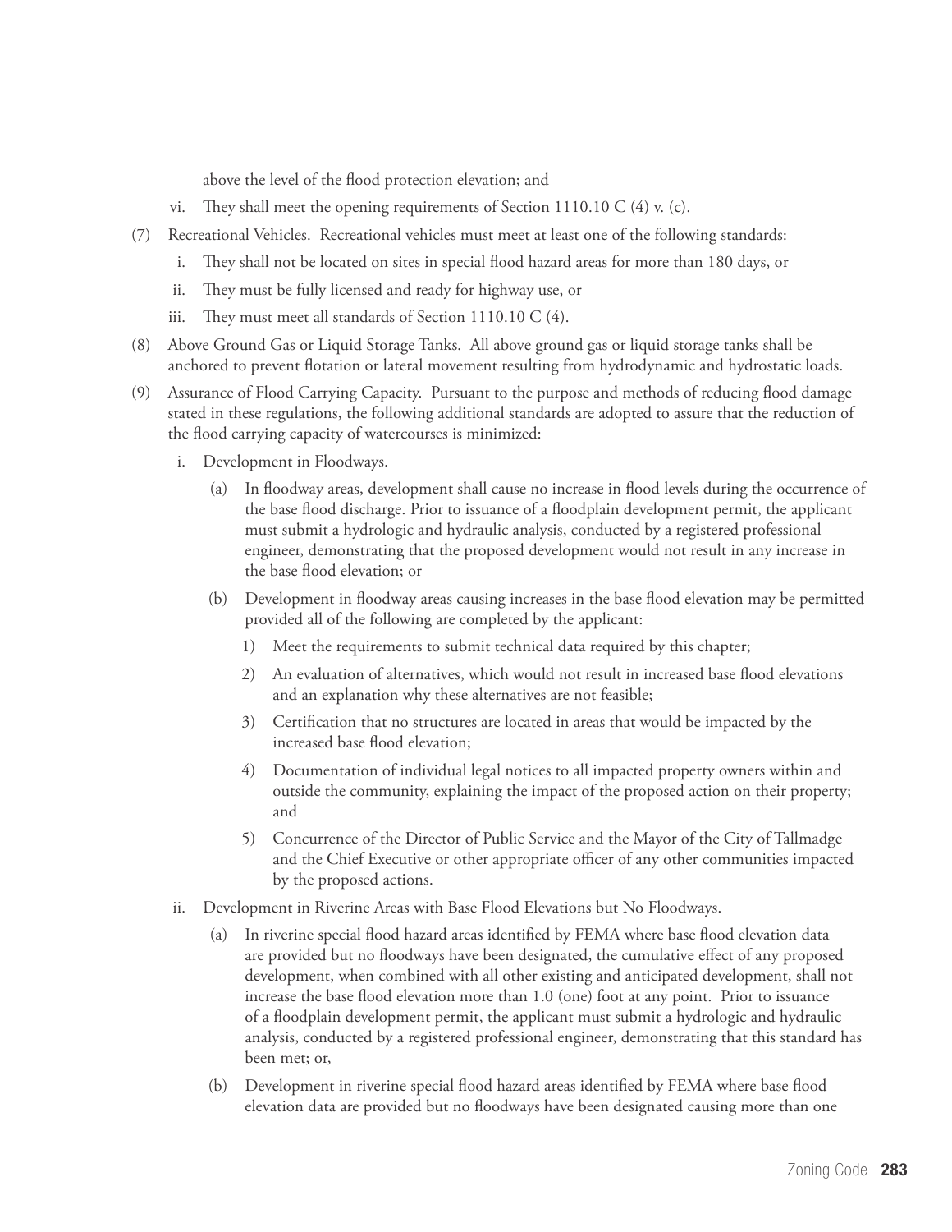above the level of the flood protection elevation; and

vi. They shall meet the opening requirements of Section 1110.10 C (4) v. (c).

(7) Recreational Vehicles. Recreational vehicles must meet at least one of the following standards:

i. They shall not be located on sites in special flood hazard areas for more than 180 days, or

ii. They must be fully licensed and ready for highway use, or

iii. They must meet all standards of Section 1110.10 C (4).

(8) Above Ground Gas or Liquid Storage Tanks. All above ground gas or liquid storage tanks shall be anchored to prevent flotation or lateral movement resulting from hydrodynamic and hydrostatic loads.

(9) Assurance of Flood Carrying Capacity. Pursuant to the purpose and methods of reducing flood damage stated in these regulations, the following additional standards are adopted to assure that the reduction of the flood carrying capacity of watercourses is minimized:

i. Development in Floodways.

(a) In floodway areas, development shall cause no increase in flood levels during the occurrence of the base flood discharge. Prior to issuance of a floodplain development permit, the applicant must submit a hydrologic and hydraulic analysis, conducted by a registered professional engineer, demonstrating that the proposed development would not result in any increase in the base flood elevation; or

(b) Development in floodway areas causing increases in the base flood elevation may be permitted provided all of the following are completed by the applicant:

1) Meet the requirements to submit technical data required by this chapter;

2) An evaluation of alternatives, which would not result in increased base flood elevations and an explanation why these alternatives are not feasible;

3) Certification that no structures are located in areas that would be impacted by the increased base flood elevation;

4) Documentation of individual legal notices to all impacted property owners within and outside the community, explaining the impact of the proposed action on their property; and

5) Concurrence of the Director of Public Service and the Mayor of the City of Tallmadge and the Chief Executive or other appropriate officer of any other communities impacted by the proposed actions.

ii. Development in Riverine Areas with Base Flood Elevations but No Floodways.

(a) In riverine special flood hazard areas identified by FEMA where base flood elevation data are provided but no floodways have been designated, the cumulative effect of any proposed development, when combined with all other existing and anticipated development, shall not increase the base flood elevation more than 1.0 (one) foot at any point. Prior to issuance of a floodplain development permit, the applicant must submit a hydrologic and hydraulic analysis, conducted by a registered professional engineer, demonstrating that this standard has been met; or,

(b) Development in riverine special flood hazard areas identified by FEMA where base flood elevation data are provided but no floodways have been designated causing more than one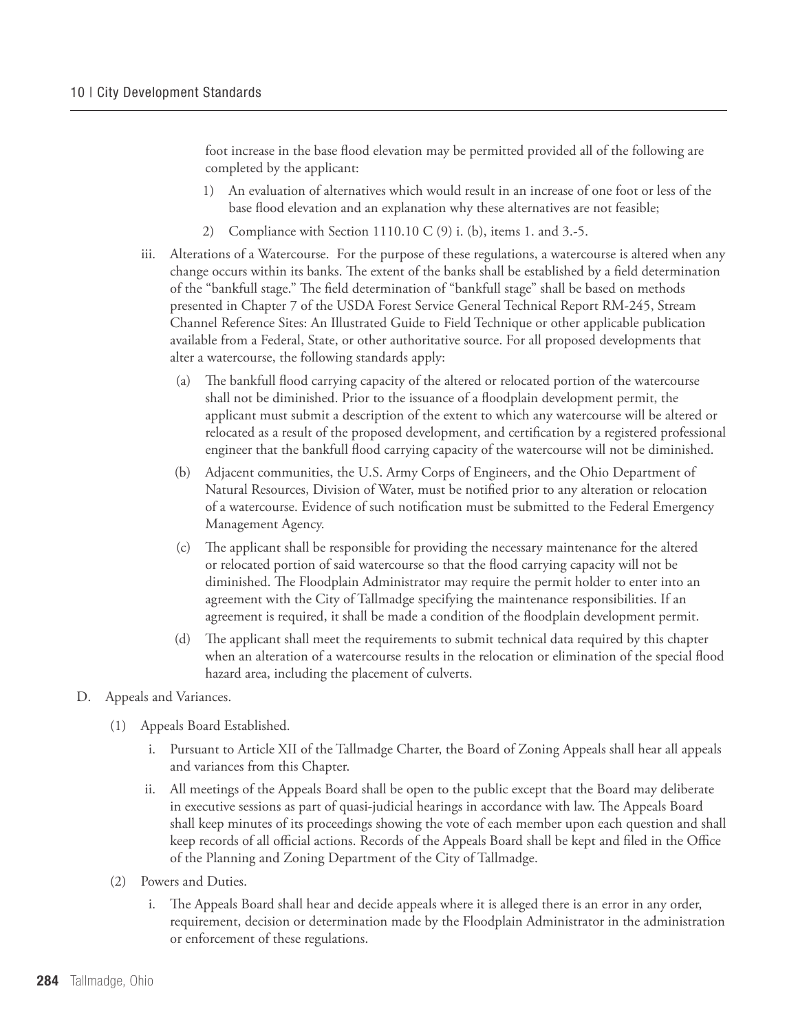foot increase in the base flood elevation may be permitted provided all of the following are completed by the applicant:

1) An evaluation of alternatives which would result in an increase of one foot or less of the base flood elevation and an explanation why these alternatives are not feasible;
2) Compliance with Section 1110.10 C (9) i. (b), items 1. and 3.-5.

iii. Alterations of a Watercourse. For the purpose of these regulations, a watercourse is altered when any change occurs within its banks. The extent of the banks shall be established by a field determination of the "bankfull stage." The field determination of "bankfull stage" shall be based on methods presented in Chapter 7 of the USDA Forest Service General Technical Report RM-245, Stream Channel Reference Sites: An Illustrated Guide to Field Technique or other applicable publication available from a Federal, State, or other authoritative source. For all proposed developments that alter a watercourse, the following standards apply:

(a) The bankfull flood carrying capacity of the altered or relocated portion of the watercourse shall not be diminished. Prior to the issuance of a floodplain development permit, the applicant must submit a description of the extent to which any watercourse will be altered or relocated as a result of the proposed development, and certification by a registered professional engineer that the bankfull flood carrying capacity of the watercourse will not be diminished.

(b) Adjacent communities, the U.S. Army Corps of Engineers, and the Ohio Department of Natural Resources, Division of Water, must be notified prior to any alteration or relocation of a watercourse. Evidence of such notification must be submitted to the Federal Emergency Management Agency.

(c) The applicant shall be responsible for providing the necessary maintenance for the altered or relocated portion of said watercourse so that the flood carrying capacity will not be diminished. The Floodplain Administrator may require the permit holder to enter into an agreement with the City of Tallmadge specifying the maintenance responsibilities. If an agreement is required, it shall be made a condition of the floodplain development permit.

(d) The applicant shall meet the requirements to submit technical data required by this chapter when an alteration of a watercourse results in the relocation or elimination of the special flood hazard area, including the placement of culverts.

D. Appeals and Variances.

(1) Appeals Board Established.

i. Pursuant to Article XII of the Tallmadge Charter, the Board of Zoning Appeals shall hear all appeals and variances from this Chapter.

ii. All meetings of the Appeals Board shall be open to the public except that the Board may deliberate in executive sessions as part of quasi-judicial hearings in accordance with law. The Appeals Board shall keep minutes of its proceedings showing the vote of each member upon each question and shall keep records of all official actions. Records of the Appeals Board shall be kept and filed in the Office of the Planning and Zoning Department of the City of Tallmadge.

(2) Powers and Duties.

i. The Appeals Board shall hear and decide appeals where it is alleged there is an error in any order, requirement, decision or determination made by the Floodplain Administrator in the administration or enforcement of these regulations.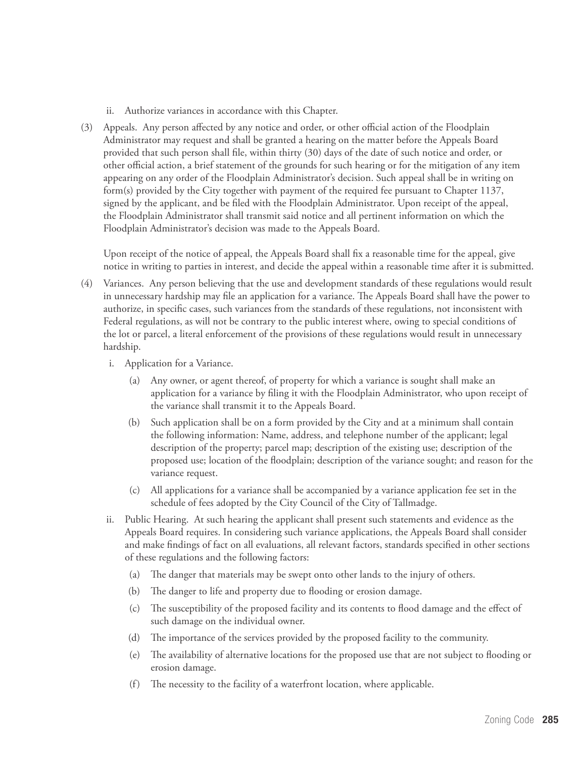ii. Authorize variances in accordance with this Chapter.

(3) Appeals. Any person affected by any notice and order, or other official action of the Floodplain Administrator may request and shall be granted a hearing on the matter before the Appeals Board provided that such person shall file, within thirty (30) days of the date of such notice and order, or other official action, a brief statement of the grounds for such hearing or for the mitigation of any item appearing on any order of the Floodplain Administrator's decision. Such appeal shall be in writing on form(s) provided by the City together with payment of the required fee pursuant to Chapter 1137, signed by the applicant, and be filed with the Floodplain Administrator. Upon receipt of the appeal, the Floodplain Administrator shall transmit said notice and all pertinent information on which the Floodplain Administrator's decision was made to the Appeals Board.

Upon receipt of the notice of appeal, the Appeals Board shall fix a reasonable time for the appeal, give notice in writing to parties in interest, and decide the appeal within a reasonable time after it is submitted.

(4) Variances. Any person believing that the use and development standards of these regulations would result in unnecessary hardship may file an application for a variance. The Appeals Board shall have the power to authorize, in specific cases, such variances from the standards of these regulations, not inconsistent with Federal regulations, as will not be contrary to the public interest where, owing to special conditions of the lot or parcel, a literal enforcement of the provisions of these regulations would result in unnecessary hardship.

i. Application for a Variance.

(a) Any owner, or agent thereof, of property for which a variance is sought shall make an application for a variance by filing it with the Floodplain Administrator, who upon receipt of the variance shall transmit it to the Appeals Board.

(b) Such application shall be on a form provided by the City and at a minimum shall contain the following information: Name, address, and telephone number of the applicant; legal description of the property; parcel map; description of the existing use; description of the proposed use; location of the floodplain; description of the variance sought; and reason for the variance request.

(c) All applications for a variance shall be accompanied by a variance application fee set in the schedule of fees adopted by the City Council of the City of Tallmadge.

ii. Public Hearing. At such hearing the applicant shall present such statements and evidence as the Appeals Board requires. In considering such variance applications, the Appeals Board shall consider and make findings of fact on all evaluations, all relevant factors, standards specified in other sections of these regulations and the following factors:

(a) The danger that materials may be swept onto other lands to the injury of others.

(b) The danger to life and property due to flooding or erosion damage.

(c) The susceptibility of the proposed facility and its contents to flood damage and the effect of such damage on the individual owner.

(d) The importance of the services provided by the proposed facility to the community.

(e) The availability of alternative locations for the proposed use that are not subject to flooding or erosion damage.

(f) The necessity to the facility of a waterfront location, where applicable.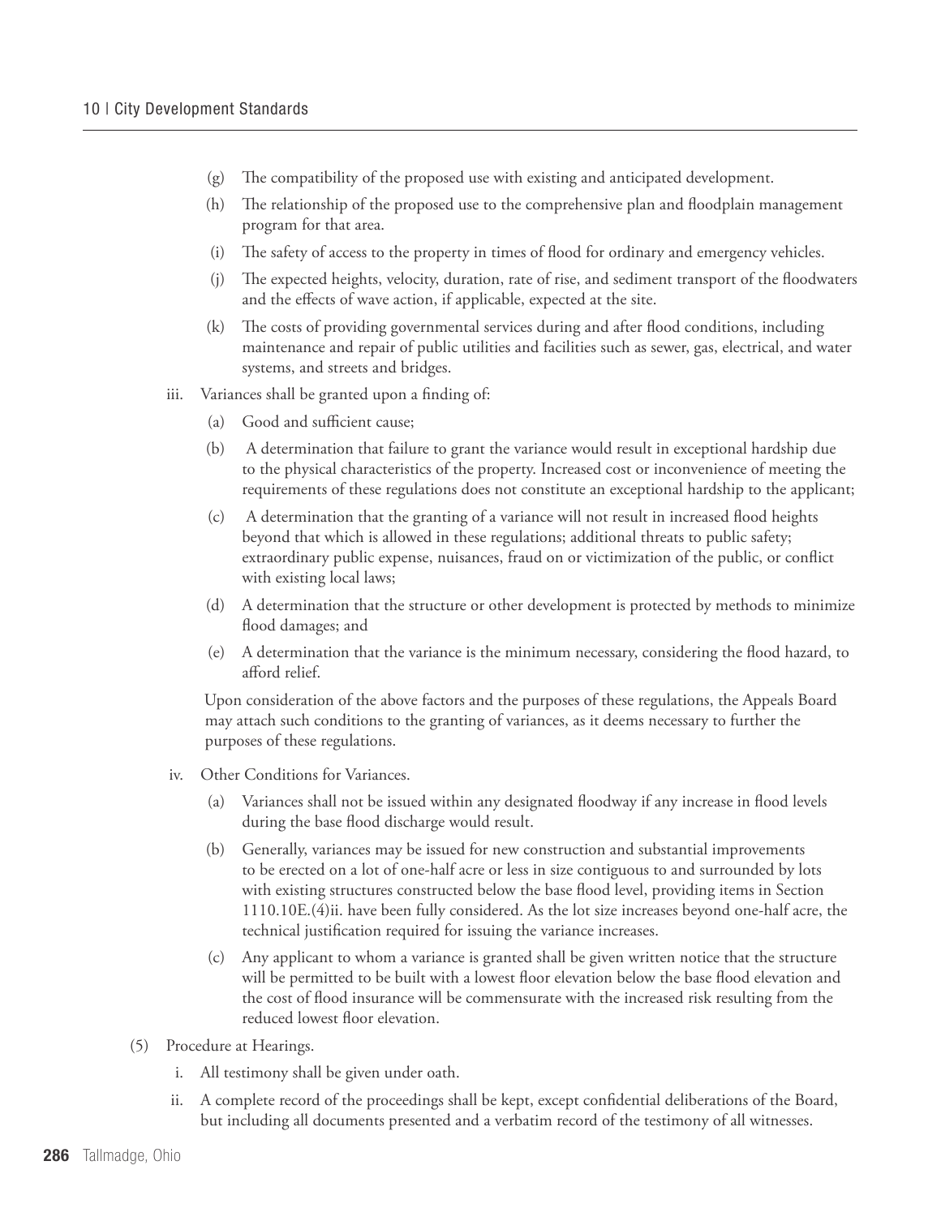(g) The compatibility of the proposed use with existing and anticipated development.

(h) The relationship of the proposed use to the comprehensive plan and floodplain management program for that area.

(i) The safety of access to the property in times of flood for ordinary and emergency vehicles.

(j) The expected heights, velocity, duration, rate of rise, and sediment transport of the floodwaters and the effects of wave action, if applicable, expected at the site.

(k) The costs of providing governmental services during and after flood conditions, including maintenance and repair of public utilities and facilities such as sewer, gas, electrical, and water systems, and streets and bridges.

iii. Variances shall be granted upon a finding of:

(a) Good and sufficient cause;

(b) A determination that failure to grant the variance would result in exceptional hardship due to the physical characteristics of the property. Increased cost or inconvenience of meeting the requirements of these regulations does not constitute an exceptional hardship to the applicant;

(c) A determination that the granting of a variance will not result in increased flood heights beyond that which is allowed in these regulations; additional threats to public safety; extraordinary public expense, nuisances, fraud on or victimization of the public, or conflict with existing local laws;

(d) A determination that the structure or other development is protected by methods to minimize flood damages; and

(e) A determination that the variance is the minimum necessary, considering the flood hazard, to afford relief.

Upon consideration of the above factors and the purposes of these regulations, the Appeals Board may attach such conditions to the granting of variances, as it deems necessary to further the purposes of these regulations.

iv. Other Conditions for Variances.

(a) Variances shall not be issued within any designated floodway if any increase in flood levels during the base flood discharge would result.

(b) Generally, variances may be issued for new construction and substantial improvements to be erected on a lot of one-half acre or less in size contiguous to and surrounded by lots with existing structures constructed below the base flood level, providing items in Section 1110.10E.(4)ii. have been fully considered. As the lot size increases beyond one-half acre, the technical justification required for issuing the variance increases.

(c) Any applicant to whom a variance is granted shall be given written notice that the structure will be permitted to be built with a lowest floor elevation below the base flood elevation and the cost of flood insurance will be commensurate with the increased risk resulting from the reduced lowest floor elevation.

(5) Procedure at Hearings.

i. All testimony shall be given under oath.

ii. A complete record of the proceedings shall be kept, except confidential deliberations of the Board, but including all documents presented and a verbatim record of the testimony of all witnesses.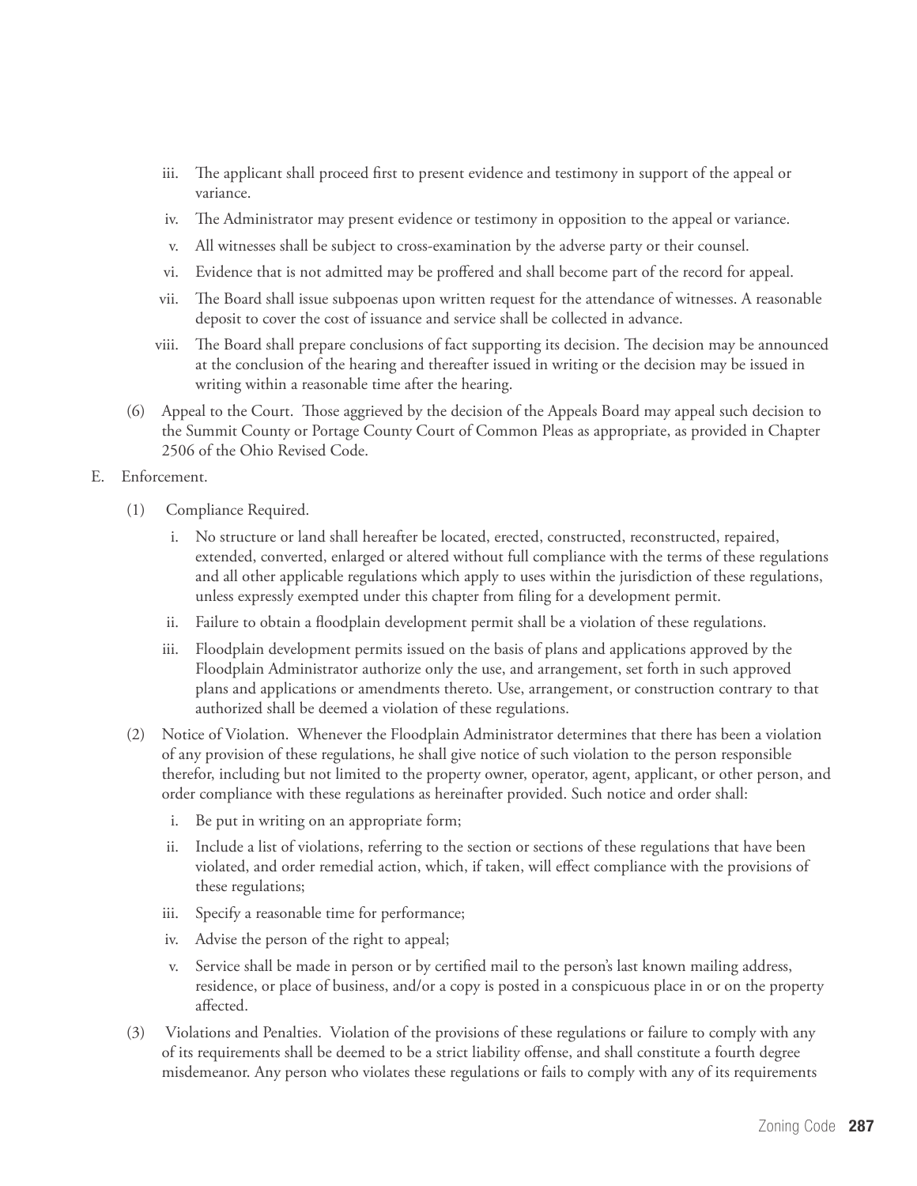iii. The applicant shall proceed first to present evidence and testimony in support of the appeal or variance.

iv. The Administrator may present evidence or testimony in opposition to the appeal or variance.

v. All witnesses shall be subject to cross-examination by the adverse party or their counsel.

vi. Evidence that is not admitted may be proffered and shall become part of the record for appeal.

vii. The Board shall issue subpoenas upon written request for the attendance of witnesses. A reasonable deposit to cover the cost of issuance and service shall be collected in advance.

viii. The Board shall prepare conclusions of fact supporting its decision. The decision may be announced at the conclusion of the hearing and thereafter issued in writing or the decision may be issued in writing within a reasonable time after the hearing.

(6) Appeal to the Court. Those aggrieved by the decision of the Appeals Board may appeal such decision to the Summit County or Portage County Court of Common Pleas as appropriate, as provided in Chapter 2506 of the Ohio Revised Code.

E. Enforcement.

(1) Compliance Required.

i. No structure or land shall hereafter be located, erected, constructed, reconstructed, repaired, extended, converted, enlarged or altered without full compliance with the terms of these regulations and all other applicable regulations which apply to uses within the jurisdiction of these regulations, unless expressly exempted under this chapter from filing for a development permit.

ii. Failure to obtain a floodplain development permit shall be a violation of these regulations.

iii. Floodplain development permits issued on the basis of plans and applications approved by the Floodplain Administrator authorize only the use, and arrangement, set forth in such approved plans and applications or amendments thereto. Use, arrangement, or construction contrary to that authorized shall be deemed a violation of these regulations.

(2) Notice of Violation. Whenever the Floodplain Administrator determines that there has been a violation of any provision of these regulations, he shall give notice of such violation to the person responsible therefor, including but not limited to the property owner, operator, agent, applicant, or other person, and order compliance with these regulations as hereinafter provided. Such notice and order shall:

i. Be put in writing on an appropriate form;

ii. Include a list of violations, referring to the section or sections of these regulations that have been violated, and order remedial action, which, if taken, will effect compliance with the provisions of these regulations;

iii. Specify a reasonable time for performance;

iv. Advise the person of the right to appeal;

v. Service shall be made in person or by certified mail to the person's last known mailing address, residence, or place of business, and/or a copy is posted in a conspicuous place in or on the property affected.

(3) Violations and Penalties. Violation of the provisions of these regulations or failure to comply with any of its requirements shall be deemed to be a strict liability offense, and shall constitute a fourth degree misdemeanor. Any person who violates these regulations or fails to comply with any of its requirements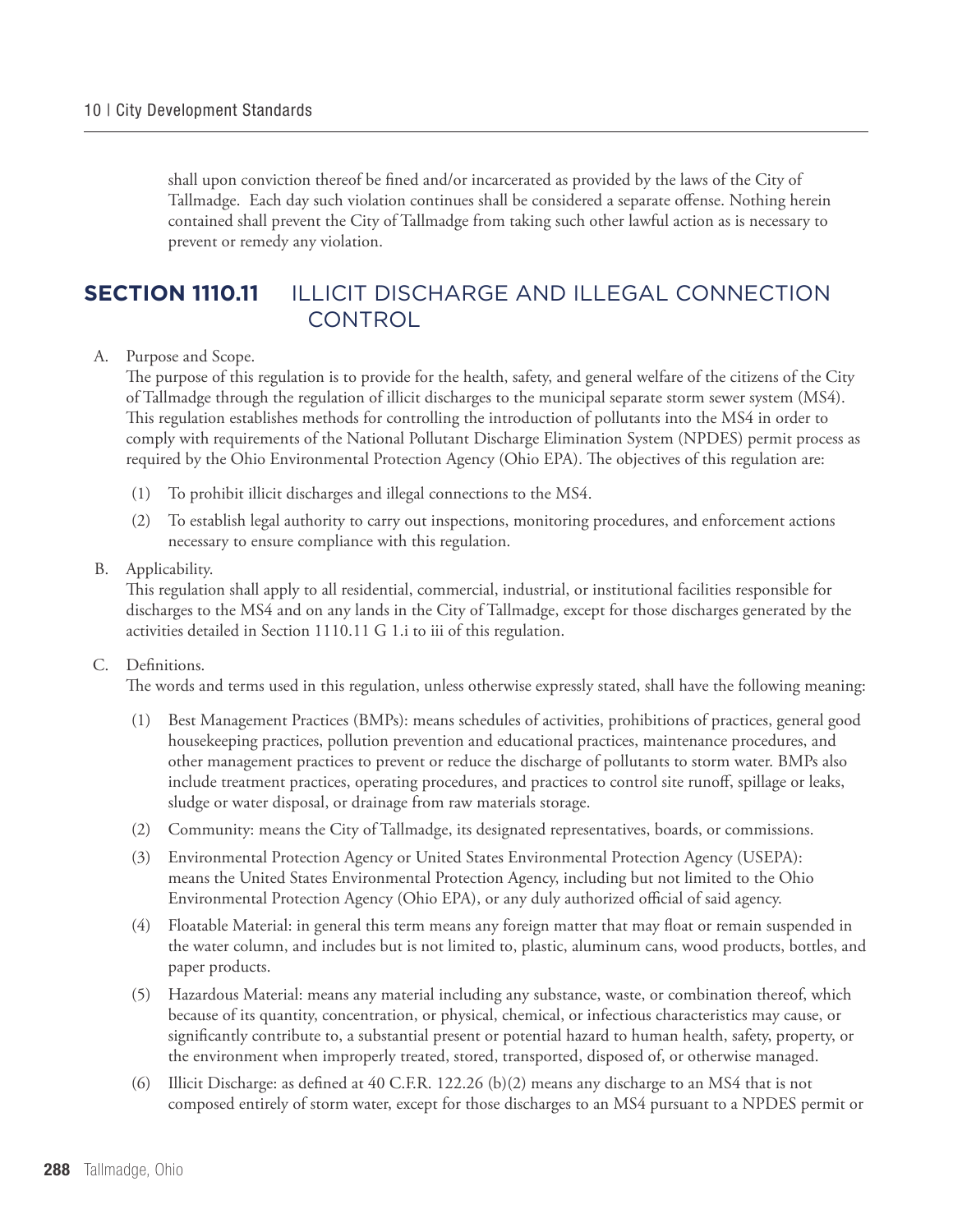shall upon conviction thereof be fined and/or incarcerated as provided by the laws of the City of Tallmadge. Each day such violation continues shall be considered a separate offense. Nothing herein contained shall prevent the City of Tallmadge from taking such other lawful action as is necessary to prevent or remedy any violation.

## SECTION 1110.11 ILLICIT DISCHARGE AND ILLEGAL CONNECTION CONTROL

A. Purpose and Scope.
The purpose of this regulation is to provide for the health, safety, and general welfare of the citizens of the City of Tallmadge through the regulation of illicit discharges to the municipal separate storm sewer system (MS4). This regulation establishes methods for controlling the introduction of pollutants into the MS4 in order to comply with requirements of the National Pollutant Discharge Elimination System (NPDES) permit process as required by the Ohio Environmental Protection Agency (Ohio EPA). The objectives of this regulation are:

(1) To prohibit illicit discharges and illegal connections to the MS4.

(2) To establish legal authority to carry out inspections, monitoring procedures, and enforcement actions necessary to ensure compliance with this regulation.

B. Applicability.
This regulation shall apply to all residential, commercial, industrial, or institutional facilities responsible for discharges to the MS4 and on any lands in the City of Tallmadge, except for those discharges generated by the activities detailed in Section 1110.11 G 1.i to iii of this regulation.

C. Definitions.
The words and terms used in this regulation, unless otherwise expressly stated, shall have the following meaning:

(1) Best Management Practices (BMPs): means schedules of activities, prohibitions of practices, general good housekeeping practices, pollution prevention and educational practices, maintenance procedures, and other management practices to prevent or reduce the discharge of pollutants to storm water. BMPs also include treatment practices, operating procedures, and practices to control site runoff, spillage or leaks, sludge or water disposal, or drainage from raw materials storage.

(2) Community: means the City of Tallmadge, its designated representatives, boards, or commissions.

(3) Environmental Protection Agency or United States Environmental Protection Agency (USEPA): means the United States Environmental Protection Agency, including but not limited to the Ohio Environmental Protection Agency (Ohio EPA), or any duly authorized official of said agency.

(4) Floatable Material: in general this term means any foreign matter that may float or remain suspended in the water column, and includes but is not limited to, plastic, aluminum cans, wood products, bottles, and paper products.

(5) Hazardous Material: means any material including any substance, waste, or combination thereof, which because of its quantity, concentration, or physical, chemical, or infectious characteristics may cause, or significantly contribute to, a substantial present or potential hazard to human health, safety, property, or the environment when improperly treated, stored, transported, disposed of, or otherwise managed.

(6) Illicit Discharge: as defined at 40 C.F.R. 122.26 (b)(2) means any discharge to an MS4 that is not composed entirely of storm water, except for those discharges to an MS4 pursuant to a NPDES permit or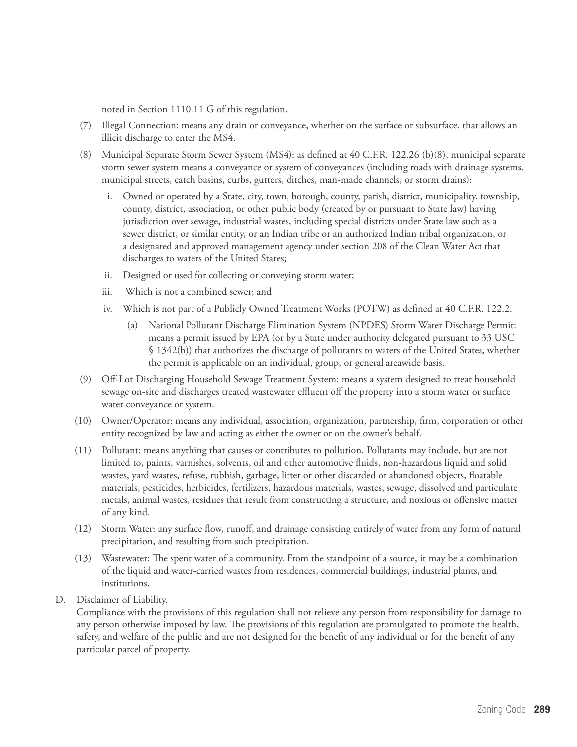noted in Section 1110.11 G of this regulation.

(7) Illegal Connection: means any drain or conveyance, whether on the surface or subsurface, that allows an illicit discharge to enter the MS4.

(8) Municipal Separate Storm Sewer System (MS4): as defined at 40 C.F.R. 122.26 (b)(8), municipal separate storm sewer system means a conveyance or system of conveyances (including roads with drainage systems, municipal streets, catch basins, curbs, gutters, ditches, man-made channels, or storm drains):

   i. Owned or operated by a State, city, town, borough, county, parish, district, municipality, township, county, district, association, or other public body (created by or pursuant to State law) having jurisdiction over sewage, industrial wastes, including special districts under State law such as a sewer district, or similar entity, or an Indian tribe or an authorized Indian tribal organization, or a designated and approved management agency under section 208 of the Clean Water Act that discharges to waters of the United States;

   ii. Designed or used for collecting or conveying storm water;

   iii. Which is not a combined sewer; and

   iv. Which is not part of a Publicly Owned Treatment Works (POTW) as defined at 40 C.F.R. 122.2.

      (a) National Pollutant Discharge Elimination System (NPDES) Storm Water Discharge Permit: means a permit issued by EPA (or by a State under authority delegated pursuant to 33 USC § 1342(b)) that authorizes the discharge of pollutants to waters of the United States, whether the permit is applicable on an individual, group, or general areawide basis.

(9) Off-Lot Discharging Household Sewage Treatment System: means a system designed to treat household sewage on-site and discharges treated wastewater effluent off the property into a storm water or surface water conveyance or system.

(10) Owner/Operator: means any individual, association, organization, partnership, firm, corporation or other entity recognized by law and acting as either the owner or on the owner's behalf.

(11) Pollutant: means anything that causes or contributes to pollution. Pollutants may include, but are not limited to, paints, varnishes, solvents, oil and other automotive fluids, non-hazardous liquid and solid wastes, yard wastes, refuse, rubbish, garbage, litter or other discarded or abandoned objects, floatable materials, pesticides, herbicides, fertilizers, hazardous materials, wastes, sewage, dissolved and particulate metals, animal wastes, residues that result from constructing a structure, and noxious or offensive matter of any kind.

(12) Storm Water: any surface flow, runoff, and drainage consisting entirely of water from any form of natural precipitation, and resulting from such precipitation.

(13) Wastewater: The spent water of a community. From the standpoint of a source, it may be a combination of the liquid and water-carried wastes from residences, commercial buildings, industrial plants, and institutions.

D. Disclaimer of Liability.
Compliance with the provisions of this regulation shall not relieve any person from responsibility for damage to any person otherwise imposed by law. The provisions of this regulation are promulgated to promote the health, safety, and welfare of the public and are not designed for the benefit of any individual or for the benefit of any particular parcel of property.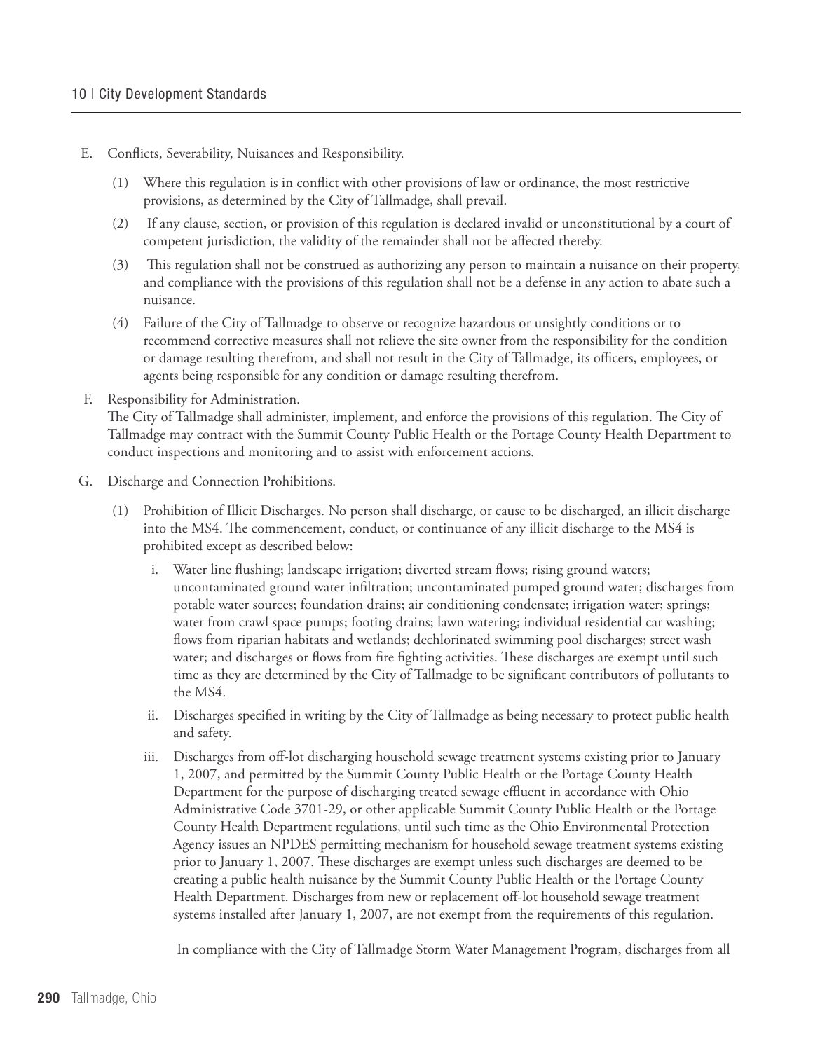E. Conflicts, Severability, Nuisances and Responsibility.

   (1) Where this regulation is in conflict with other provisions of law or ordinance, the most restrictive provisions, as determined by the City of Tallmadge, shall prevail.

   (2) If any clause, section, or provision of this regulation is declared invalid or unconstitutional by a court of competent jurisdiction, the validity of the remainder shall not be affected thereby.

   (3) This regulation shall not be construed as authorizing any person to maintain a nuisance on their property, and compliance with the provisions of this regulation shall not be a defense in any action to abate such a nuisance.

   (4) Failure of the City of Tallmadge to observe or recognize hazardous or unsightly conditions or to recommend corrective measures shall not relieve the site owner from the responsibility for the condition or damage resulting therefrom, and shall not result in the City of Tallmadge, its officers, employees, or agents being responsible for any condition or damage resulting therefrom.

F. Responsibility for Administration.
   The City of Tallmadge shall administer, implement, and enforce the provisions of this regulation. The City of Tallmadge may contract with the Summit County Public Health or the Portage County Health Department to conduct inspections and monitoring and to assist with enforcement actions.

G. Discharge and Connection Prohibitions.

   (1) Prohibition of Illicit Discharges. No person shall discharge, or cause to be discharged, an illicit discharge into the MS4. The commencement, conduct, or continuance of any illicit discharge to the MS4 is prohibited except as described below:

      i. Water line flushing; landscape irrigation; diverted stream flows; rising ground waters; uncontaminated ground water infiltration; uncontaminated pumped ground water; discharges from potable water sources; foundation drains; air conditioning condensate; irrigation water; springs; water from crawl space pumps; footing drains; lawn watering; individual residential car washing; flows from riparian habitats and wetlands; dechlorinated swimming pool discharges; street wash water; and discharges or flows from fire fighting activities. These discharges are exempt until such time as they are determined by the City of Tallmadge to be significant contributors of pollutants to the MS4.

      ii. Discharges specified in writing by the City of Tallmadge as being necessary to protect public health and safety.

      iii. Discharges from off-lot discharging household sewage treatment systems existing prior to January 1, 2007, and permitted by the Summit County Public Health or the Portage County Health Department for the purpose of discharging treated sewage effluent in accordance with Ohio Administrative Code 3701-29, or other applicable Summit County Public Health or the Portage County Health Department regulations, until such time as the Ohio Environmental Protection Agency issues an NPDES permitting mechanism for household sewage treatment systems existing prior to January 1, 2007. These discharges are exempt unless such discharges are deemed to be creating a public health nuisance by the Summit County Public Health or the Portage County Health Department. Discharges from new or replacement off-lot household sewage treatment systems installed after January 1, 2007, are not exempt from the requirements of this regulation.

      In compliance with the City of Tallmadge Storm Water Management Program, discharges from all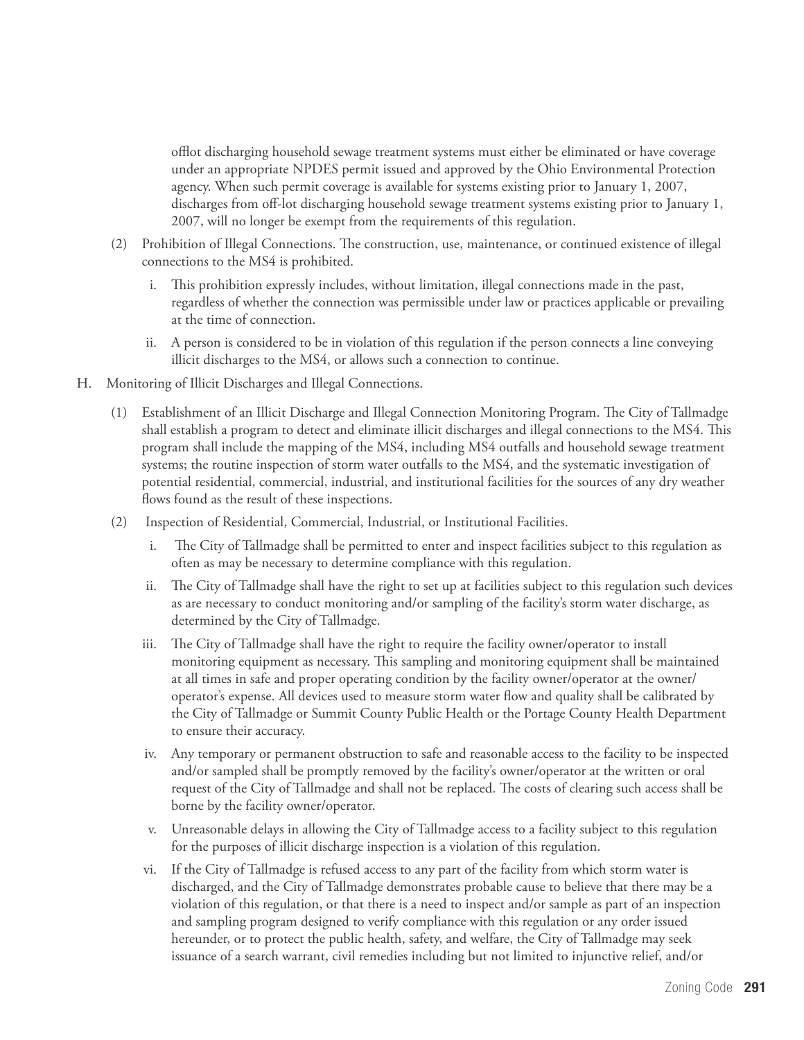offlot discharging household sewage treatment systems must either be eliminated or have coverage under an appropriate NPDES permit issued and approved by the Ohio Environmental Protection agency. When such permit coverage is available for systems existing prior to January 1, 2007, discharges from off-lot discharging household sewage treatment systems existing prior to January 1, 2007, will no longer be exempt from the requirements of this regulation.

(2) Prohibition of Illegal Connections. The construction, use, maintenance, or continued existence of illegal connections to the MS4 is prohibited.

   i. This prohibition expressly includes, without limitation, illegal connections made in the past, regardless of whether the connection was permissible under law or practices applicable or prevailing at the time of connection.

   ii. A person is considered to be in violation of this regulation if the person connects a line conveying illicit discharges to the MS4, or allows such a connection to continue.

H. Monitoring of Illicit Discharges and Illegal Connections.

(1) Establishment of an Illicit Discharge and Illegal Connection Monitoring Program. The City of Tallmadge shall establish a program to detect and eliminate illicit discharges and illegal connections to the MS4. This program shall include the mapping of the MS4, including MS4 outfalls and household sewage treatment systems; the routine inspection of storm water outfalls to the MS4, and the systematic investigation of potential residential, commercial, industrial, and institutional facilities for the sources of any dry weather flows found as the result of these inspections.

(2) Inspection of Residential, Commercial, Industrial, or Institutional Facilities.

   i. The City of Tallmadge shall be permitted to enter and inspect facilities subject to this regulation as often as may be necessary to determine compliance with this regulation.

   ii. The City of Tallmadge shall have the right to set up at facilities subject to this regulation such devices as are necessary to conduct monitoring and/or sampling of the facility's storm water discharge, as determined by the City of Tallmadge.

   iii. The City of Tallmadge shall have the right to require the facility owner/operator to install monitoring equipment as necessary. This sampling and monitoring equipment shall be maintained at all times in safe and proper operating condition by the facility owner/operator at the owner/operator's expense. All devices used to measure storm water flow and quality shall be calibrated by the City of Tallmadge or Summit County Public Health or the Portage County Health Department to ensure their accuracy.

   iv. Any temporary or permanent obstruction to safe and reasonable access to the facility to be inspected and/or sampled shall be promptly removed by the facility's owner/operator at the written or oral request of the City of Tallmadge and shall not be replaced. The costs of clearing such access shall be borne by the facility owner/operator.

   v. Unreasonable delays in allowing the City of Tallmadge access to a facility subject to this regulation for the purposes of illicit discharge inspection is a violation of this regulation.

   vi. If the City of Tallmadge is refused access to any part of the facility from which storm water is discharged, and the City of Tallmadge demonstrates probable cause to believe that there may be a violation of this regulation, or that there is a need to inspect and/or sample as part of an inspection and sampling program designed to verify compliance with this regulation or any order issued hereunder, or to protect the public health, safety, and welfare, the City of Tallmadge may seek issuance of a search warrant, civil remedies including but not limited to injunctive relief, and/or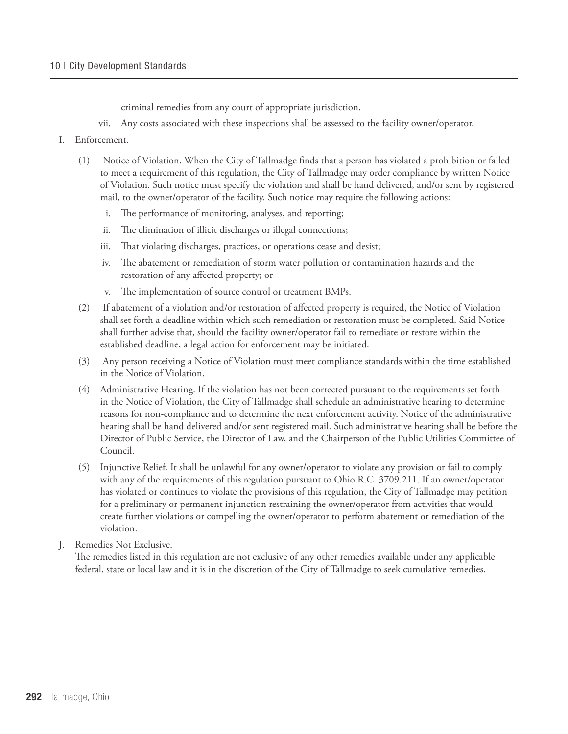criminal remedies from any court of appropriate jurisdiction.

vii. Any costs associated with these inspections shall be assessed to the facility owner/operator.

I. Enforcement.

(1) Notice of Violation. When the City of Tallmadge finds that a person has violated a prohibition or failed to meet a requirement of this regulation, the City of Tallmadge may order compliance by written Notice of Violation. Such notice must specify the violation and shall be hand delivered, and/or sent by registered mail, to the owner/operator of the facility. Such notice may require the following actions:

i. The performance of monitoring, analyses, and reporting;

ii. The elimination of illicit discharges or illegal connections;

iii. That violating discharges, practices, or operations cease and desist;

iv. The abatement or remediation of storm water pollution or contamination hazards and the restoration of any affected property; or

v. The implementation of source control or treatment BMPs.

(2) If abatement of a violation and/or restoration of affected property is required, the Notice of Violation shall set forth a deadline within which such remediation or restoration must be completed. Said Notice shall further advise that, should the facility owner/operator fail to remediate or restore within the established deadline, a legal action for enforcement may be initiated.

(3) Any person receiving a Notice of Violation must meet compliance standards within the time established in the Notice of Violation.

(4) Administrative Hearing. If the violation has not been corrected pursuant to the requirements set forth in the Notice of Violation, the City of Tallmadge shall schedule an administrative hearing to determine reasons for non-compliance and to determine the next enforcement activity. Notice of the administrative hearing shall be hand delivered and/or sent registered mail. Such administrative hearing shall be before the Director of Public Service, the Director of Law, and the Chairperson of the Public Utilities Committee of Council.

(5) Injunctive Relief. It shall be unlawful for any owner/operator to violate any provision or fail to comply with any of the requirements of this regulation pursuant to Ohio R.C. 3709.211. If an owner/operator has violated or continues to violate the provisions of this regulation, the City of Tallmadge may petition for a preliminary or permanent injunction restraining the owner/operator from activities that would create further violations or compelling the owner/operator to perform abatement or remediation of the violation.

J. Remedies Not Exclusive.

The remedies listed in this regulation are not exclusive of any other remedies available under any applicable federal, state or local law and it is in the discretion of the City of Tallmadge to seek cumulative remedies.